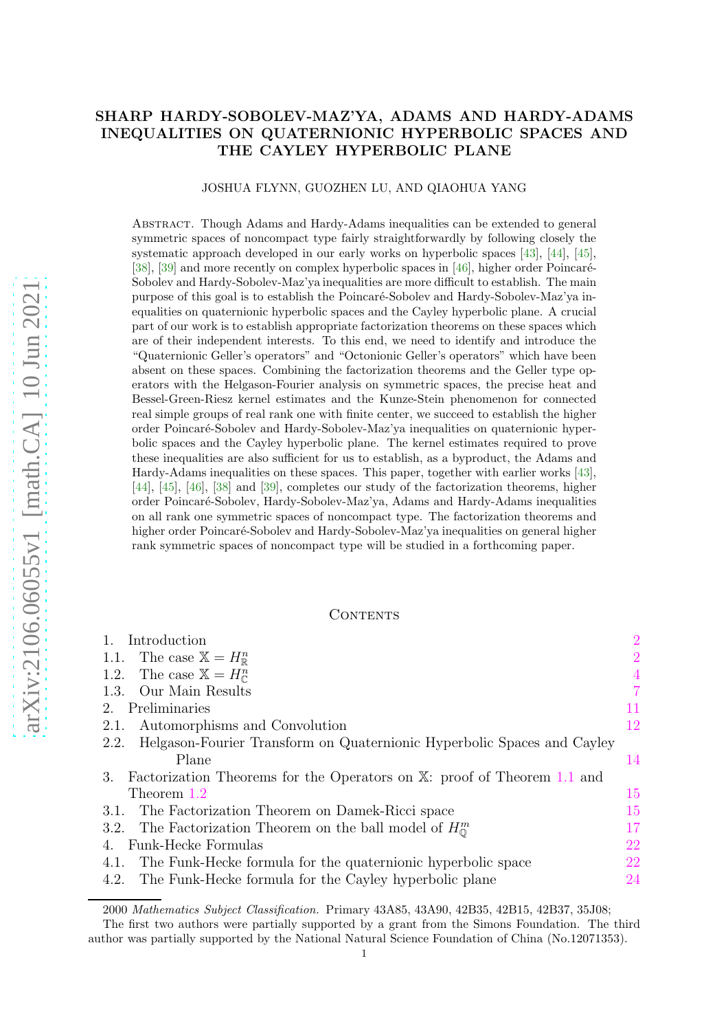# SHARP HARDY-SOBOLEV-MAZ'YA, ADAMS AND HARDY-ADAMS INEQUALITIES ON QUATERNIONIC HYPERBOLIC SPACES AND THE CAYLEY HYPERBOLIC PLANE

JOSHUA FLYNN, GUOZHEN LU, AND QIAOHUA YANG

Abstract. Though Adams and Hardy-Adams inequalities can be extended to general symmetric spaces of noncompact type fairly straightforwardly by following closely the systematic approach developed in our early works on hyperbolic spaces [43], [44], [45], [38], [39] and more recently on complex hyperbolic spaces in [46], higher order Poincaré-Sobolev and Hardy-Sobolev-Maz'ya inequalities are more difficult to establish. The main purpose of this goal is to establish the Poincaré-Sobolev and Hardy-Sobolev-Maz'ya inequalities on quaternionic hyperbolic spaces and the Cayley hyperbolic plane. A crucial part of our work is to establish appropriate factorization theorems on these spaces which are of their independent interests. To this end, we need to identify and introduce the "Quaternionic Geller's operators" and "Octonionic Geller's operators" which have been absent on these spaces. Combining the factorization theorems and the Geller type operators with the Helgason-Fourier analysis on symmetric spaces, the precise heat and Bessel-Green-Riesz kernel estimates and the Kunze-Stein phenomenon for connected real simple groups of real rank one with finite center, we succeed to establish the higher order Poincaré-Sobolev and Hardy-Sobolev-Maz'ya inequalities on quaternionic hyperbolic spaces and the Cayley hyperbolic plane. The kernel estimates required to prove these inequalities are also sufficient for us to establish, as a byproduct, the Adams and Hardy-Adams inequalities on these spaces. This paper, together with earlier works [43], [44], [45], [46], [38] and [39], completes our study of the factorization theorems, higher order Poincaré-Sobolev, Hardy-Sobolev-Maz'ya, Adams and Hardy-Adams inequalities on all rank one symmetric spaces of noncompact type. The factorization theorems and higher order Poincaré-Sobolev and Hardy-Sobolev-Maz'ya inequalities on general higher rank symmetric spaces of noncompact type will be studied in a forthcoming paper.

## Contents

1. Introduction 2
   - 1.1. The case $\mathbb{X} = H^n_{\mathbb{R}}$ 2
   - 1.2. The case $\mathbb{X} = H^n_{\mathbb{C}}$ 4
   - 1.3. Our Main Results 7
2. Preliminaries 11
   - 2.1. Automorphisms and Convolution 12
   - 2.2. Helgason-Fourier Transform on Quaternionic Hyperbolic Spaces and Cayley Plane 14
3. Factorization Theorems for the Operators on $\mathbb{X}$: proof of Theorem 1.1 and Theorem 1.2 15
   - 3.1. The Factorization Theorem on Damek-Ricci space 15
   - 3.2. The Factorization Theorem on the ball model of $H^m_{\mathbb{Q}}$ 17
4. Funk-Hecke Formulas 22
   - 4.1. The Funk-Hecke formula for the quaternionic hyperbolic space 22
   - 4.2. The Funk-Hecke formula for the Cayley hyperbolic plane 24

2000 *Mathematics Subject Classification.* Primary 43A85, 43A90, 42B35, 42B15, 42B37, 35J08;

The first two authors were partially supported by a grant from the Simons Foundation. The third author was partially supported by the National Natural Science Foundation of China (No.12071353).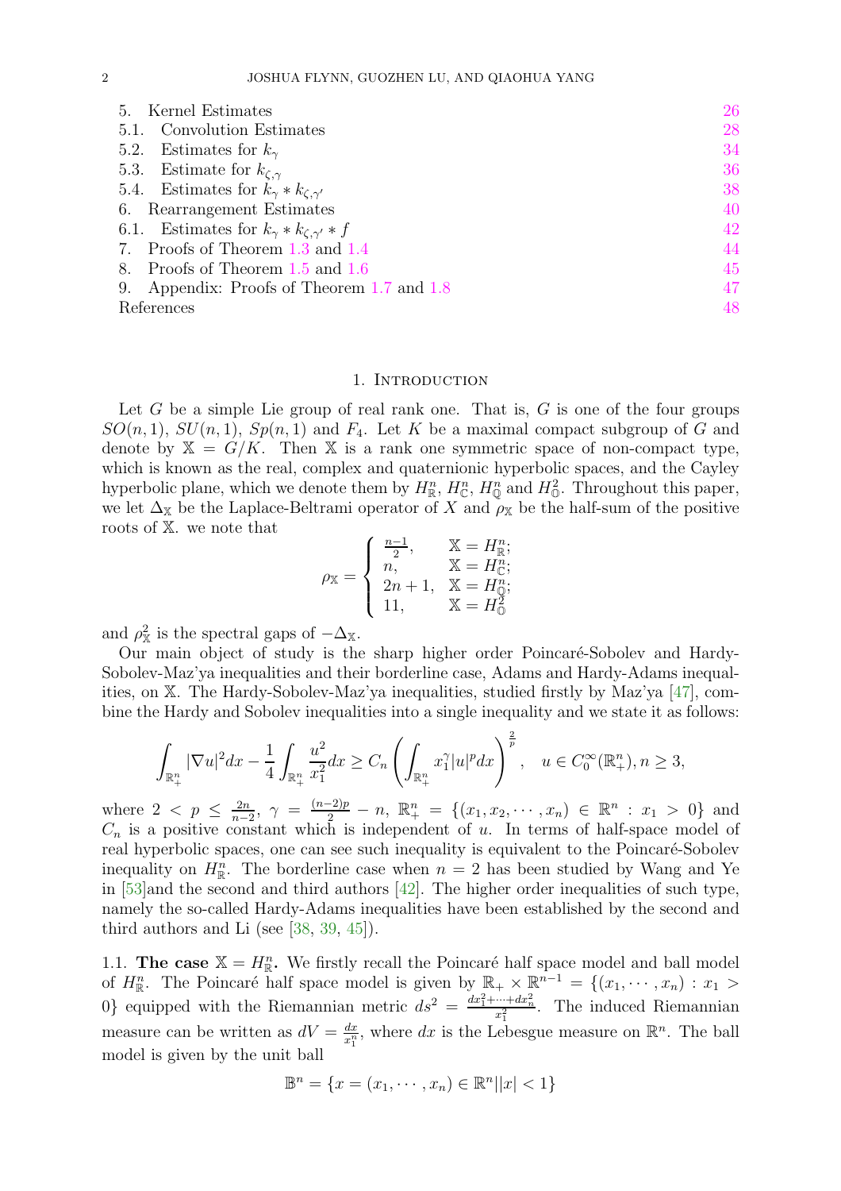5. Kernel Estimates 26
5.1. Convolution Estimates 28
5.2. Estimates for $k_\gamma$ 34
5.3. Estimate for $k_{\zeta,\gamma}$ 36
5.4. Estimates for $k_\gamma * k_{\zeta,\gamma'}$ 38
6. Rearrangement Estimates 40
6.1. Estimates for $k_\gamma * k_{\zeta,\gamma'} * f$ 42
7. Proofs of Theorem 1.3 and 1.4 44
8. Proofs of Theorem 1.5 and 1.6 45
9. Appendix: Proofs of Theorem 1.7 and 1.8 47
References 48

## 1. Introduction

Let $G$ be a simple Lie group of real rank one. That is, $G$ is one of the four groups $SO(n,1)$, $SU(n,1)$, $Sp(n,1)$ and $F_4$. Let $K$ be a maximal compact subgroup of $G$ and denote by $\mathbb{X} = G/K$. Then $\mathbb{X}$ is a rank one symmetric space of non-compact type, which is known as the real, complex and quaternionic hyperbolic spaces, and the Cayley hyperbolic plane, which we denote them by $H^n_{\mathbb{R}}$, $H^n_{\mathbb{C}}$, $H^n_{\mathbb{Q}}$ and $H^2_{\mathbb{O}}$. Throughout this paper, we let $\Delta_{\mathbb{X}}$ be the Laplace-Beltrami operator of $X$ and $\rho_{\mathbb{X}}$ be the half-sum of the positive roots of $\mathbb{X}$. we note that

$$\rho_{\mathbb{X}} = \begin{cases} \frac{n-1}{2}, & \mathbb{X} = H^n_{\mathbb{R}}; \\ n, & \mathbb{X} = H^n_{\mathbb{C}}; \\ 2n+1, & \mathbb{X} = H^n_{\mathbb{Q}}; \\ 11, & \mathbb{X} = H^2_{\mathbb{O}} \end{cases}$$

and $\rho^2_{\mathbb{X}}$ is the spectral gaps of $-\Delta_{\mathbb{X}}$.

Our main object of study is the sharp higher order Poincaré-Sobolev and Hardy-Sobolev-Maz'ya inequalities and their borderline case, Adams and Hardy-Adams inequalities, on $\mathbb{X}$. The Hardy-Sobolev-Maz'ya inequalities, studied firstly by Maz'ya [47], combine the Hardy and Sobolev inequalities into a single inequality and we state it as follows:

$$\int_{\mathbb{R}^n_+} |\nabla u|^2 dx - \frac{1}{4}\int_{\mathbb{R}^n_+} \frac{u^2}{x_1^2} dx \geq C_n \left( \int_{\mathbb{R}^n_+} x_1^\gamma |u|^p dx \right)^{\frac{2}{p}}, \quad u \in C_0^\infty(\mathbb{R}^n_+), n \geq 3,$$

where $2 < p \leq \frac{2n}{n-2}$, $\gamma = \frac{(n-2)p}{2} - n$, $\mathbb{R}^n_+ = \{(x_1, x_2, \cdots, x_n) \in \mathbb{R}^n : x_1 > 0\}$ and $C_n$ is a positive constant which is independent of $u$. In terms of half-space model of real hyperbolic spaces, one can see such inequality is equivalent to the Poincaré-Sobolev inequality on $H^n_{\mathbb{R}}$. The borderline case when $n = 2$ has been studied by Wang and Ye in [53]and the second and third authors [42]. The higher order inequalities of such type, namely the so-called Hardy-Adams inequalities have been established by the second and third authors and Li (see [38, 39, 45]).

**1.1. The case $\mathbb{X} = H^n_{\mathbb{R}}$.** We firstly recall the Poincaré half space model and ball model of $H^n_{\mathbb{R}}$. The Poincaré half space model is given by $\mathbb{R}_+ \times \mathbb{R}^{n-1} = \{(x_1, \cdots, x_n) : x_1 > 0\}$ equipped with the Riemannian metric $ds^2 = \frac{dx_1^2 + \cdots + dx_n^2}{x_1^2}$. The induced Riemannian measure can be written as $dV = \frac{dx}{x_1^n}$, where $dx$ is the Lebesgue measure on $\mathbb{R}^n$. The ball model is given by the unit ball

$$\mathbb{B}^n = \{x = (x_1, \cdots, x_n) \in \mathbb{R}^n | |x| < 1\}$$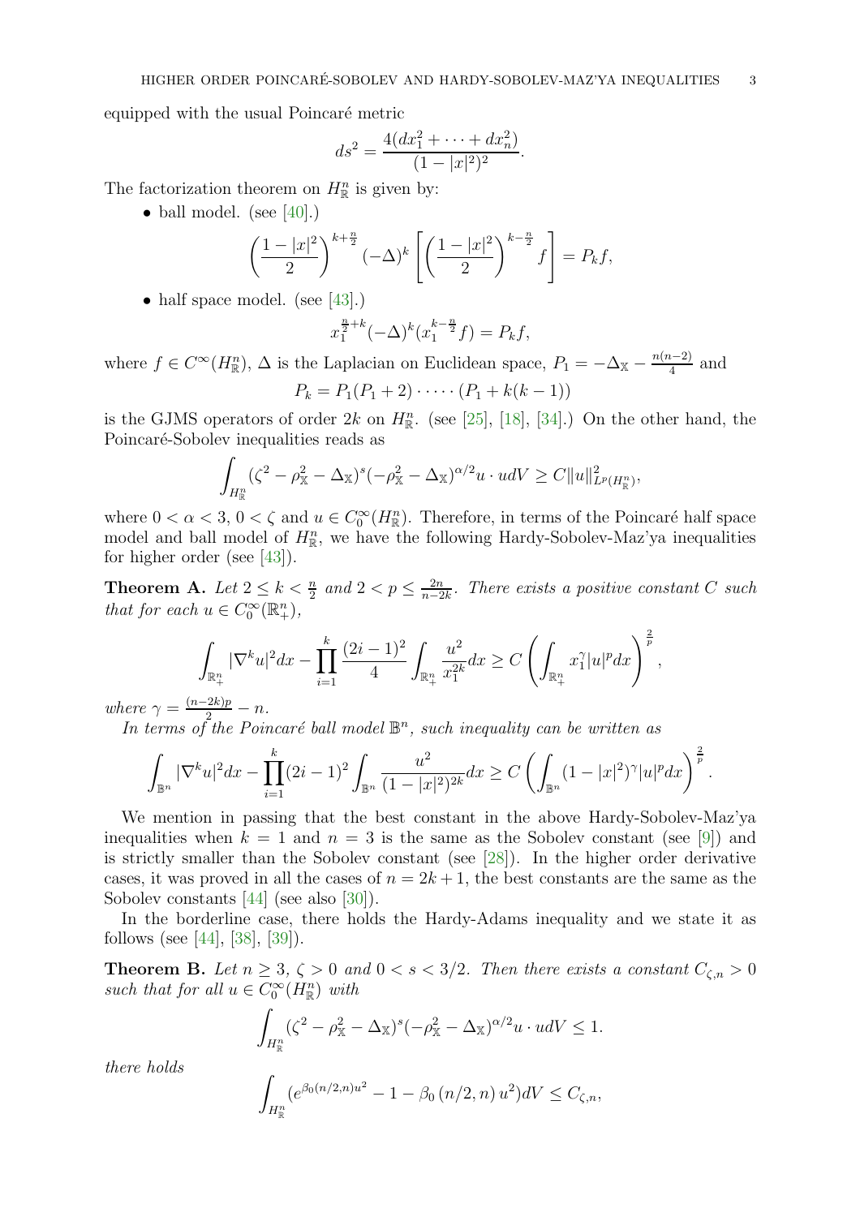equipped with the usual Poincaré metric

$$ds^2 = \frac{4(dx_1^2 + \cdots + dx_n^2)}{(1-|x|^2)^2}.$$

The factorization theorem on $H^n_{\mathbb{R}}$ is given by:

- ball model. (see [40].)

$$\left(\frac{1-|x|^2}{2}\right)^{k+\frac{n}{2}} (-\Delta)^k \left[\left(\frac{1-|x|^2}{2}\right)^{k-\frac{n}{2}} f\right] = P_k f,$$

- half space model. (see [43].)

$$x_1^{\frac{n}{2}+k}(-\Delta)^k (x_1^{k-\frac{n}{2}} f) = P_k f,$$

where $f \in C^\infty(H^n_{\mathbb{R}})$, $\Delta$ is the Laplacian on Euclidean space, $P_1 = -\Delta_{\mathbb{X}} - \frac{n(n-2)}{4}$ and

$$P_k = P_1(P_1+2)\cdot\dots\cdot(P_1 + k(k-1))$$

is the GJMS operators of order $2k$ on $H^n_{\mathbb{R}}$. (see [25], [18], [34].) On the other hand, the Poincaré-Sobolev inequalities reads as

$$\int_{H^n_{\mathbb{R}}} (\zeta^2 - \rho^2_{\mathbb{X}} - \Delta_{\mathbb{X}})^s (-\rho^2_{\mathbb{X}} - \Delta_{\mathbb{X}})^{\alpha/2} u \cdot u dV \geq C\|u\|^2_{L^p(H^n_{\mathbb{R}})},$$

where $0 < \alpha < 3$, $0 < \zeta$ and $u \in C_0^\infty(H^n_{\mathbb{R}})$. Therefore, in terms of the Poincaré half space model and ball model of $H^n_{\mathbb{R}}$, we have the following Hardy-Sobolev-Maz'ya inequalities for higher order (see [43]).

**Theorem A.** *Let $2 \leq k < \frac{n}{2}$ and $2 < p \leq \frac{2n}{n-2k}$. There exists a positive constant $C$ such that for each $u \in C_0^\infty(\mathbb{R}^n_+)$,*

$$\int_{\mathbb{R}^n_+} |\nabla^k u|^2 dx - \prod_{i=1}^k \frac{(2i-1)^2}{4} \int_{\mathbb{R}^n_+} \frac{u^2}{x_1^{2k}} dx \geq C \left(\int_{\mathbb{R}^n_+} x_1^\gamma |u|^p dx\right)^{\frac{2}{p}},$$

*where $\gamma = \frac{(n-2k)p}{2} - n$.*

*In terms of the Poincaré ball model $\mathbb{B}^n$, such inequality can be written as*

$$\int_{\mathbb{B}^n} |\nabla^k u|^2 dx - \prod_{i=1}^k (2i-1)^2 \int_{\mathbb{B}^n} \frac{u^2}{(1-|x|^2)^{2k}} dx \geq C \left(\int_{\mathbb{B}^n} (1-|x|^2)^\gamma |u|^p dx\right)^{\frac{2}{p}}.$$

We mention in passing that the best constant in the above Hardy-Sobolev-Maz'ya inequalities when $k = 1$ and $n = 3$ is the same as the Sobolev constant (see [9]) and is strictly smaller than the Sobolev constant (see [28]). In the higher order derivative cases, it was proved in all the cases of $n = 2k+1$, the best constants are the same as the Sobolev constants [44] (see also [30]).

In the borderline case, there holds the Hardy-Adams inequality and we state it as follows (see [44], [38], [39]).

**Theorem B.** *Let $n \geq 3$, $\zeta > 0$ and $0 < s < 3/2$. Then there exists a constant $C_{\zeta,n} > 0$ such that for all $u \in C_0^\infty(H^n_{\mathbb{R}})$ with*

$$\int_{H^n_{\mathbb{R}}} (\zeta^2 - \rho^2_{\mathbb{X}} - \Delta_{\mathbb{X}})^s (-\rho^2_{\mathbb{X}} - \Delta_{\mathbb{X}})^{\alpha/2} u \cdot u dV \leq 1.$$

*there holds*

$$\int_{H^n_{\mathbb{R}}} (e^{\beta_0(n/2,n)u^2} - 1 - \beta_0(n/2,n)\, u^2) dV \leq C_{\zeta,n},$$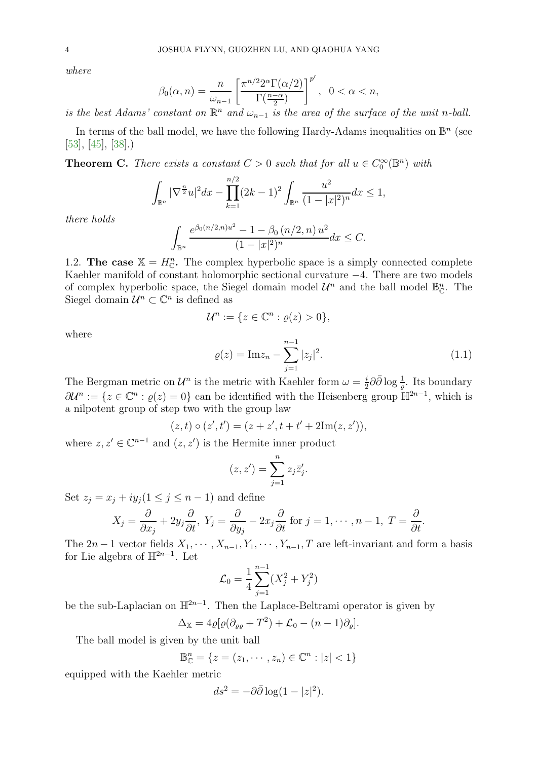*where*

$$\beta_0(\alpha, n) = \frac{n}{\omega_{n-1}} \left[ \frac{\pi^{n/2} 2^{\alpha} \Gamma(\alpha/2)}{\Gamma(\frac{n-\alpha}{2})} \right]^{p'}, \ \ 0 < \alpha < n,$$

*is the best Adams' constant on* $\mathbb{R}^n$ *and* $\omega_{n-1}$ *is the area of the surface of the unit n-ball.*

In terms of the ball model, we have the following Hardy-Adams inequalities on $\mathbb{B}^n$ (see [53], [45], [38].)

**Theorem C.** *There exists a constant* $C > 0$ *such that for all* $u \in C_0^\infty(\mathbb{B}^n)$ *with*

$$\int_{\mathbb{B}^n} |\nabla^{\frac{n}{2}} u|^2 dx - \prod_{k=1}^{n/2} (2k-1)^2 \int_{\mathbb{B}^n} \frac{u^2}{(1-|x|^2)^n} dx \leq 1,$$

*there holds*

$$\int_{\mathbb{B}^n} \frac{e^{\beta_0(n/2,n)u^2} - 1 - \beta_0\left(n/2, n\right) u^2}{(1-|x|^2)^n} dx \leq C.$$

## 1.2. The case $\mathbb{X} = H^n_{\mathbb{C}}$.

The complex hyperbolic space is a simply connected complete Kaehler manifold of constant holomorphic sectional curvature $-4$. There are two models of complex hyperbolic space, the Siegel domain model $\mathcal{U}^n$ and the ball model $\mathbb{B}^n_{\mathbb{C}}$. The Siegel domain $\mathcal{U}^n \subset \mathbb{C}^n$ is defined as

$$\mathcal{U}^n := \{ z \in \mathbb{C}^n : \varrho(z) > 0 \},$$

where

$$\varrho(z) = \mathrm{Im} z_n - \sum_{j=1}^{n-1} |z_j|^2. \tag{1.1}$$

The Bergman metric on $\mathcal{U}^n$ is the metric with Kaehler form $\omega = \frac{i}{2}\partial\bar{\partial}\log\frac{1}{\varrho}$. Its boundary $\partial\mathcal{U}^n := \{ z \in \mathbb{C}^n : \varrho(z) = 0 \}$ can be identified with the Heisenberg group $\mathbb{H}^{2n-1}$, which is a nilpotent group of step two with the group law

$$(z, t) \circ (z', t') = (z + z', t + t' + 2\mathrm{Im}(z, z')),$$

where $z, z' \in \mathbb{C}^{n-1}$ and $(z, z')$ is the Hermite inner product

$$(z, z') = \sum_{j=1}^{n} z_j \bar{z}'_j.$$

Set $z_j = x_j + i y_j (1 \leq j \leq n-1)$ and define

$$X_j = \frac{\partial}{\partial x_j} + 2y_j \frac{\partial}{\partial t}, \ Y_j = \frac{\partial}{\partial y_j} - 2x_j \frac{\partial}{\partial t} \text{ for } j = 1, \cdots, n-1, \ T = \frac{\partial}{\partial t}.$$

The $2n-1$ vector fields $X_1, \cdots, X_{n-1}, Y_1, \cdots, Y_{n-1}, T$ are left-invariant and form a basis for Lie algebra of $\mathbb{H}^{2n-1}$. Let

$$\mathcal{L}_0 = \frac{1}{4} \sum_{j=1}^{n-1} (X_j^2 + Y_j^2)$$

be the sub-Laplacian on $\mathbb{H}^{2n-1}$. Then the Laplace-Beltrami operator is given by

$$\Delta_{\mathbb{X}} = 4\varrho[\varrho(\partial_{\varrho\varrho} + T^2) + \mathcal{L}_0 - (n-1)\partial_{\varrho}].$$

The ball model is given by the unit ball

$$\mathbb{B}^n_{\mathbb{C}} = \{ z = (z_1, \cdots, z_n) \in \mathbb{C}^n : |z| < 1 \}$$

equipped with the Kaehler metric

$$ds^2 = -\partial\bar{\partial}\log(1 - |z|^2).$$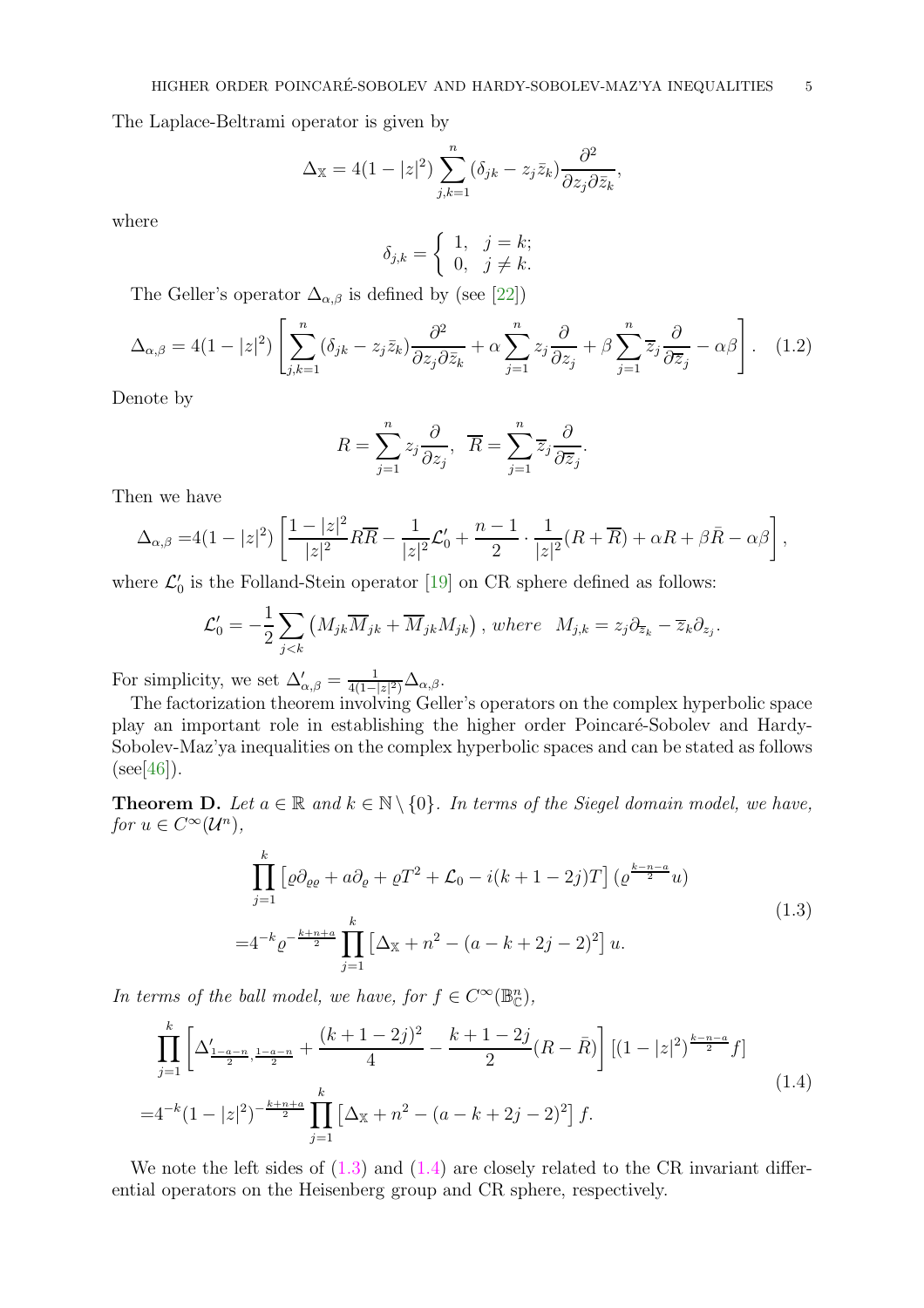The Laplace-Beltrami operator is given by

$$\Delta_{\mathbb{X}} = 4(1-|z|^2)\sum_{j,k=1}^{n}(\delta_{jk} - z_j\bar{z}_k)\frac{\partial^2}{\partial z_j \partial \bar{z}_k},$$

where

$$\delta_{j,k} = \begin{cases} 1, & j = k; \\ 0, & j \neq k. \end{cases}$$

The Geller's operator $\Delta_{\alpha,\beta}$ is defined by (see [22])

$$\Delta_{\alpha,\beta} = 4(1-|z|^2)\left[\sum_{j,k=1}^{n}(\delta_{jk} - z_j\bar{z}_k)\frac{\partial^2}{\partial z_j \partial \bar{z}_k} + \alpha\sum_{j=1}^{n} z_j\frac{\partial}{\partial z_j} + \beta\sum_{j=1}^{n}\overline{z}_j\frac{\partial}{\partial \overline{z}_j} - \alpha\beta\right]. \quad (1.2)$$

Denote by

$$R = \sum_{j=1}^{n} z_j\frac{\partial}{\partial z_j}, \quad \overline{R} = \sum_{j=1}^{n}\overline{z}_j\frac{\partial}{\partial \overline{z}_j}.$$

Then we have

$$\Delta_{\alpha,\beta} = 4(1-|z|^2)\left[\frac{1-|z|^2}{|z|^2}R\overline{R} - \frac{1}{|z|^2}\mathcal{L}_0' + \frac{n-1}{2}\cdot\frac{1}{|z|^2}(R+\overline{R}) + \alpha R + \beta\bar{R} - \alpha\beta\right],$$

where $\mathcal{L}_0'$ is the Folland-Stein operator [19] on CR sphere defined as follows:

$$\mathcal{L}_0' = -\frac{1}{2}\sum_{j<k}\left(M_{jk}\overline{M}_{jk} + \overline{M}_{jk}M_{jk}\right), \ where \ \ M_{j,k} = z_j\partial_{\overline{z}_k} - \overline{z}_k\partial_{z_j}.$$

For simplicity, we set $\Delta'_{\alpha,\beta} = \frac{1}{4(1-|z|^2)}\Delta_{\alpha,\beta}$.

The factorization theorem involving Geller's operators on the complex hyperbolic space play an important role in establishing the higher order Poincaré-Sobolev and Hardy-Sobolev-Maz'ya inequalities on the complex hyperbolic spaces and can be stated as follows (see[46]).

**Theorem D.** *Let $a \in \mathbb{R}$ and $k \in \mathbb{N}\setminus\{0\}$. In terms of the Siegel domain model, we have, for $u \in C^\infty(\mathcal{U}^n)$,*

$$\begin{aligned}
&\prod_{j=1}^{k}\left[\varrho\partial_{\varrho\varrho} + a\partial_\varrho + \varrho T^2 + \mathcal{L}_0 - i(k+1-2j)T\right](\varrho^{\frac{k-n-a}{2}}u) \\
=&4^{-k}\varrho^{-\frac{k+n+a}{2}}\prod_{j=1}^{k}\left[\Delta_{\mathbb{X}} + n^2 - (a-k+2j-2)^2\right]u.
\end{aligned} \quad (1.3)$$

*In terms of the ball model, we have, for $f \in C^\infty(\mathbb{B}^n_{\mathbb{C}})$,*

$$\begin{aligned}
&\prod_{j=1}^{k}\left[\Delta'_{\frac{1-a-n}{2},\frac{1-a-n}{2}} + \frac{(k+1-2j)^2}{4} - \frac{k+1-2j}{2}(R-\bar{R})\right]\left[(1-|z|^2)^{\frac{k-n-a}{2}}f\right] \\
=&4^{-k}(1-|z|^2)^{-\frac{k+n+a}{2}}\prod_{j=1}^{k}\left[\Delta_{\mathbb{X}} + n^2 - (a-k+2j-2)^2\right]f.
\end{aligned} \quad (1.4)$$

We note the left sides of (1.3) and (1.4) are closely related to the CR invariant differential operators on the Heisenberg group and CR sphere, respectively.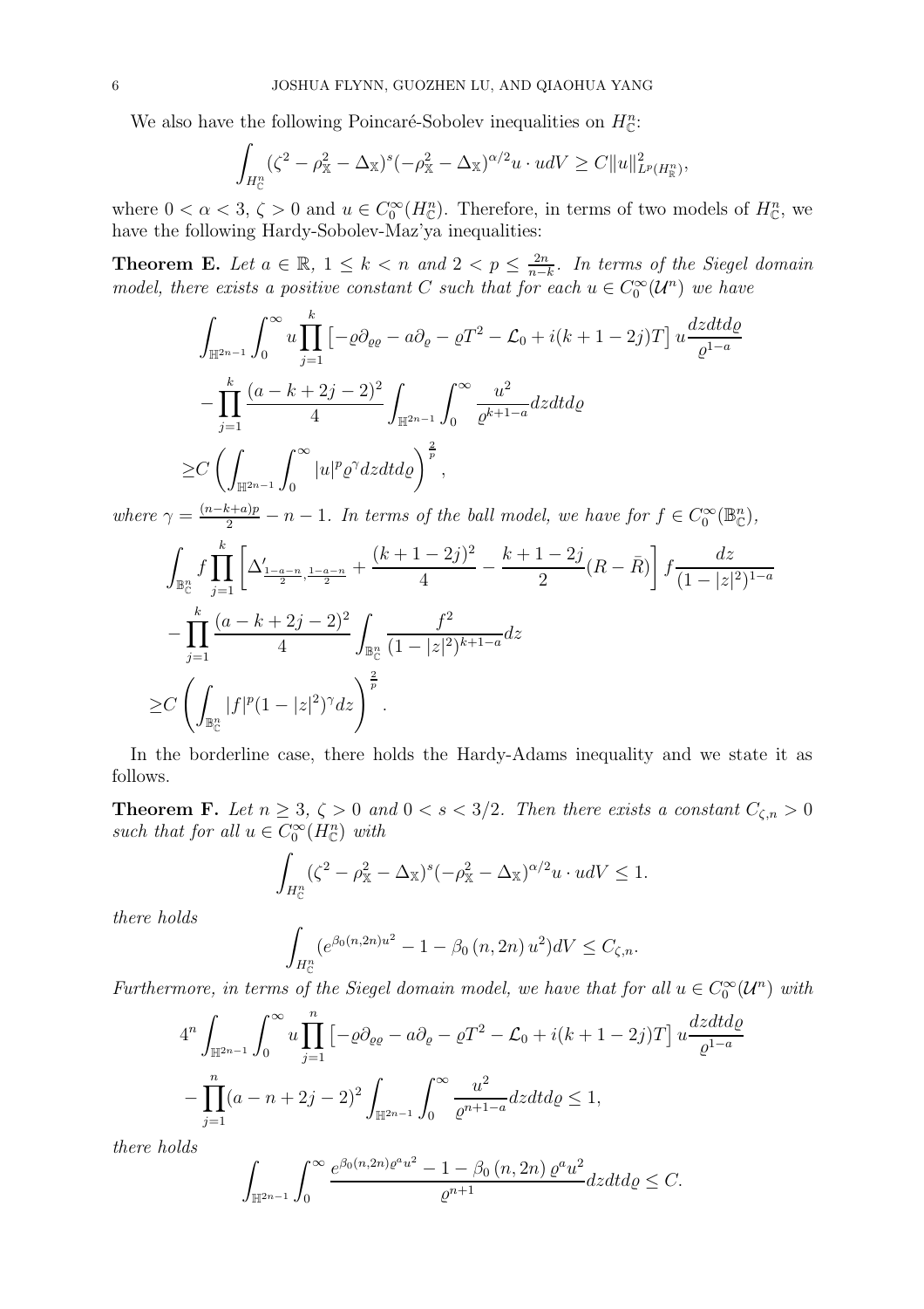We also have the following Poincaré-Sobolev inequalities on $H^n_{\mathbb{C}}$:

$$\int_{H^n_{\mathbb{C}}} (\zeta^2 - \rho^2_{\mathbb{X}} - \Delta_{\mathbb{X}})^s (-\rho^2_{\mathbb{X}} - \Delta_{\mathbb{X}})^{\alpha/2} u \cdot u dV \geq C \|u\|^2_{L^p(H^n_{\mathbb{R}})},$$

where $0 < \alpha < 3$, $\zeta > 0$ and $u \in C_0^\infty(H^n_{\mathbb{C}})$. Therefore, in terms of two models of $H^n_{\mathbb{C}}$, we have the following Hardy-Sobolev-Maz'ya inequalities:

**Theorem E.** *Let $a \in \mathbb{R}$, $1 \leq k < n$ and $2 < p \leq \frac{2n}{n-k}$. In terms of the Siegel domain model, there exists a positive constant $C$ such that for each $u \in C_0^\infty(\mathcal{U}^n)$ we have*

$$\begin{aligned}
&\int_{\mathbb{H}^{2n-1}} \int_0^\infty u \prod_{j=1}^k \left[ -\varrho \partial_{\varrho\varrho} - a\partial_\varrho - \varrho T^2 - \mathcal{L}_0 + i(k+1-2j)T \right] u \frac{dzdtd\varrho}{\varrho^{1-a}} \\
&- \prod_{j=1}^k \frac{(a-k+2j-2)^2}{4} \int_{\mathbb{H}^{2n-1}} \int_0^\infty \frac{u^2}{\varrho^{k+1-a}} dzdtd\varrho \\
\geq & C \left( \int_{\mathbb{H}^{2n-1}} \int_0^\infty |u|^p \varrho^\gamma dzdtd\varrho \right)^{\frac{2}{p}},
\end{aligned}$$

*where $\gamma = \frac{(n-k+a)p}{2} - n - 1$. In terms of the ball model, we have for $f \in C_0^\infty(\mathbb{B}^n_{\mathbb{C}})$,*

$$\begin{aligned}
&\int_{\mathbb{B}^n_{\mathbb{C}}} f \prod_{j=1}^k \left[ \Delta'_{\frac{1-a-n}{2}, \frac{1-a-n}{2}} + \frac{(k+1-2j)^2}{4} - \frac{k+1-2j}{2}(R - \bar{R}) \right] f \frac{dz}{(1-|z|^2)^{1-a}} \\
&- \prod_{j=1}^k \frac{(a-k+2j-2)^2}{4} \int_{\mathbb{B}^n_{\mathbb{C}}} \frac{f^2}{(1-|z|^2)^{k+1-a}} dz \\
\geq & C \left( \int_{\mathbb{B}^n_{\mathbb{C}}} |f|^p (1-|z|^2)^\gamma dz \right)^{\frac{2}{p}}.
\end{aligned}$$

In the borderline case, there holds the Hardy-Adams inequality and we state it as follows.

**Theorem F.** *Let $n \geq 3$, $\zeta > 0$ and $0 < s < 3/2$. Then there exists a constant $C_{\zeta,n} > 0$ such that for all $u \in C_0^\infty(H^n_{\mathbb{C}})$ with*

$$\int_{H^n_{\mathbb{C}}} (\zeta^2 - \rho^2_{\mathbb{X}} - \Delta_{\mathbb{X}})^s (-\rho^2_{\mathbb{X}} - \Delta_{\mathbb{X}})^{\alpha/2} u \cdot u dV \leq 1.$$

*there holds*

$$\int_{H^n_{\mathbb{C}}} (e^{\beta_0(n,2n)u^2} - 1 - \beta_0(n, 2n)\, u^2) dV \leq C_{\zeta,n}.$$

*Furthermore, in terms of the Siegel domain model, we have that for all $u \in C_0^\infty(\mathcal{U}^n)$ with*

$$\begin{aligned}
&4^n \int_{\mathbb{H}^{2n-1}} \int_0^\infty u \prod_{j=1}^n \left[ -\varrho \partial_{\varrho\varrho} - a\partial_\varrho - \varrho T^2 - \mathcal{L}_0 + i(k+1-2j)T \right] u \frac{dzdtd\varrho}{\varrho^{1-a}} \\
&- \prod_{j=1}^n (a-n+2j-2)^2 \int_{\mathbb{H}^{2n-1}} \int_0^\infty \frac{u^2}{\varrho^{n+1-a}} dzdtd\varrho \leq 1,
\end{aligned}$$

*there holds*

$$\int_{\mathbb{H}^{2n-1}} \int_0^\infty \frac{e^{\beta_0(n,2n)\varrho^a u^2} - 1 - \beta_0(n, 2n)\, \varrho^a u^2}{\varrho^{n+1}} dzdtd\varrho \leq C.$$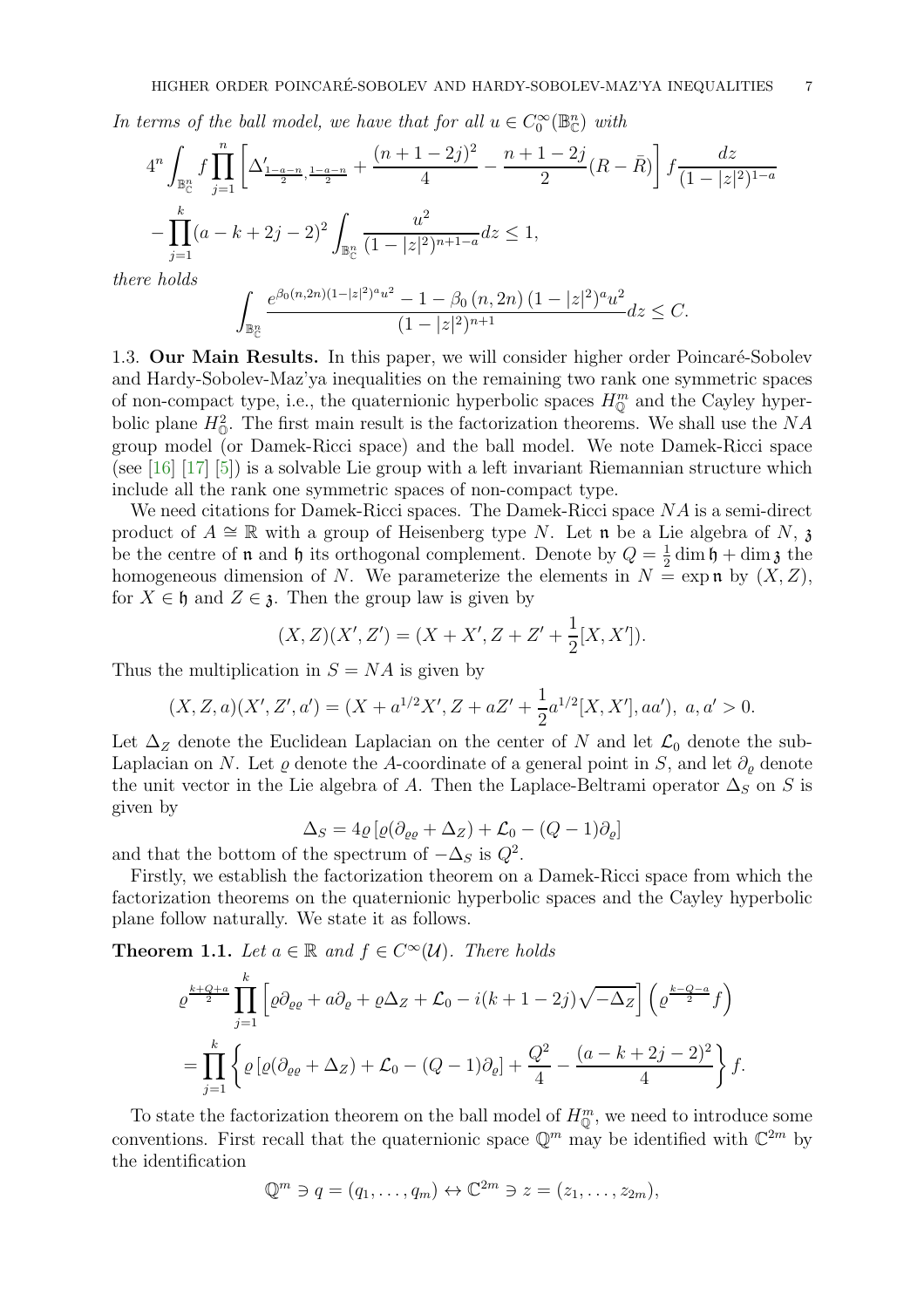*In terms of the ball model, we have that for all $u \in C_0^\infty(\mathbb{B}_{\mathbb{C}}^n)$ with*

$$4^n \int_{\mathbb{B}_{\mathbb{C}}^n} f \prod_{j=1}^{n} \left[ \Delta'_{\frac{1-a-n}{2}, \frac{1-a-n}{2}} + \frac{(n+1-2j)^2}{4} - \frac{n+1-2j}{2}(R - \bar{R}) \right] f \frac{dz}{(1-|z|^2)^{1-a}}$$
$$- \prod_{j=1}^{k} (a-k+2j-2)^2 \int_{\mathbb{B}_{\mathbb{C}}^n} \frac{u^2}{(1-|z|^2)^{n+1-a}} dz \leq 1,$$

*there holds*

$$\int_{\mathbb{B}_{\mathbb{C}}^n} \frac{e^{\beta_0(n,2n)(1-|z|^2)^a u^2} - 1 - \beta_0(n,2n)(1-|z|^2)^a u^2}{(1-|z|^2)^{n+1}} dz \leq C.$$

### 1.3. Our Main Results.

In this paper, we will consider higher order Poincaré-Sobolev and Hardy-Sobolev-Maz'ya inequalities on the remaining two rank one symmetric spaces of non-compact type, i.e., the quaternionic hyperbolic spaces $H_{\mathbb{Q}}^m$ and the Cayley hyperbolic plane $H_{\mathbb{O}}^2$. The first main result is the factorization theorems. We shall use the $NA$ group model (or Damek-Ricci space) and the ball model. We note Damek-Ricci space (see [16] [17] [5]) is a solvable Lie group with a left invariant Riemannian structure which include all the rank one symmetric spaces of non-compact type.

We need citations for Damek-Ricci spaces. The Damek-Ricci space $NA$ is a semi-direct product of $A \cong \mathbb{R}$ with a group of Heisenberg type $N$. Let $\mathfrak{n}$ be a Lie algebra of $N$, $\mathfrak{z}$ be the centre of $\mathfrak{n}$ and $\mathfrak{h}$ its orthogonal complement. Denote by $Q = \frac{1}{2}\dim \mathfrak{h} + \dim \mathfrak{z}$ the homogeneous dimension of $N$. We parameterize the elements in $N = \exp \mathfrak{n}$ by $(X, Z)$, for $X \in \mathfrak{h}$ and $Z \in \mathfrak{z}$. Then the group law is given by

$$(X, Z)(X', Z') = (X + X', Z + Z' + \frac{1}{2}[X, X']).$$

Thus the multiplication in $S = NA$ is given by

$$(X, Z, a)(X', Z', a') = (X + a^{1/2}X', Z + aZ' + \frac{1}{2}a^{1/2}[X, X'], aa'), \ a, a' > 0.$$

Let $\Delta_Z$ denote the Euclidean Laplacian on the center of $N$ and let $\mathcal{L}_0$ denote the sub-Laplacian on $N$. Let $\varrho$ denote the $A$-coordinate of a general point in $S$, and let $\partial_\varrho$ denote the unit vector in the Lie algebra of $A$. Then the Laplace-Beltrami operator $\Delta_S$ on $S$ is given by

$$\Delta_S = 4\varrho \left[ \varrho(\partial_{\varrho\varrho} + \Delta_Z) + \mathcal{L}_0 - (Q-1)\partial_\varrho \right]$$

and that the bottom of the spectrum of $-\Delta_S$ is $Q^2$.

Firstly, we establish the factorization theorem on a Damek-Ricci space from which the factorization theorems on the quaternionic hyperbolic spaces and the Cayley hyperbolic plane follow naturally. We state it as follows.

**Theorem 1.1.** *Let $a \in \mathbb{R}$ and $f \in C^\infty(\mathcal{U})$. There holds*

$$\varrho^{\frac{k+Q+a}{2}} \prod_{j=1}^{k} \left[ \varrho\partial_{\varrho\varrho} + a\partial_\varrho + \varrho\Delta_Z + \mathcal{L}_0 - i(k+1-2j)\sqrt{-\Delta_Z} \right] \left( \varrho^{\frac{k-Q-a}{2}} f \right)$$
$$= \prod_{j=1}^{k} \left\{ \varrho \left[ \varrho(\partial_{\varrho\varrho} + \Delta_Z) + \mathcal{L}_0 - (Q-1)\partial_\varrho \right] + \frac{Q^2}{4} - \frac{(a-k+2j-2)^2}{4} \right\} f.$$

To state the factorization theorem on the ball model of $H_{\mathbb{Q}}^m$, we need to introduce some conventions. First recall that the quaternionic space $\mathbb{Q}^m$ may be identified with $\mathbb{C}^{2m}$ by the identification

$$\mathbb{Q}^m \ni q = (q_1, \ldots, q_m) \leftrightarrow \mathbb{C}^{2m} \ni z = (z_1, \ldots, z_{2m}),$$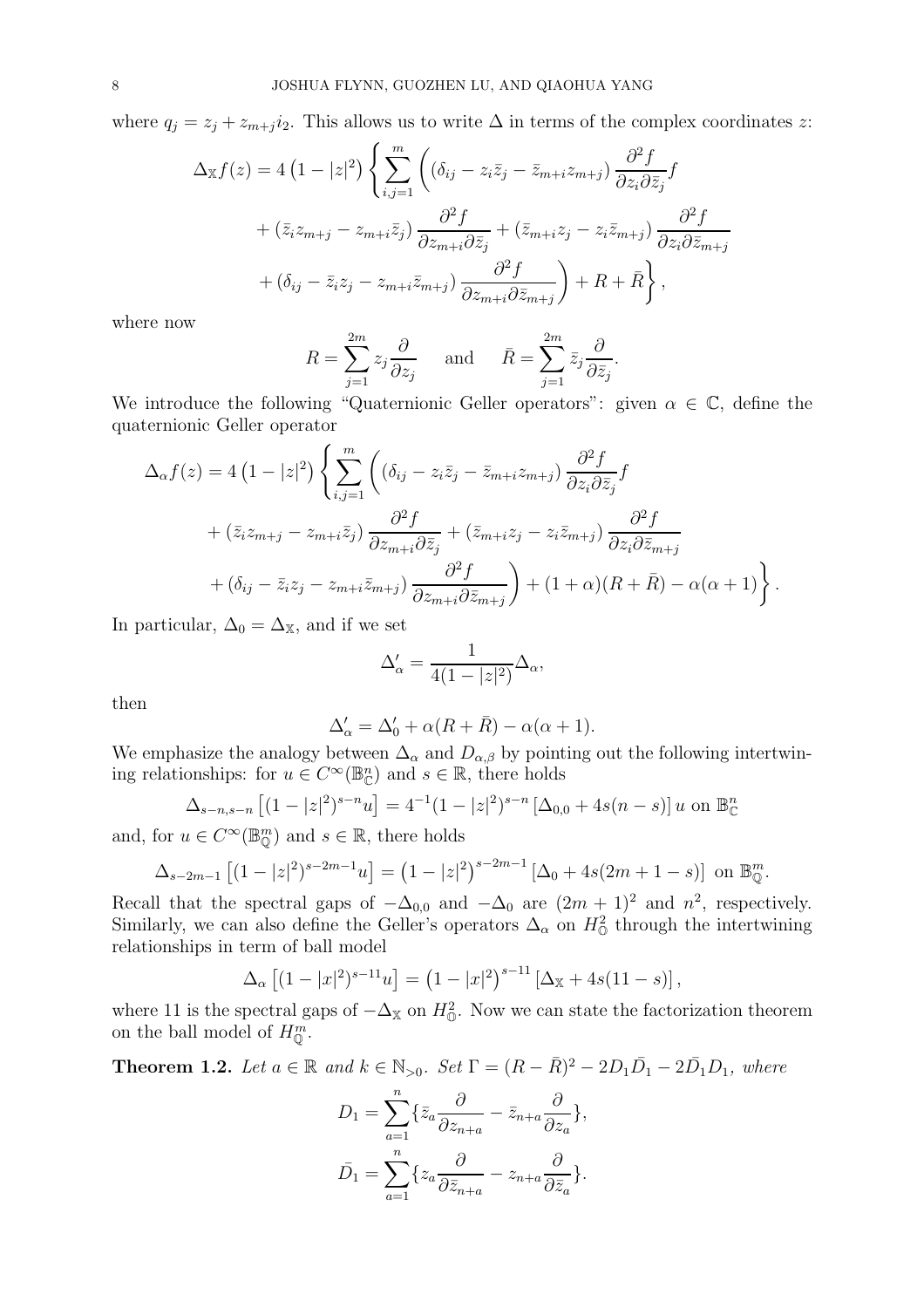where $q_j = z_j + z_{m+j}i_2$. This allows us to write $\Delta$ in terms of the complex coordinates $z$:

$$
\begin{aligned}
\Delta_{\mathbb{X}} f(z) = 4\left(1-|z|^2\right)\Bigg\{ \sum_{i,j=1}^{m} \Bigg( & \left(\delta_{ij} - z_i \bar{z}_j - \bar{z}_{m+i} z_{m+j}\right) \frac{\partial^2 f}{\partial z_i \partial \bar{z}_j} f \\
& + \left(\bar{z}_i z_{m+j} - z_{m+i}\bar{z}_j\right) \frac{\partial^2 f}{\partial z_{m+i} \partial \bar{z}_j} + \left(\bar{z}_{m+i} z_j - z_i \bar{z}_{m+j}\right) \frac{\partial^2 f}{\partial z_i \partial \bar{z}_{m+j}} \\
& + \left(\delta_{ij} - \bar{z}_i z_j - z_{m+i}\bar{z}_{m+j}\right) \frac{\partial^2 f}{\partial z_{m+i} \partial \bar{z}_{m+j}} \Bigg) + R + \bar{R} \Bigg\},
\end{aligned}
$$

where now

$$
R = \sum_{j=1}^{2m} z_j \frac{\partial}{\partial z_j} \quad \text{ and } \quad \bar{R} = \sum_{j=1}^{2m} \bar{z}_j \frac{\partial}{\partial \bar{z}_j}.
$$

We introduce the following "Quaternionic Geller operators": given $\alpha \in \mathbb{C}$, define the quaternionic Geller operator

$$
\begin{aligned}
\Delta_{\alpha} f(z) = 4\left(1-|z|^2\right)\Bigg\{ \sum_{i,j=1}^{m} \Bigg( & \left(\delta_{ij} - z_i \bar{z}_j - \bar{z}_{m+i} z_{m+j}\right) \frac{\partial^2 f}{\partial z_i \partial \bar{z}_j} f \\
& + \left(\bar{z}_i z_{m+j} - z_{m+i}\bar{z}_j\right) \frac{\partial^2 f}{\partial z_{m+i} \partial \bar{z}_j} + \left(\bar{z}_{m+i} z_j - z_i \bar{z}_{m+j}\right) \frac{\partial^2 f}{\partial z_i \partial \bar{z}_{m+j}} \\
& + \left(\delta_{ij} - \bar{z}_i z_j - z_{m+i}\bar{z}_{m+j}\right) \frac{\partial^2 f}{\partial z_{m+i} \partial \bar{z}_{m+j}} \Bigg) + (1+\alpha)(R+\bar{R}) - \alpha(\alpha+1) \Bigg\}.
\end{aligned}
$$

In particular, $\Delta_0 = \Delta_{\mathbb{X}}$, and if we set

$$
\Delta'_{\alpha} = \frac{1}{4(1-|z|^2)} \Delta_{\alpha},
$$

then

$$
\Delta'_{\alpha} = \Delta'_0 + \alpha(R+\bar{R}) - \alpha(\alpha+1).
$$

We emphasize the analogy between $\Delta_{\alpha}$ and $D_{\alpha,\beta}$ by pointing out the following intertwining relationships: for $u \in C^{\infty}(\mathbb{B}^n_{\mathbb{C}})$ and $s \in \mathbb{R}$, there holds

$$
\Delta_{s-n,s-n}\left[(1-|z|^2)^{s-n} u\right] = 4^{-1}(1-|z|^2)^{s-n}\left[\Delta_{0,0} + 4s(n-s)\right] u \text{ on } \mathbb{B}^n_{\mathbb{C}}
$$

and, for $u \in C^{\infty}(\mathbb{B}^m_{\mathbb{Q}})$ and $s \in \mathbb{R}$, there holds

$$
\Delta_{s-2m-1}\left[(1-|z|^2)^{s-2m-1} u\right] = \left(1-|z|^2\right)^{s-2m-1}\left[\Delta_0 + 4s(2m+1-s)\right] \text{ on } \mathbb{B}^m_{\mathbb{Q}}.
$$

Recall that the spectral gaps of $-\Delta_{0,0}$ and $-\Delta_0$ are $(2m+1)^2$ and $n^2$, respectively. Similarly, we can also define the Geller's operators $\Delta_{\alpha}$ on $H^2_{\mathbb{O}}$ through the intertwining relationships in term of ball model

$$
\Delta_{\alpha}\left[(1-|x|^2)^{s-11} u\right] = \left(1-|x|^2\right)^{s-11}\left[\Delta_{\mathbb{X}} + 4s(11-s)\right],
$$

where 11 is the spectral gaps of $-\Delta_{\mathbb{X}}$ on $H^2_{\mathbb{O}}$. Now we can state the factorization theorem on the ball model of $H^m_{\mathbb{Q}}$.

**Theorem 1.2.** *Let $a \in \mathbb{R}$ and $k \in \mathbb{N}_{>0}$. Set $\Gamma = (R-\bar{R})^2 - 2D_1\bar{D}_1 - 2\bar{D}_1 D_1$, where*

$$
D_1 = \sum_{a=1}^{n} \{\bar{z}_a \frac{\partial}{\partial z_{n+a}} - \bar{z}_{n+a} \frac{\partial}{\partial z_a}\},
$$

$$
\bar{D}_1 = \sum_{a=1}^{n} \{z_a \frac{\partial}{\partial \bar{z}_{n+a}} - z_{n+a} \frac{\partial}{\partial \bar{z}_a}\}.
$$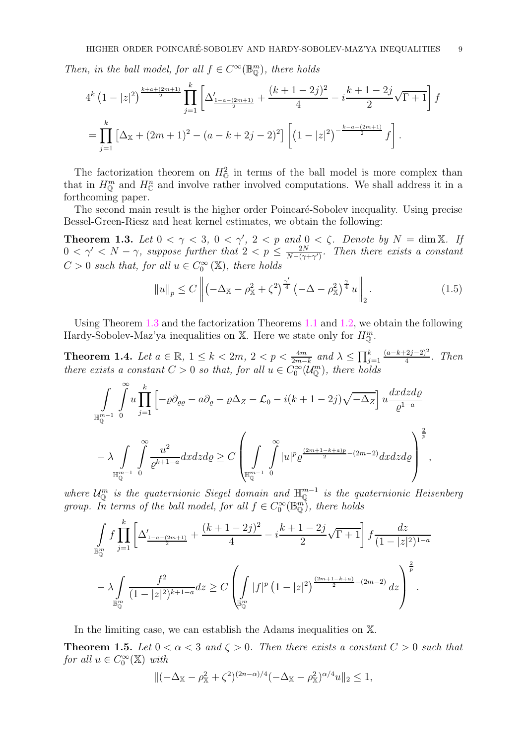*Then, in the ball model, for all $f \in C^\infty(\mathbb{B}^m_{\mathbb{Q}})$, there holds*

$$
\begin{aligned}
&4^k \left(1-|z|^2\right)^{\frac{k+a+(2m+1)}{2}} \prod_{j=1}^{k} \left[\Delta'_{\frac{1-a-(2m+1)}{2}} + \frac{(k+1-2j)^2}{4} - i\frac{k+1-2j}{2}\sqrt{\Gamma+1}\right] f \\
&= \prod_{j=1}^{k} \left[\Delta_{\mathbb{X}} + (2m+1)^2 - (a-k+2j-2)^2\right] \left[\left(1-|z|^2\right)^{-\frac{k-a-(2m+1)}{2}} f\right].
\end{aligned}
$$

The factorization theorem on $H^2_{\mathbb{O}}$ in terms of the ball model is more complex than that in $H^m_{\mathbb{Q}}$ and $H^n_{\mathbb{C}}$ and involve rather involved computations. We shall address it in a forthcoming paper.

The second main result is the higher order Poincaré-Sobolev inequality. Using precise Bessel-Green-Riesz and heat kernel estimates, we obtain the following:

**Theorem 1.3.** *Let $0<\gamma<3$, $0<\gamma'$, $2<p$ and $0<\zeta$. Denote by $N=\dim \mathbb{X}$. If $0<\gamma'<N-\gamma$, suppose further that $2<p\leq \frac{2N}{N-(\gamma+\gamma')}$. Then there exists a constant $C>0$ such that, for all $u\in C_0^\infty(\mathbb{X})$, there holds*

$$
\|u\|_p \leq C \left\| \left(-\Delta_{\mathbb{X}} - \rho^2_{\mathbb{X}} + \zeta^2\right)^{\frac{\gamma'}{4}} \left(-\Delta - \rho^2_{\mathbb{X}}\right)^{\frac{\gamma}{4}} u \right\|_2 . \tag{1.5}
$$

Using Theorem 1.3 and the factorization Theorems 1.1 and 1.2, we obtain the following Hardy-Sobolev-Maz'ya inequalities on $\mathbb{X}$. Here we state only for $H^m_{\mathbb{Q}}$.

**Theorem 1.4.** *Let $a\in\mathbb{R}$, $1\leq k<2m$, $2<p<\frac{4m}{2m-k}$ and $\lambda\leq \prod_{j=1}^{k}\frac{(a-k+2j-2)^2}{4}$. Then there exists a constant $C>0$ so that, for all $u\in C_0^\infty(\mathcal{U}^m_{\mathbb{Q}})$, there holds*

$$
\begin{aligned}
&\int_{\mathbb{H}^{m-1}_{\mathbb{Q}}} \int_0^\infty u \prod_{j=1}^{k} \left[-\varrho\partial_{\varrho\varrho} - a\partial_\varrho - \varrho\Delta_Z - \mathcal{L}_0 - i(k+1-2j)\sqrt{-\Delta_Z}\right] u \frac{dxdzd\varrho}{\varrho^{1-a}} \\
&- \lambda \int_{\mathbb{H}^{m-1}_{\mathbb{Q}}} \int_0^\infty \frac{u^2}{\varrho^{k+1-a}} dxdzd\varrho \geq C \left( \int_{\mathbb{H}^{m-1}_{\mathbb{Q}}} \int_0^\infty |u|^p \varrho^{\frac{(2m+1-k+a)p}{2}-(2m-2)} dxdzd\varrho \right)^{\frac{2}{p}},
\end{aligned}
$$

*where $\mathcal{U}^m_{\mathbb{Q}}$ is the quaternionic Siegel domain and $\mathbb{H}^{m-1}_{\mathbb{Q}}$ is the quaternionic Heisenberg group. In terms of the ball model, for all $f\in C_0^\infty(\mathbb{B}^m_{\mathbb{Q}})$, there holds*

$$
\begin{aligned}
&\int_{\mathbb{B}^m_{\mathbb{Q}}} f \prod_{j=1}^{k} \left[\Delta'_{\frac{1-a-(2m+1)}{2}} + \frac{(k+1-2j)^2}{4} - i\frac{k+1-2j}{2}\sqrt{\Gamma+1}\right] f \frac{dz}{(1-|z|^2)^{1-a}} \\
&- \lambda \int_{\mathbb{B}^m_{\mathbb{Q}}} \frac{f^2}{(1-|z|^2)^{k+1-a}} dz \geq C \left( \int_{\mathbb{B}^m_{\mathbb{Q}}} |f|^p \left(1-|z|^2\right)^{\frac{(2m+1-k+a)}{2}-(2m-2)} dz \right)^{\frac{2}{p}}.
\end{aligned}
$$

In the limiting case, we can establish the Adams inequalities on $\mathbb{X}$.

**Theorem 1.5.** *Let $0<\alpha<3$ and $\zeta>0$. Then there exists a constant $C>0$ such that for all $u\in C_0^\infty(\mathbb{X})$ with*

$$
\|(-\Delta_{\mathbb{X}} - \rho^2_{\mathbb{X}} + \zeta^2)^{(2n-\alpha)/4}(-\Delta_{\mathbb{X}} - \rho^2_{\mathbb{X}})^{\alpha/4} u\|_2 \leq 1,
$$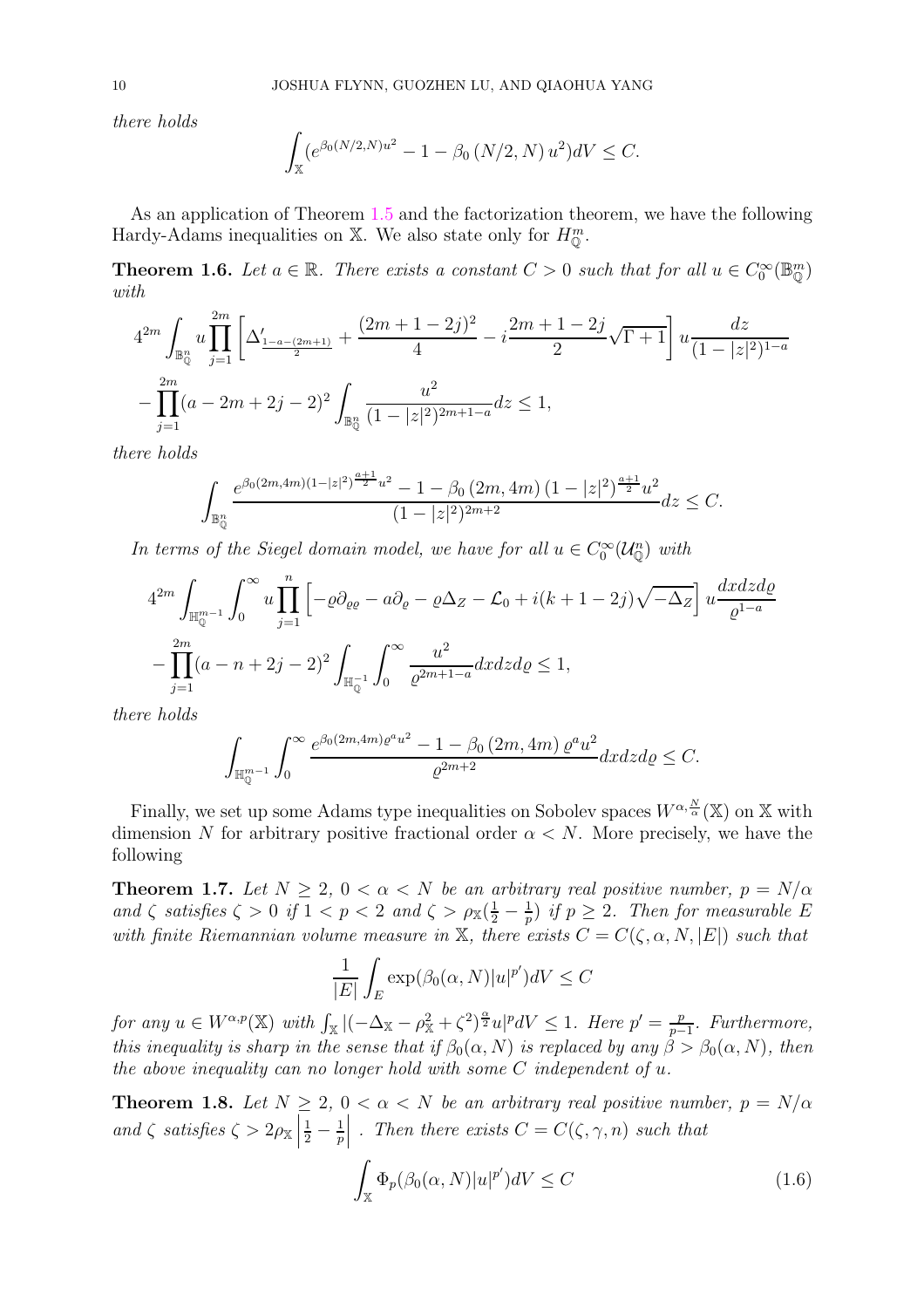*there holds*

$$\int_{\mathbb{X}}(e^{\beta_0(N/2,N)u^2}-1-\beta_0\left(N/2,N\right)u^2)dV\leq C.$$

As an application of Theorem 1.5 and the factorization theorem, we have the following Hardy-Adams inequalities on $\mathbb{X}$. We also state only for $H^m_{\mathbb{Q}}$.

**Theorem 1.6.** *Let $a\in\mathbb{R}$. There exists a constant $C>0$ such that for all $u\in C_0^\infty(\mathbb{B}^m_{\mathbb{Q}})$ with*

$$\begin{aligned}
&4^{2m}\int_{\mathbb{B}^n_{\mathbb{Q}}}u\prod_{j=1}^{2m}\left[\Delta'_{\frac{1-a-(2m+1)}{2}}+\frac{(2m+1-2j)^2}{4}-i\frac{2m+1-2j}{2}\sqrt{\Gamma+1}\right]u\frac{dz}{(1-|z|^2)^{1-a}}\\
&-\prod_{j=1}^{2m}(a-2m+2j-2)^2\int_{\mathbb{B}^n_{\mathbb{Q}}}\frac{u^2}{(1-|z|^2)^{2m+1-a}}dz\leq 1,
\end{aligned}$$

*there holds*

$$\int_{\mathbb{B}^n_{\mathbb{Q}}}\frac{e^{\beta_0(2m,4m)(1-|z|^2)^{\frac{a+1}{2}}u^2}-1-\beta_0\left(2m,4m\right)(1-|z|^2)^{\frac{a+1}{2}}u^2}{(1-|z|^2)^{2m+2}}dz\leq C.$$

*In terms of the Siegel domain model, we have for all $u\in C_0^\infty(\mathcal{U}^n_{\mathbb{Q}})$ with*

$$\begin{aligned}
&4^{2m}\int_{\mathbb{H}^{m-1}_{\mathbb{Q}}}\int_0^\infty u\prod_{j=1}^{n}\left[-\varrho\partial_{\varrho\varrho}-a\partial_\varrho-\varrho\Delta_Z-\mathcal{L}_0+i(k+1-2j)\sqrt{-\Delta_Z}\right]u\frac{dxdzd\varrho}{\varrho^{1-a}}\\
&-\prod_{j=1}^{2m}(a-n+2j-2)^2\int_{\mathbb{H}^{-1}_{\mathbb{Q}}}\int_0^\infty\frac{u^2}{\varrho^{2m+1-a}}dxdzd\varrho\leq 1,
\end{aligned}$$

*there holds*

$$\int_{\mathbb{H}^{m-1}_{\mathbb{Q}}}\int_0^\infty\frac{e^{\beta_0(2m,4m)\varrho^au^2}-1-\beta_0\left(2m,4m\right)\varrho^au^2}{\varrho^{2m+2}}dxdzd\varrho\leq C.$$

Finally, we set up some Adams type inequalities on Sobolev spaces $W^{\alpha,\frac{N}{\alpha}}(\mathbb{X})$ on $\mathbb{X}$ with dimension $N$ for arbitrary positive fractional order $\alpha<N$. More precisely, we have the following

**Theorem 1.7.** *Let $N\geq 2$, $0<\alpha<N$ be an arbitrary real positive number, $p=N/\alpha$ and $\zeta$ satisfies $\zeta>0$ if $1<p<2$ and $\zeta>\rho_{\mathbb{X}}(\frac{1}{2}-\frac{1}{p})$ if $p\geq 2$. Then for measurable $E$ with finite Riemannian volume measure in $\mathbb{X}$, there exists $C=C(\zeta,\alpha,N,|E|)$ such that*

$$\frac{1}{|E|}\int_E\exp(\beta_0(\alpha,N)|u|^{p'})dV\leq C$$

*for any $u\in W^{\alpha,p}(\mathbb{X})$ with $\int_{\mathbb{X}}|(-\Delta_{\mathbb{X}}-\rho^2_{\mathbb{X}}+\zeta^2)^{\frac{\alpha}{2}}u|^pdV\leq 1$. Here $p'=\frac{p}{p-1}$. Furthermore, this inequality is sharp in the sense that if $\beta_0(\alpha,N)$ is replaced by any $\beta>\beta_0(\alpha,N)$, then the above inequality can no longer hold with some $C$ independent of $u$.*

**Theorem 1.8.** *Let $N\geq 2$, $0<\alpha<N$ be an arbitrary real positive number, $p=N/\alpha$ and $\zeta$ satisfies $\zeta>2\rho_{\mathbb{X}}\left|\frac{1}{2}-\frac{1}{p}\right|$ . Then there exists $C=C(\zeta,\gamma,n)$ such that*

$$\int_{\mathbb{X}}\Phi_p(\beta_0(\alpha,N)|u|^{p'})dV\leq C \tag{1.6}$$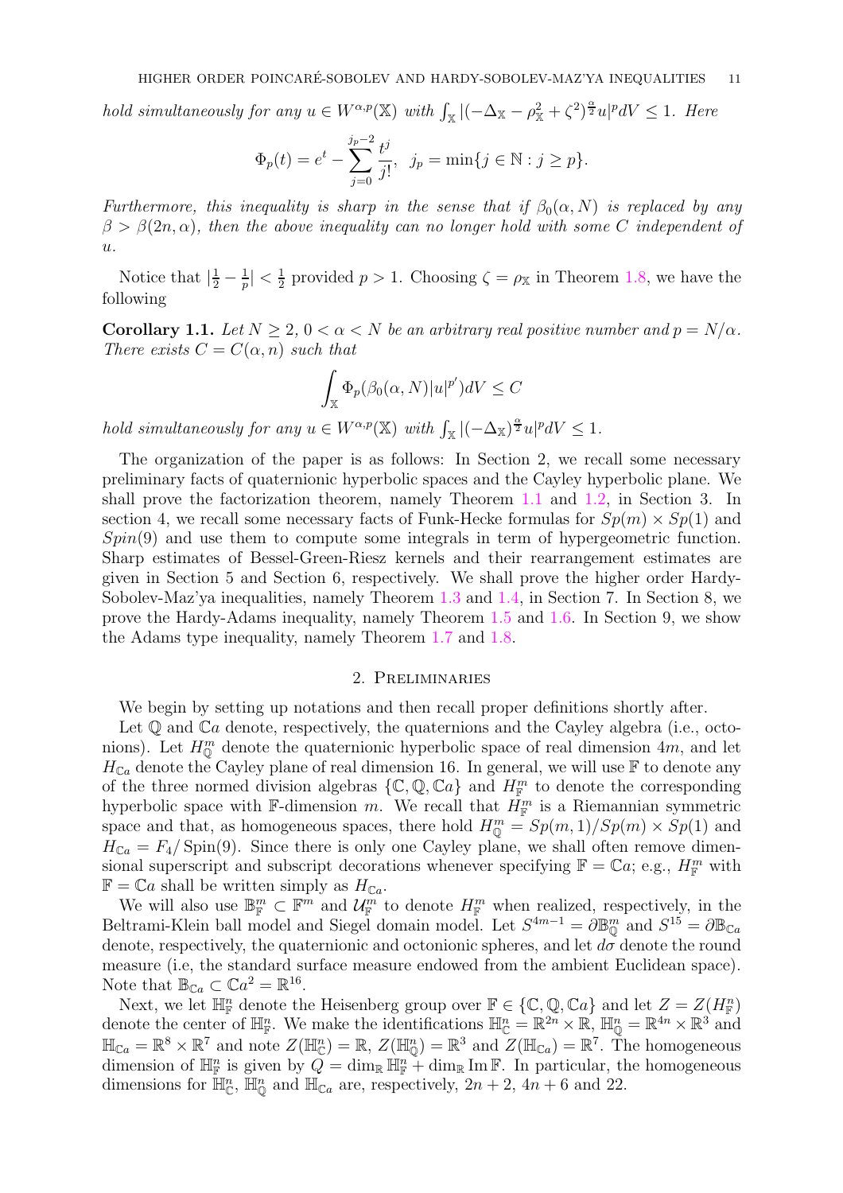*hold simultaneously for any $u \in W^{\alpha,p}(\mathbb{X})$ with $\int_{\mathbb{X}} |(-\Delta_{\mathbb{X}} - \rho_{\mathbb{X}}^2 + \zeta^2)^{\frac{\alpha}{2}} u|^p dV \leq 1$. Here*

$$\Phi_p(t) = e^t - \sum_{j=0}^{j_p - 2} \frac{t^j}{j!}, \ \ j_p = \min\{j \in \mathbb{N} : j \geq p\}.$$

*Furthermore, this inequality is sharp in the sense that if $\beta_0(\alpha, N)$ is replaced by any $\beta > \beta(2n, \alpha)$, then the above inequality can no longer hold with some $C$ independent of $u$.*

Notice that $|\frac{1}{2} - \frac{1}{p}| < \frac{1}{2}$ provided $p > 1$. Choosing $\zeta = \rho_{\mathbb{X}}$ in Theorem 1.8, we have the following

**Corollary 1.1.** *Let $N \geq 2$, $0 < \alpha < N$ be an arbitrary real positive number and $p = N/\alpha$. There exists $C = C(\alpha, n)$ such that*

$$\int_{\mathbb{X}} \Phi_p(\beta_0(\alpha, N)|u|^{p'}) dV \leq C$$

*hold simultaneously for any $u \in W^{\alpha,p}(\mathbb{X})$ with $\int_{\mathbb{X}} |(-\Delta_{\mathbb{X}})^{\frac{\alpha}{2}} u|^p dV \leq 1$.*

The organization of the paper is as follows: In Section 2, we recall some necessary preliminary facts of quaternionic hyperbolic spaces and the Cayley hyperbolic plane. We shall prove the factorization theorem, namely Theorem 1.1 and 1.2, in Section 3. In section 4, we recall some necessary facts of Funk-Hecke formulas for $Sp(m) \times Sp(1)$ and $Spin(9)$ and use them to compute some integrals in term of hypergeometric function. Sharp estimates of Bessel-Green-Riesz kernels and their rearrangement estimates are given in Section 5 and Section 6, respectively. We shall prove the higher order Hardy-Sobolev-Maz'ya inequalities, namely Theorem 1.3 and 1.4, in Section 7. In Section 8, we prove the Hardy-Adams inequality, namely Theorem 1.5 and 1.6. In Section 9, we show the Adams type inequality, namely Theorem 1.7 and 1.8.

## 2. Preliminaries

We begin by setting up notations and then recall proper definitions shortly after.

Let $\mathbb{Q}$ and $\mathbb{C}a$ denote, respectively, the quaternions and the Cayley algebra (i.e., octonions). Let $H^m_{\mathbb{Q}}$ denote the quaternionic hyperbolic space of real dimension $4m$, and let $H_{\mathbb{C}a}$ denote the Cayley plane of real dimension 16. In general, we will use $\mathbb{F}$ to denote any of the three normed division algebras $\{\mathbb{C}, \mathbb{Q}, \mathbb{C}a\}$ and $H^m_{\mathbb{F}}$ to denote the corresponding hyperbolic space with $\mathbb{F}$-dimension $m$. We recall that $H^m_{\mathbb{F}}$ is a Riemannian symmetric space and that, as homogeneous spaces, there hold $H^m_{\mathbb{Q}} = Sp(m,1)/Sp(m) \times Sp(1)$ and $H_{\mathbb{C}a} = F_4/\operatorname{Spin}(9)$. Since there is only one Cayley plane, we shall often remove dimensional superscript and subscript decorations whenever specifying $\mathbb{F} = \mathbb{C}a$; e.g., $H^m_{\mathbb{F}}$ with $\mathbb{F} = \mathbb{C}a$ shall be written simply as $H_{\mathbb{C}a}$.

We will also use $\mathbb{B}^m_{\mathbb{F}} \subset \mathbb{F}^m$ and $\mathcal{U}^m_{\mathbb{F}}$ to denote $H^m_{\mathbb{F}}$ when realized, respectively, in the Beltrami-Klein ball model and Siegel domain model. Let $S^{4m-1} = \partial \mathbb{B}^m_{\mathbb{Q}}$ and $S^{15} = \partial \mathbb{B}_{\mathbb{C}a}$ denote, respectively, the quaternionic and octonionic spheres, and let $d\sigma$ denote the round measure (i.e, the standard surface measure endowed from the ambient Euclidean space). Note that $\mathbb{B}_{\mathbb{C}a} \subset \mathbb{C}a^2 = \mathbb{R}^{16}$.

Next, we let $\mathbb{H}^n_{\mathbb{F}}$ denote the Heisenberg group over $\mathbb{F} \in \{\mathbb{C}, \mathbb{Q}, \mathbb{C}a\}$ and let $Z = Z(H^n_{\mathbb{F}})$ denote the center of $\mathbb{H}^n_{\mathbb{F}}$. We make the identifications $\mathbb{H}^n_{\mathbb{C}} = \mathbb{R}^{2n} \times \mathbb{R}$, $\mathbb{H}^n_{\mathbb{Q}} = \mathbb{R}^{4n} \times \mathbb{R}^3$ and $\mathbb{H}_{\mathbb{C}a} = \mathbb{R}^8 \times \mathbb{R}^7$ and note $Z(\mathbb{H}^n_{\mathbb{C}}) = \mathbb{R}$, $Z(\mathbb{H}^n_{\mathbb{Q}}) = \mathbb{R}^3$ and $Z(\mathbb{H}_{\mathbb{C}a}) = \mathbb{R}^7$. The homogeneous dimension of $\mathbb{H}^n_{\mathbb{F}}$ is given by $Q = \dim_{\mathbb{R}} \mathbb{H}^n_{\mathbb{F}} + \dim_{\mathbb{R}} \operatorname{Im} \mathbb{F}$. In particular, the homogeneous dimensions for $\mathbb{H}^n_{\mathbb{C}}$, $\mathbb{H}^n_{\mathbb{Q}}$ and $\mathbb{H}_{\mathbb{C}a}$ are, respectively, $2n + 2$, $4n + 6$ and 22.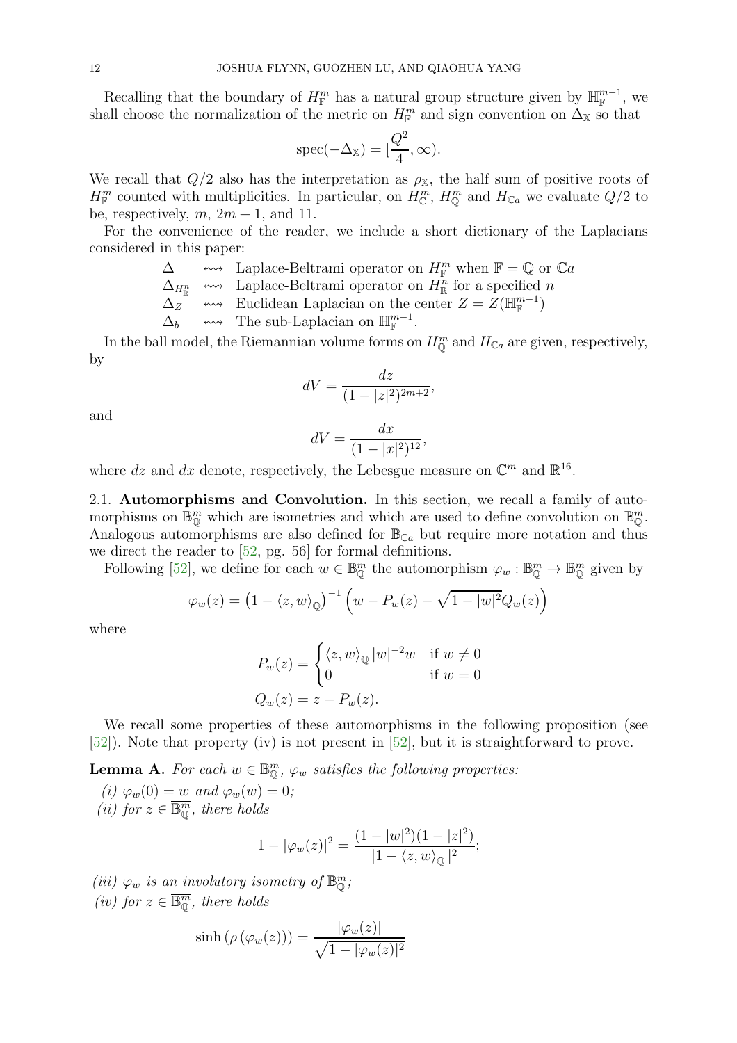Recalling that the boundary of $H^m_{\mathbb{F}}$ has a natural group structure given by $\mathbb{H}^{m-1}_{\mathbb{F}}$, we shall choose the normalization of the metric on $H^m_{\mathbb{F}}$ and sign convention on $\Delta_{\mathbb{X}}$ so that

$$\operatorname{spec}(-\Delta_{\mathbb{X}}) = [\frac{Q^2}{4}, \infty).$$

We recall that $Q/2$ also has the interpretation as $\rho_{\mathbb{X}}$, the half sum of positive roots of $H^m_{\mathbb{F}}$ counted with multiplicities. In particular, on $H^m_{\mathbb{C}}$, $H^m_{\mathbb{Q}}$ and $H_{\mathbb{C}a}$ we evaluate $Q/2$ to be, respectively, $m$, $2m+1$, and 11.

For the convenience of the reader, we include a short dictionary of the Laplacians considered in this paper:

- $\Delta$ $\rightsquigarrow$ Laplace-Beltrami operator on $H^m_{\mathbb{F}}$ when $\mathbb{F} = \mathbb{Q}$ or $\mathbb{C}a$
- $\Delta_{H^n_{\mathbb{R}}}$ $\rightsquigarrow$ Laplace-Beltrami operator on $H^n_{\mathbb{R}}$ for a specified $n$
- $\Delta_Z$ $\rightsquigarrow$ Euclidean Laplacian on the center $Z = Z(\mathbb{H}^{m-1}_{\mathbb{F}})$
- $\Delta_b$ $\rightsquigarrow$ The sub-Laplacian on $\mathbb{H}^{m-1}_{\mathbb{F}}$.

In the ball model, the Riemannian volume forms on $H^m_{\mathbb{Q}}$ and $H_{\mathbb{C}a}$ are given, respectively, by

$$dV = \frac{dz}{(1-|z|^2)^{2m+2}},$$

and

$$dV = \frac{dx}{(1-|x|^2)^{12}},$$

where $dz$ and $dx$ denote, respectively, the Lebesgue measure on $\mathbb{C}^m$ and $\mathbb{R}^{16}$.

2.1. **Automorphisms and Convolution.** In this section, we recall a family of automorphisms on $\mathbb{B}^m_{\mathbb{Q}}$ which are isometries and which are used to define convolution on $\mathbb{B}^m_{\mathbb{Q}}$. Analogous automorphisms are also defined for $\mathbb{B}_{\mathbb{C}a}$ but require more notation and thus we direct the reader to [52, pg. 56] for formal definitions.

Following [52], we define for each $w \in \mathbb{B}^m_{\mathbb{Q}}$ the automorphism $\varphi_w : \mathbb{B}^m_{\mathbb{Q}} \to \mathbb{B}^m_{\mathbb{Q}}$ given by

$$\varphi_w(z) = \left(1 - \langle z, w\rangle_{\mathbb{Q}}\right)^{-1}\left(w - P_w(z) - \sqrt{1-|w|^2}Q_w(z)\right)$$

where

$$P_w(z) = \begin{cases} \langle z, w\rangle_{\mathbb{Q}} |w|^{-2} w & \text{if } w \neq 0 \\ 0 & \text{if } w = 0 \end{cases}$$
$$Q_w(z) = z - P_w(z).$$

We recall some properties of these automorphisms in the following proposition (see [52]). Note that property (iv) is not present in [52], but it is straightforward to prove.

**Lemma A.** *For each $w \in \mathbb{B}^m_{\mathbb{Q}}$, $\varphi_w$ satisfies the following properties:*

*(i) $\varphi_w(0) = w$ and $\varphi_w(w) = 0$;*

*(ii) for $z \in \overline{\mathbb{B}^m_{\mathbb{Q}}}$, there holds*

$$1 - |\varphi_w(z)|^2 = \frac{(1-|w|^2)(1-|z|^2)}{|1 - \langle z, w\rangle_{\mathbb{Q}}|^2};$$

*(iii) $\varphi_w$ is an involutory isometry of $\mathbb{B}^m_{\mathbb{Q}}$;*

*(iv) for $z \in \overline{\mathbb{B}^m_{\mathbb{Q}}}$, there holds*

$$\sinh\left(\rho\left(\varphi_w(z)\right)\right) = \frac{|\varphi_w(z)|}{\sqrt{1-|\varphi_w(z)|^2}}$$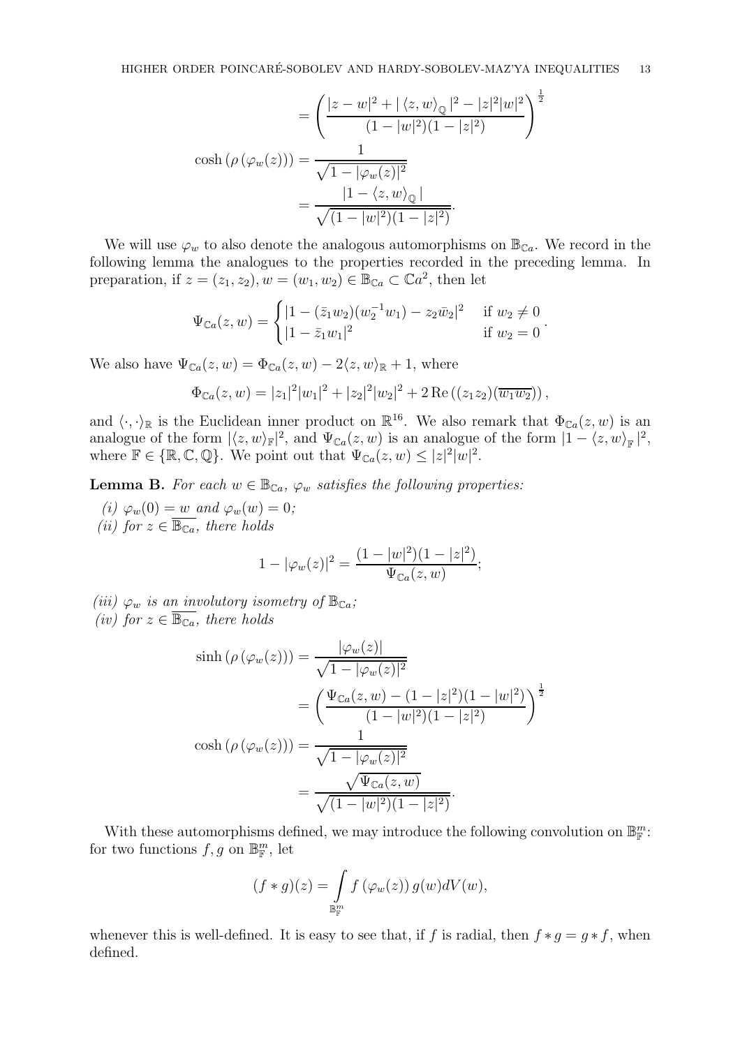$$
\begin{aligned}
&= \left( \frac{|z-w|^2 + |\langle z, w\rangle_{\mathbb{Q}}|^2 - |z|^2|w|^2}{(1-|w|^2)(1-|z|^2)} \right)^{\frac{1}{2}} \\
\cosh\left(\rho\left(\varphi_w(z)\right)\right) &= \frac{1}{\sqrt{1-|\varphi_w(z)|^2}} \\
&= \frac{|1-\langle z, w\rangle_{\mathbb{Q}}|}{\sqrt{(1-|w|^2)(1-|z|^2)}}.
\end{aligned}
$$

We will use $\varphi_w$ to also denote the analogous automorphisms on $\mathbb{B}_{\mathbb{C}a}$. We record in the following lemma the analogues to the properties recorded in the preceding lemma. In preparation, if $z = (z_1, z_2), w = (w_1, w_2) \in \mathbb{B}_{\mathbb{C}a} \subset \mathbb{C}a^2$, then let

$$
\Psi_{\mathbb{C}a}(z, w) = \begin{cases} |1 - (\bar{z}_1 w_2)(w_2^{-1} w_1) - z_2 \bar{w}_2|^2 & \text{if } w_2 \neq 0 \\ |1 - \bar{z}_1 w_1|^2 & \text{if } w_2 = 0 \end{cases}.
$$

We also have $\Psi_{\mathbb{C}a}(z, w) = \Phi_{\mathbb{C}a}(z, w) - 2\langle z, w\rangle_{\mathbb{R}} + 1$, where

$$
\Phi_{\mathbb{C}a}(z, w) = |z_1|^2|w_1|^2 + |z_2|^2|w_2|^2 + 2\,\mathrm{Re}\left((z_1 z_2)(\overline{w_1 w_2})\right),
$$

and $\langle \cdot, \cdot \rangle_{\mathbb{R}}$ is the Euclidean inner product on $\mathbb{R}^{16}$. We also remark that $\Phi_{\mathbb{C}a}(z, w)$ is an analogue of the form $|\langle z, w\rangle_{\mathbb{F}}|^2$, and $\Psi_{\mathbb{C}a}(z, w)$ is an analogue of the form $|1 - \langle z, w\rangle_{\mathbb{F}}|^2$, where $\mathbb{F} \in \{\mathbb{R}, \mathbb{C}, \mathbb{Q}\}$. We point out that $\Psi_{\mathbb{C}a}(z, w) \leq |z|^2|w|^2$.

**Lemma B.** *For each $w \in \mathbb{B}_{\mathbb{C}a}$, $\varphi_w$ satisfies the following properties:*

*(i) $\varphi_w(0) = w$ and $\varphi_w(w) = 0$;*
*(ii) for $z \in \overline{\mathbb{B}_{\mathbb{C}a}}$, there holds*

$$
1 - |\varphi_w(z)|^2 = \frac{(1-|w|^2)(1-|z|^2)}{\Psi_{\mathbb{C}a}(z, w)};
$$

*(iii) $\varphi_w$ is an involutory isometry of $\mathbb{B}_{\mathbb{C}a}$;*
*(iv) for $z \in \overline{\mathbb{B}_{\mathbb{C}a}}$, there holds*

$$
\begin{aligned}
\sinh\left(\rho\left(\varphi_w(z)\right)\right) &= \frac{|\varphi_w(z)|}{\sqrt{1-|\varphi_w(z)|^2}} \\
&= \left( \frac{\Psi_{\mathbb{C}a}(z, w) - (1-|z|^2)(1-|w|^2)}{(1-|w|^2)(1-|z|^2)} \right)^{\frac{1}{2}} \\
\cosh\left(\rho\left(\varphi_w(z)\right)\right) &= \frac{1}{\sqrt{1-|\varphi_w(z)|^2}} \\
&= \frac{\sqrt{\Psi_{\mathbb{C}a}(z, w)}}{\sqrt{(1-|w|^2)(1-|z|^2)}}.
\end{aligned}
$$

With these automorphisms defined, we may introduce the following convolution on $\mathbb{B}_{\mathbb{F}}^m$: for two functions $f, g$ on $\mathbb{B}_{\mathbb{F}}^m$, let

$$
(f * g)(z) = \int_{\mathbb{B}_{\mathbb{F}}^m} f\left(\varphi_w(z)\right) g(w) dV(w),
$$

whenever this is well-defined. It is easy to see that, if $f$ is radial, then $f * g = g * f$, when defined.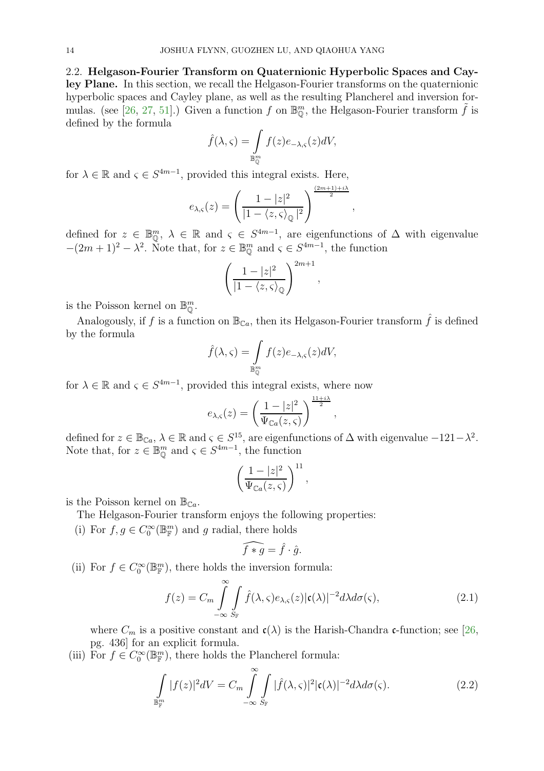**2.2. Helgason-Fourier Transform on Quaternionic Hyperbolic Spaces and Cayley Plane.** In this section, we recall the Helgason-Fourier transforms on the quaternionic hyperbolic spaces and Cayley plane, as well as the resulting Plancherel and inversion formulas. (see [26, 27, 51].) Given a function $f$ on $\mathbb{B}^m_{\mathbb{Q}}$, the Helgason-Fourier transform $\tilde{f}$ is defined by the formula

$$\hat{f}(\lambda, \varsigma) = \int\limits_{\mathbb{B}^m_{\mathbb{Q}}} f(z) e_{-\lambda,\varsigma}(z) dV,$$

for $\lambda \in \mathbb{R}$ and $\varsigma \in S^{4m-1}$, provided this integral exists. Here,

$$e_{\lambda,\varsigma}(z) = \left( \frac{1-|z|^2}{|1-\langle z,\varsigma\rangle_{\mathbb{Q}}|^2} \right)^{\frac{(2m+1)+i\lambda}{2}},$$

defined for $z \in \mathbb{B}^m_{\mathbb{Q}}$, $\lambda \in \mathbb{R}$ and $\varsigma \in S^{4m-1}$, are eigenfunctions of $\Delta$ with eigenvalue $-(2m+1)^2 - \lambda^2$. Note that, for $z \in \mathbb{B}^m_{\mathbb{Q}}$ and $\varsigma \in S^{4m-1}$, the function

$$\left( \frac{1-|z|^2}{|1-\langle z,\varsigma\rangle_{\mathbb{Q}}} \right)^{2m+1},$$

is the Poisson kernel on $\mathbb{B}^m_{\mathbb{Q}}$.

Analogously, if $f$ is a function on $\mathbb{B}_{\mathbb{C}a}$, then its Helgason-Fourier transform $\hat{f}$ is defined by the formula

$$\hat{f}(\lambda, \varsigma) = \int\limits_{\mathbb{B}^m_{\mathbb{Q}}} f(z) e_{-\lambda,\varsigma}(z) dV,$$

for $\lambda \in \mathbb{R}$ and $\varsigma \in S^{4m-1}$, provided this integral exists, where now

$$e_{\lambda,\varsigma}(z) = \left( \frac{1-|z|^2}{\Psi_{\mathbb{C}a}(z,\varsigma)} \right)^{\frac{11+i\lambda}{2}},$$

defined for $z \in \mathbb{B}_{\mathbb{C}a}$, $\lambda \in \mathbb{R}$ and $\varsigma \in S^{15}$, are eigenfunctions of $\Delta$ with eigenvalue $-121-\lambda^2$. Note that, for $z \in \mathbb{B}^m_{\mathbb{Q}}$ and $\varsigma \in S^{4m-1}$, the function

$$\left( \frac{1-|z|^2}{\Psi_{\mathbb{C}a}(z,\varsigma)} \right)^{11},$$

is the Poisson kernel on $\mathbb{B}_{\mathbb{C}a}$.

The Helgason-Fourier transform enjoys the following properties:

(i) For $f, g \in C_0^\infty(\mathbb{B}^m_{\mathbb{F}})$ and $g$ radial, there holds

$$\widehat{f * g} = \hat{f} \cdot \hat{g}.$$

(ii) For $f \in C_0^\infty(\mathbb{B}^m_{\mathbb{F}})$, there holds the inversion formula:

$$f(z) = C_m \int\limits_{-\infty}^{\infty} \int\limits_{S_{\mathbb{F}}} \hat{f}(\lambda,\varsigma) e_{\lambda,\varsigma}(z) |\mathfrak{c}(\lambda)|^{-2} d\lambda d\sigma(\varsigma), \tag{2.1}$$

where $C_m$ is a positive constant and $\mathfrak{c}(\lambda)$ is the Harish-Chandra $\mathfrak{c}$-function; see [26, pg. 436] for an explicit formula.

(iii) For $f \in C_0^\infty(\mathbb{B}^m_{\mathbb{F}})$, there holds the Plancherel formula:

$$\int\limits_{\mathbb{B}^m_{\mathbb{F}}} |f(z)|^2 dV = C_m \int\limits_{-\infty}^{\infty} \int\limits_{S_{\mathbb{F}}} |\hat{f}(\lambda,\varsigma)|^2 |\mathfrak{c}(\lambda)|^{-2} d\lambda d\sigma(\varsigma). \tag{2.2}$$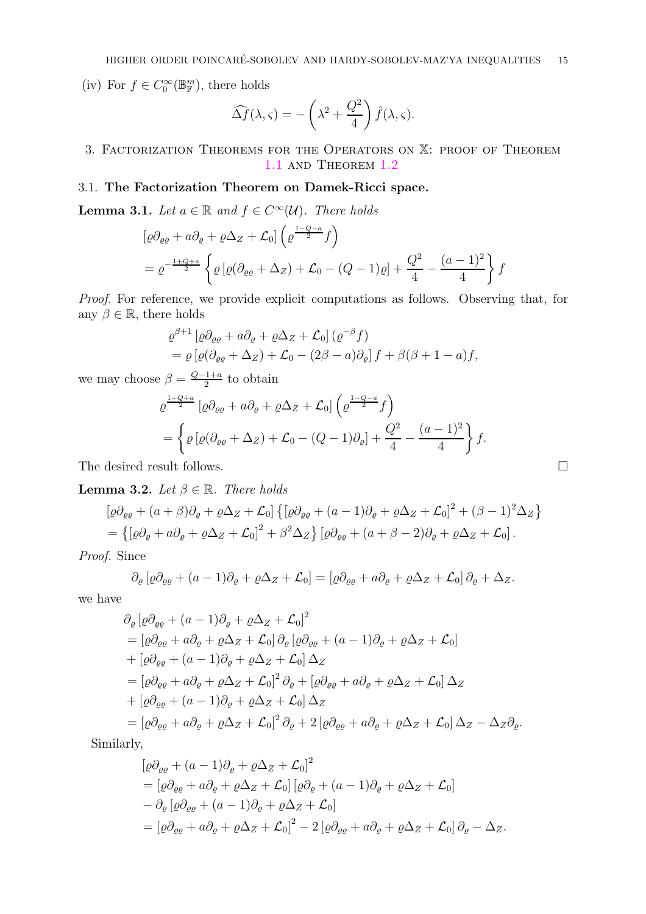(iv) For $f \in C_0^\infty(\mathbb{B}_{\mathbb{F}}^m)$, there holds

$$\widehat{\Delta f}(\lambda, \varsigma) = -\left(\lambda^2 + \frac{Q^2}{4}\right)\hat{f}(\lambda, \varsigma).$$

## 3. Factorization Theorems for the Operators on $\mathbb{X}$: proof of Theorem 1.1 and Theorem 1.2

### 3.1. The Factorization Theorem on Damek-Ricci space.

**Lemma 3.1.** *Let $a \in \mathbb{R}$ and $f \in C^\infty(\mathcal{U})$. There holds*

$$\begin{aligned}
&\left[\varrho\partial_{\varrho\varrho} + a\partial_\varrho + \varrho\Delta_Z + \mathcal{L}_0\right]\left(\varrho^{\frac{1-Q-a}{2}} f\right) \\
&= \varrho^{-\frac{1+Q+a}{2}}\left\{\varrho\left[\varrho(\partial_{\varrho\varrho} + \Delta_Z) + \mathcal{L}_0 - (Q-1)\varrho\right] + \frac{Q^2}{4} - \frac{(a-1)^2}{4}\right\} f
\end{aligned}$$

*Proof.* For reference, we provide explicit computations as follows. Observing that, for any $\beta \in \mathbb{R}$, there holds

$$\begin{aligned}
&\varrho^{\beta+1}\left[\varrho\partial_{\varrho\varrho} + a\partial_\varrho + \varrho\Delta_Z + \mathcal{L}_0\right](\varrho^{-\beta} f) \\
&= \varrho\left[\varrho(\partial_{\varrho\varrho} + \Delta_Z) + \mathcal{L}_0 - (2\beta - a)\partial_\varrho\right] f + \beta(\beta + 1 - a) f,
\end{aligned}$$

we may choose $\beta = \frac{Q-1+a}{2}$ to obtain

$$\begin{aligned}
&\varrho^{\frac{1+Q+a}{2}}\left[\varrho\partial_{\varrho\varrho} + a\partial_\varrho + \varrho\Delta_Z + \mathcal{L}_0\right]\left(\varrho^{\frac{1-Q-a}{2}} f\right) \\
&= \left\{\varrho\left[\varrho(\partial_{\varrho\varrho} + \Delta_Z) + \mathcal{L}_0 - (Q-1)\partial_\varrho\right] + \frac{Q^2}{4} - \frac{(a-1)^2}{4}\right\} f.
\end{aligned}$$

The desired result follows. $\square$

**Lemma 3.2.** *Let $\beta \in \mathbb{R}$. There holds*

$$\begin{aligned}
&\left[\varrho\partial_{\varrho\varrho} + (a+\beta)\partial_\varrho + \varrho\Delta_Z + \mathcal{L}_0\right]\left\{\left[\varrho\partial_{\varrho\varrho} + (a-1)\partial_\varrho + \varrho\Delta_Z + \mathcal{L}_0\right]^2 + (\beta-1)^2\Delta_Z\right\} \\
&= \left\{\left[\varrho\partial_\varrho + a\partial_\varrho + \varrho\Delta_Z + \mathcal{L}_0\right]^2 + \beta^2\Delta_Z\right\}\left[\varrho\partial_{\varrho\varrho} + (a+\beta-2)\partial_\varrho + \varrho\Delta_Z + \mathcal{L}_0\right].
\end{aligned}$$

*Proof.* Since

$$\partial_\varrho\left[\varrho\partial_{\varrho\varrho} + (a-1)\partial_\varrho + \varrho\Delta_Z + \mathcal{L}_0\right] = \left[\varrho\partial_{\varrho\varrho} + a\partial_\varrho + \varrho\Delta_Z + \mathcal{L}_0\right]\partial_\varrho + \Delta_Z.$$

we have

$$\begin{aligned}
&\partial_\varrho\left[\varrho\partial_{\varrho\varrho} + (a-1)\partial_\varrho + \varrho\Delta_Z + \mathcal{L}_0\right]^2 \\
&= \left[\varrho\partial_{\varrho\varrho} + a\partial_\varrho + \varrho\Delta_Z + \mathcal{L}_0\right]\partial_\varrho\left[\varrho\partial_{\varrho\varrho} + (a-1)\partial_\varrho + \varrho\Delta_Z + \mathcal{L}_0\right] \\
&+ \left[\varrho\partial_{\varrho\varrho} + (a-1)\partial_\varrho + \varrho\Delta_Z + \mathcal{L}_0\right]\Delta_Z \\
&= \left[\varrho\partial_{\varrho\varrho} + a\partial_\varrho + \varrho\Delta_Z + \mathcal{L}_0\right]^2\partial_\varrho + \left[\varrho\partial_{\varrho\varrho} + a\partial_\varrho + \varrho\Delta_Z + \mathcal{L}_0\right]\Delta_Z \\
&+ \left[\varrho\partial_{\varrho\varrho} + (a-1)\partial_\varrho + \varrho\Delta_Z + \mathcal{L}_0\right]\Delta_Z \\
&= \left[\varrho\partial_{\varrho\varrho} + a\partial_\varrho + \varrho\Delta_Z + \mathcal{L}_0\right]^2\partial_\varrho + 2\left[\varrho\partial_{\varrho\varrho} + a\partial_\varrho + \varrho\Delta_Z + \mathcal{L}_0\right]\Delta_Z - \Delta_Z\partial_\varrho.
\end{aligned}$$

Similarly,

$$\begin{aligned}
&\left[\varrho\partial_{\varrho\varrho} + (a-1)\partial_\varrho + \varrho\Delta_Z + \mathcal{L}_0\right]^2 \\
&= \left[\varrho\partial_{\varrho\varrho} + a\partial_\varrho + \varrho\Delta_Z + \mathcal{L}_0\right]\left[\varrho\partial_\varrho + (a-1)\partial_\varrho + \varrho\Delta_Z + \mathcal{L}_0\right] \\
&- \partial_\varrho\left[\varrho\partial_{\varrho\varrho} + (a-1)\partial_\varrho + \varrho\Delta_Z + \mathcal{L}_0\right] \\
&= \left[\varrho\partial_{\varrho\varrho} + a\partial_\varrho + \varrho\Delta_Z + \mathcal{L}_0\right]^2 - 2\left[\varrho\partial_{\varrho\varrho} + a\partial_\varrho + \varrho\Delta_Z + \mathcal{L}_0\right]\partial_\varrho - \Delta_Z.
\end{aligned}$$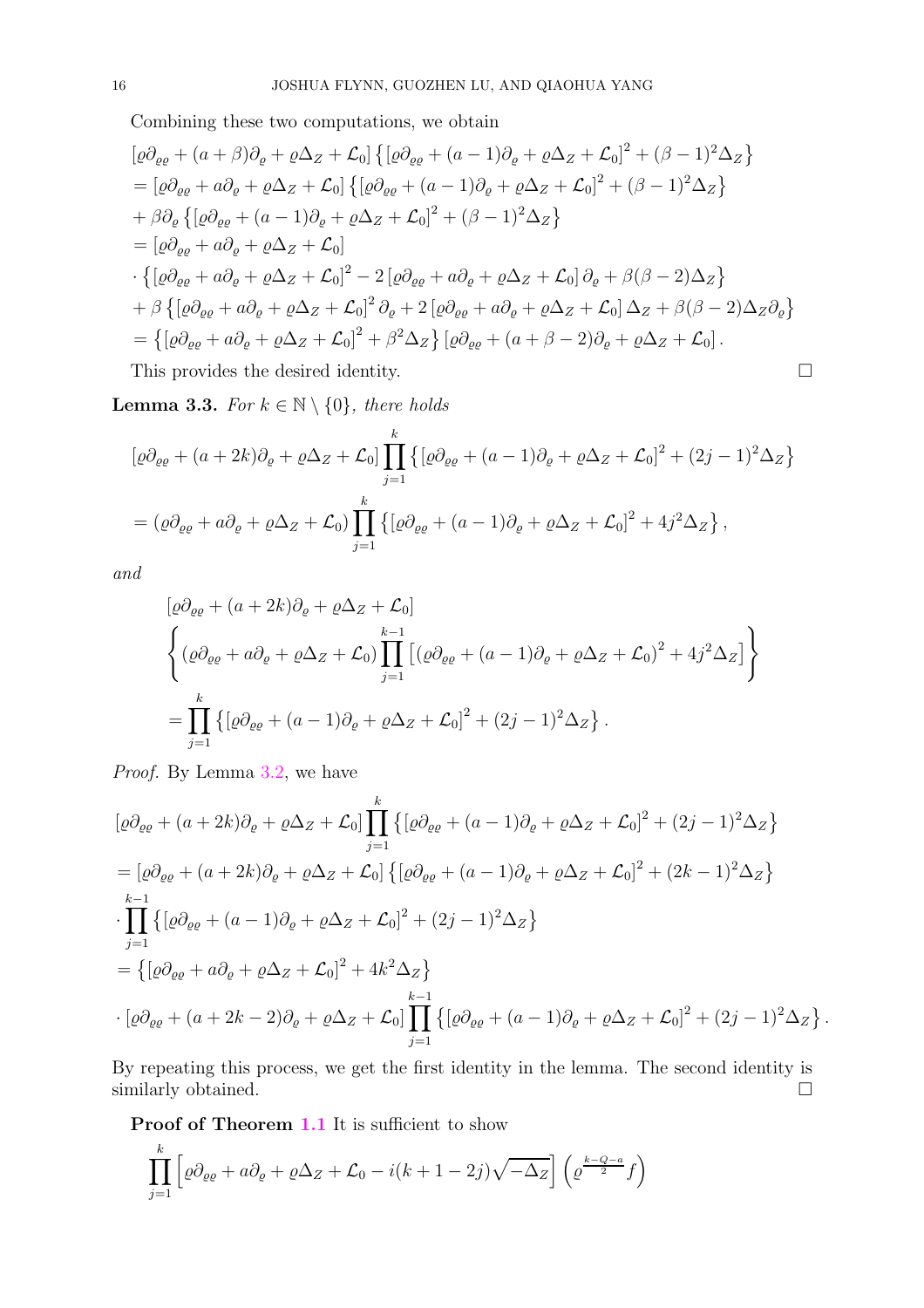Combining these two computations, we obtain

$$
\begin{aligned}
&[\varrho\partial_{\varrho\varrho} + (a+\beta)\partial_\varrho + \varrho\Delta_Z + \mathcal{L}_0]\left\{[\varrho\partial_{\varrho\varrho} + (a-1)\partial_\varrho + \varrho\Delta_Z + \mathcal{L}_0]^2 + (\beta-1)^2\Delta_Z\right\} \\
&= [\varrho\partial_{\varrho\varrho} + a\partial_\varrho + \varrho\Delta_Z + \mathcal{L}_0]\left\{[\varrho\partial_{\varrho\varrho} + (a-1)\partial_\varrho + \varrho\Delta_Z + \mathcal{L}_0]^2 + (\beta-1)^2\Delta_Z\right\} \\
&+ \beta\partial_\varrho\left\{[\varrho\partial_{\varrho\varrho} + (a-1)\partial_\varrho + \varrho\Delta_Z + \mathcal{L}_0]^2 + (\beta-1)^2\Delta_Z\right\} \\
&= [\varrho\partial_{\varrho\varrho} + a\partial_\varrho + \varrho\Delta_Z + \mathcal{L}_0] \\
&\cdot\left\{[\varrho\partial_{\varrho\varrho} + a\partial_\varrho + \varrho\Delta_Z + \mathcal{L}_0]^2 - 2\left[\varrho\partial_{\varrho\varrho} + a\partial_\varrho + \varrho\Delta_Z + \mathcal{L}_0\right]\partial_\varrho + \beta(\beta-2)\Delta_Z\right\} \\
&+ \beta\left\{[\varrho\partial_{\varrho\varrho} + a\partial_\varrho + \varrho\Delta_Z + \mathcal{L}_0]^2\partial_\varrho + 2\left[\varrho\partial_{\varrho\varrho} + a\partial_\varrho + \varrho\Delta_Z + \mathcal{L}_0\right]\Delta_Z + \beta(\beta-2)\Delta_Z\partial_\varrho\right\} \\
&= \left\{[\varrho\partial_{\varrho\varrho} + a\partial_\varrho + \varrho\Delta_Z + \mathcal{L}_0]^2 + \beta^2\Delta_Z\right\}[\varrho\partial_{\varrho\varrho} + (a+\beta-2)\partial_\varrho + \varrho\Delta_Z + \mathcal{L}_0].
\end{aligned}
$$

This provides the desired identity. $\square$

**Lemma 3.3.** *For $k \in \mathbb{N}\setminus\{0\}$, there holds*

$$
\begin{aligned}
&[\varrho\partial_{\varrho\varrho} + (a+2k)\partial_\varrho + \varrho\Delta_Z + \mathcal{L}_0]\prod_{j=1}^{k}\left\{[\varrho\partial_{\varrho\varrho} + (a-1)\partial_\varrho + \varrho\Delta_Z + \mathcal{L}_0]^2 + (2j-1)^2\Delta_Z\right\} \\
&= (\varrho\partial_{\varrho\varrho} + a\partial_\varrho + \varrho\Delta_Z + \mathcal{L}_0)\prod_{j=1}^{k}\left\{[\varrho\partial_{\varrho\varrho} + (a-1)\partial_\varrho + \varrho\Delta_Z + \mathcal{L}_0]^2 + 4j^2\Delta_Z\right\},
\end{aligned}
$$

*and*

$$
\begin{aligned}
&[\varrho\partial_{\varrho\varrho} + (a+2k)\partial_\varrho + \varrho\Delta_Z + \mathcal{L}_0] \\
&\left\{(\varrho\partial_{\varrho\varrho} + a\partial_\varrho + \varrho\Delta_Z + \mathcal{L}_0)\prod_{j=1}^{k-1}\left[(\varrho\partial_{\varrho\varrho} + (a-1)\partial_\varrho + \varrho\Delta_Z + \mathcal{L}_0)^2 + 4j^2\Delta_Z\right]\right\} \\
&= \prod_{j=1}^{k}\left\{[\varrho\partial_{\varrho\varrho} + (a-1)\partial_\varrho + \varrho\Delta_Z + \mathcal{L}_0]^2 + (2j-1)^2\Delta_Z\right\}.
\end{aligned}
$$

*Proof.* By Lemma 3.2, we have

$$
\begin{aligned}
&[\varrho\partial_{\varrho\varrho} + (a+2k)\partial_\varrho + \varrho\Delta_Z + \mathcal{L}_0]\prod_{j=1}^{k}\left\{[\varrho\partial_{\varrho\varrho} + (a-1)\partial_\varrho + \varrho\Delta_Z + \mathcal{L}_0]^2 + (2j-1)^2\Delta_Z\right\} \\
&= [\varrho\partial_{\varrho\varrho} + (a+2k)\partial_\varrho + \varrho\Delta_Z + \mathcal{L}_0]\left\{[\varrho\partial_{\varrho\varrho} + (a-1)\partial_\varrho + \varrho\Delta_Z + \mathcal{L}_0]^2 + (2k-1)^2\Delta_Z\right\} \\
&\cdot\prod_{j=1}^{k-1}\left\{[\varrho\partial_{\varrho\varrho} + (a-1)\partial_\varrho + \varrho\Delta_Z + \mathcal{L}_0]^2 + (2j-1)^2\Delta_Z\right\} \\
&= \left\{[\varrho\partial_{\varrho\varrho} + a\partial_\varrho + \varrho\Delta_Z + \mathcal{L}_0]^2 + 4k^2\Delta_Z\right\} \\
&\cdot[\varrho\partial_{\varrho\varrho} + (a+2k-2)\partial_\varrho + \varrho\Delta_Z + \mathcal{L}_0]\prod_{j=1}^{k-1}\left\{[\varrho\partial_{\varrho\varrho} + (a-1)\partial_\varrho + \varrho\Delta_Z + \mathcal{L}_0]^2 + (2j-1)^2\Delta_Z\right\}.
\end{aligned}
$$

By repeating this process, we get the first identity in the lemma. The second identity is similarly obtained. $\square$

**Proof of Theorem 1.1** It is sufficient to show

$$
\prod_{j=1}^{k}\left[\varrho\partial_{\varrho\varrho} + a\partial_\varrho + \varrho\Delta_Z + \mathcal{L}_0 - i(k+1-2j)\sqrt{-\Delta_Z}\right]\left(\varrho^{\frac{k-Q-a}{2}}f\right)
$$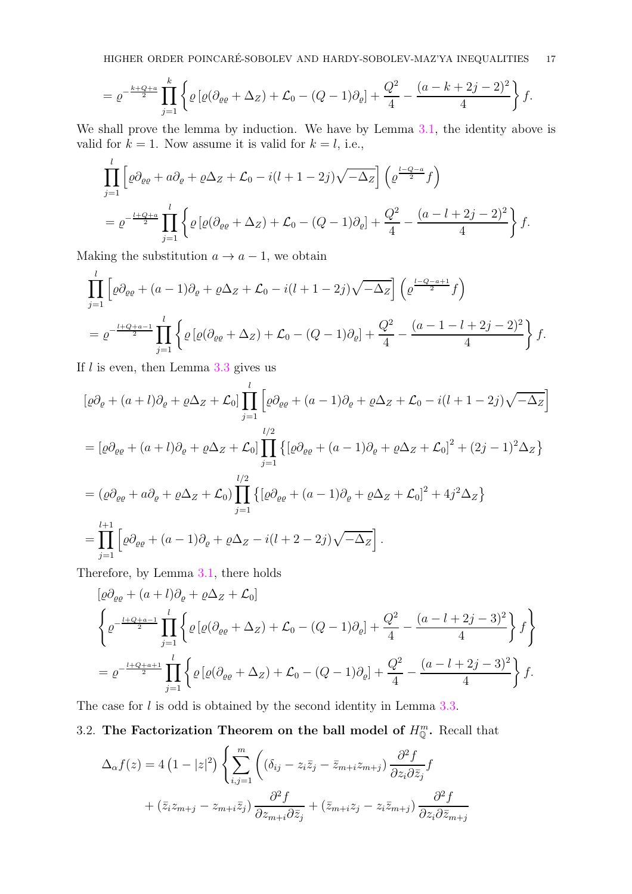$$= \varrho^{-\frac{k+Q+a}{2}} \prod_{j=1}^{k} \left\{ \varrho \left[ \varrho(\partial_{\varrho\varrho} + \Delta_Z) + \mathcal{L}_0 - (Q-1)\partial_\varrho \right] + \frac{Q^2}{4} - \frac{(a-k+2j-2)^2}{4} \right\} f.$$

We shall prove the lemma by induction. We have by Lemma 3.1, the identity above is valid for $k=1$. Now assume it is valid for $k=l$, i.e.,

$$\prod_{j=1}^{l} \left[ \varrho\partial_{\varrho\varrho} + a\partial_\varrho + \varrho\Delta_Z + \mathcal{L}_0 - i(l+1-2j)\sqrt{-\Delta_Z} \right] \left( \varrho^{\frac{l-Q-a}{2}} f \right)$$
$$= \varrho^{-\frac{l+Q+a}{2}} \prod_{j=1}^{l} \left\{ \varrho \left[ \varrho(\partial_{\varrho\varrho} + \Delta_Z) + \mathcal{L}_0 - (Q-1)\partial_\varrho \right] + \frac{Q^2}{4} - \frac{(a-l+2j-2)^2}{4} \right\} f.$$

Making the substitution $a \to a-1$, we obtain

$$\prod_{j=1}^{l} \left[ \varrho\partial_{\varrho\varrho} + (a-1)\partial_\varrho + \varrho\Delta_Z + \mathcal{L}_0 - i(l+1-2j)\sqrt{-\Delta_Z} \right] \left( \varrho^{\frac{l-Q-a+1}{2}} f \right)$$
$$= \varrho^{-\frac{l+Q+a-1}{2}} \prod_{j=1}^{l} \left\{ \varrho \left[ \varrho(\partial_{\varrho\varrho} + \Delta_Z) + \mathcal{L}_0 - (Q-1)\partial_\varrho \right] + \frac{Q^2}{4} - \frac{(a-1-l+2j-2)^2}{4} \right\} f.$$

If $l$ is even, then Lemma 3.3 gives us

$$\begin{aligned}
&[\varrho\partial_\varrho + (a+l)\partial_\varrho + \varrho\Delta_Z + \mathcal{L}_0] \prod_{j=1}^{l} \left[ \varrho\partial_{\varrho\varrho} + (a-1)\partial_\varrho + \varrho\Delta_Z + \mathcal{L}_0 - i(l+1-2j)\sqrt{-\Delta_Z} \right] \\
&= [\varrho\partial_{\varrho\varrho} + (a+l)\partial_\varrho + \varrho\Delta_Z + \mathcal{L}_0] \prod_{j=1}^{l/2} \left\{ [\varrho\partial_{\varrho\varrho} + (a-1)\partial_\varrho + \varrho\Delta_Z + \mathcal{L}_0]^2 + (2j-1)^2\Delta_Z \right\} \\
&= (\varrho\partial_{\varrho\varrho} + a\partial_\varrho + \varrho\Delta_Z + \mathcal{L}_0) \prod_{j=1}^{l/2} \left\{ [\varrho\partial_{\varrho\varrho} + (a-1)\partial_\varrho + \varrho\Delta_Z + \mathcal{L}_0]^2 + 4j^2\Delta_Z \right\} \\
&= \prod_{j=1}^{l+1} \left[ \varrho\partial_{\varrho\varrho} + (a-1)\partial_\varrho + \varrho\Delta_Z - i(l+2-2j)\sqrt{-\Delta_Z} \right].
\end{aligned}$$

Therefore, by Lemma 3.1, there holds

$$\begin{aligned}
&[\varrho\partial_{\varrho\varrho} + (a+l)\partial_\varrho + \varrho\Delta_Z + \mathcal{L}_0] \\
&\left\{ \varrho^{-\frac{l+Q+a-1}{2}} \prod_{j=1}^{l} \left\{ \varrho \left[ \varrho(\partial_{\varrho\varrho} + \Delta_Z) + \mathcal{L}_0 - (Q-1)\partial_\varrho \right] + \frac{Q^2}{4} - \frac{(a-l+2j-3)^2}{4} \right\} f \right\} \\
&= \varrho^{-\frac{l+Q+a+1}{2}} \prod_{j=1}^{l} \left\{ \varrho \left[ \varrho(\partial_{\varrho\varrho} + \Delta_Z) + \mathcal{L}_0 - (Q-1)\partial_\varrho \right] + \frac{Q^2}{4} - \frac{(a-l+2j-3)^2}{4} \right\} f.
\end{aligned}$$

The case for $l$ is odd is obtained by the second identity in Lemma 3.3.

### 3.2. The Factorization Theorem on the ball model of $H^m_{\mathbb{Q}}$.

Recall that

$$\begin{aligned}
\Delta_\alpha f(z) = 4\left(1-|z|^2\right) \Bigg\{ \sum_{i,j=1}^{m} \Bigg( &(\delta_{ij} - z_i\bar{z}_j - \bar{z}_{m+i}z_{m+j}) \frac{\partial^2 f}{\partial z_i \partial \bar{z}_j} f \\
&+ (\bar{z}_i z_{m+j} - z_{m+i}\bar{z}_j) \frac{\partial^2 f}{\partial z_{m+i}\partial \bar{z}_j} + (\bar{z}_{m+i}z_j - z_i\bar{z}_{m+j}) \frac{\partial^2 f}{\partial z_i \partial \bar{z}_{m+j}}
\end{aligned}$$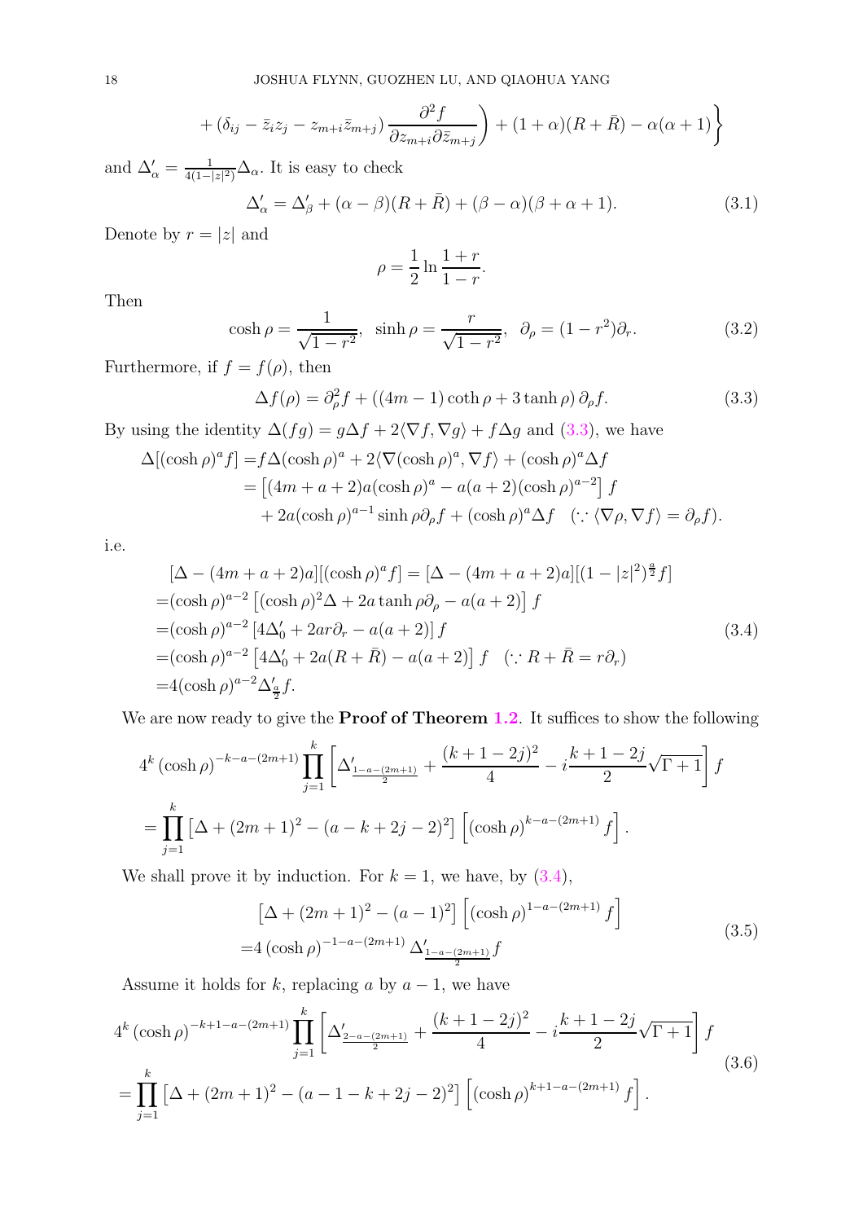$$+ (\delta_{ij} - \bar{z}_i z_j - z_{m+i}\bar{z}_{m+j}) \frac{\partial^2 f}{\partial z_{m+i}\partial \bar{z}_{m+j}}\Bigg) + (1+\alpha)(R+\bar{R}) - \alpha(\alpha+1)\Bigg\}$$

and $\Delta'_\alpha = \frac{1}{4(1-|z|^2)}\Delta_\alpha$. It is easy to check

$$\Delta'_\alpha = \Delta'_\beta + (\alpha - \beta)(R+\bar{R}) + (\beta - \alpha)(\beta + \alpha + 1). \tag{3.1}$$

Denote by $r = |z|$ and

$$\rho = \frac{1}{2}\ln\frac{1+r}{1-r}.$$

Then

$$\cosh\rho = \frac{1}{\sqrt{1-r^2}}, \quad \sinh\rho = \frac{r}{\sqrt{1-r^2}}, \quad \partial_\rho = (1-r^2)\partial_r. \tag{3.2}$$

Furthermore, if $f = f(\rho)$, then

$$\Delta f(\rho) = \partial_\rho^2 f + ((4m-1)\coth\rho + 3\tanh\rho)\,\partial_\rho f. \tag{3.3}$$

By using the identity $\Delta(fg) = g\Delta f + 2\langle\nabla f, \nabla g\rangle + f\Delta g$ and (3.3), we have

$$\begin{aligned}
\Delta[(\cosh\rho)^a f] =& f\Delta(\cosh\rho)^a + 2\langle\nabla(\cosh\rho)^a, \nabla f\rangle + (\cosh\rho)^a\Delta f\\
=& \left[(4m+a+2)a(\cosh\rho)^a - a(a+2)(\cosh\rho)^{a-2}\right] f\\
&+ 2a(\cosh\rho)^{a-1}\sinh\rho\,\partial_\rho f + (\cosh\rho)^a\Delta f \quad (\because \langle\nabla\rho, \nabla f\rangle = \partial_\rho f).
\end{aligned}$$

i.e.

$$\begin{aligned}
&[\Delta - (4m+a+2)a][(\cosh\rho)^a f] = [\Delta - (4m+a+2)a][(1-|z|^2)^{\frac{a}{2}} f]\\
=&(\cosh\rho)^{a-2}\left[(\cosh\rho)^2\Delta + 2a\tanh\rho\,\partial_\rho - a(a+2)\right] f\\
=&(\cosh\rho)^{a-2}\left[4\Delta'_0 + 2ar\partial_r - a(a+2)\right] f\\
=&(\cosh\rho)^{a-2}\left[4\Delta'_0 + 2a(R+\bar{R}) - a(a+2)\right] f \quad (\because R+\bar{R} = r\partial_r)\\
=&4(\cosh\rho)^{a-2}\Delta'_{\frac{a}{2}} f.
\end{aligned} \tag{3.4}$$

We are now ready to give the **Proof of Theorem 1.2**. It suffices to show the following

$$\begin{aligned}
&4^k(\cosh\rho)^{-k-a-(2m+1)}\prod_{j=1}^{k}\left[\Delta'_{\frac{1-a-(2m+1)}{2}} + \frac{(k+1-2j)^2}{4} - i\frac{k+1-2j}{2}\sqrt{\Gamma+1}\right] f\\
=&\prod_{j=1}^{k}\left[\Delta + (2m+1)^2 - (a-k+2j-2)^2\right]\left[(\cosh\rho)^{k-a-(2m+1)} f\right].
\end{aligned}$$

We shall prove it by induction. For $k=1$, we have, by (3.4),

$$\begin{aligned}
&\left[\Delta + (2m+1)^2 - (a-1)^2\right]\left[(\cosh\rho)^{1-a-(2m+1)} f\right]\\
=&4(\cosh\rho)^{-1-a-(2m+1)}\Delta'_{\frac{1-a-(2m+1)}{2}} f
\end{aligned} \tag{3.5}$$

Assume it holds for $k$, replacing $a$ by $a-1$, we have

$$\begin{aligned}
&4^k(\cosh\rho)^{-k+1-a-(2m+1)}\prod_{j=1}^{k}\left[\Delta'_{\frac{2-a-(2m+1)}{2}} + \frac{(k+1-2j)^2}{4} - i\frac{k+1-2j}{2}\sqrt{\Gamma+1}\right] f\\
=&\prod_{j=1}^{k}\left[\Delta + (2m+1)^2 - (a-1-k+2j-2)^2\right]\left[(\cosh\rho)^{k+1-a-(2m+1)} f\right].
\end{aligned} \tag{3.6}$$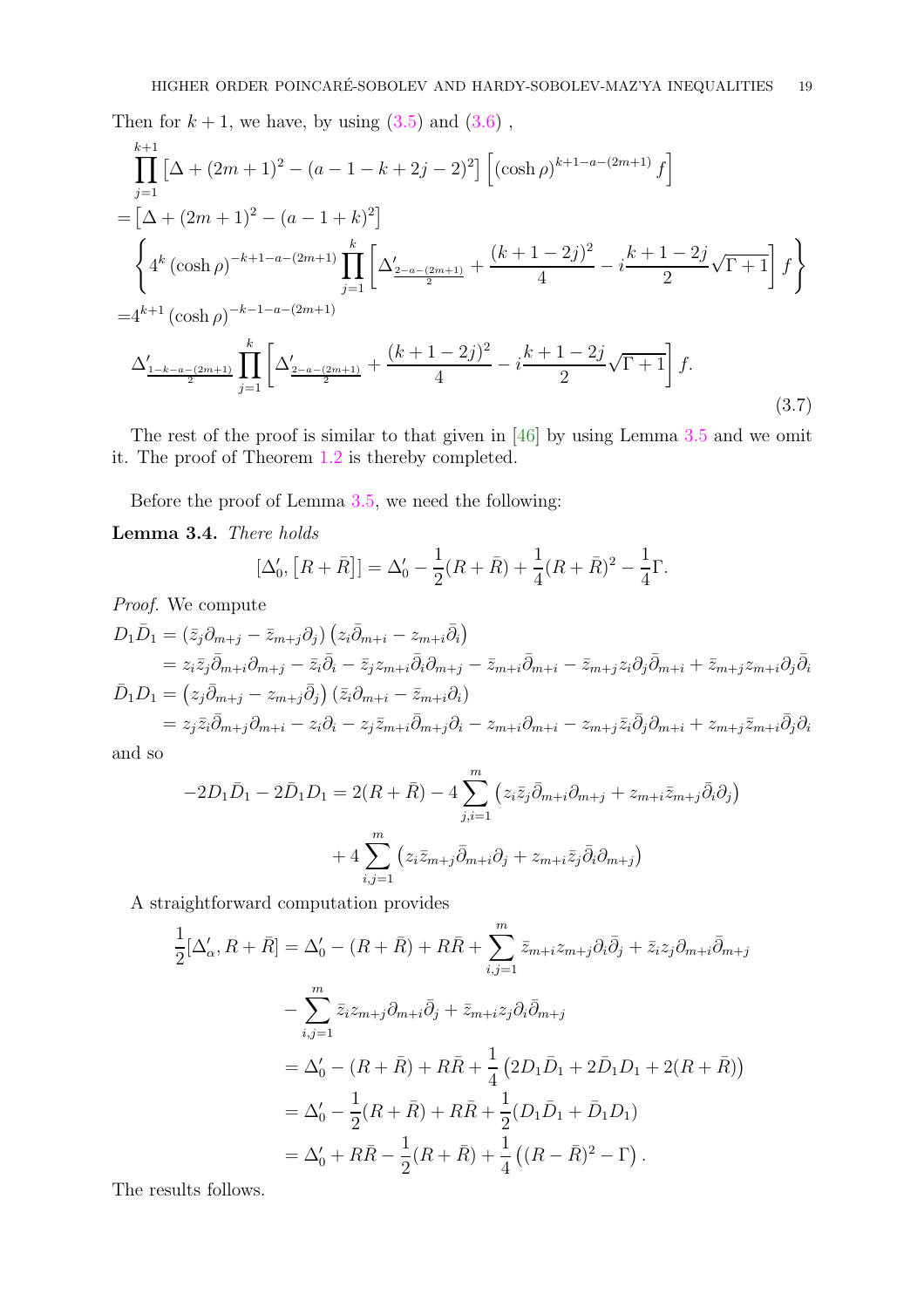Then for $k+1$, we have, by using (3.5) and (3.6) ,

$$
\begin{aligned}
&\prod_{j=1}^{k+1}\left[\Delta+(2m+1)^2-(a-1-k+2j-2)^2\right]\left[(\cosh\rho)^{k+1-a-(2m+1)}f\right]\\
=&\left[\Delta+(2m+1)^2-(a-1+k)^2\right]\\
&\left\{4^k(\cosh\rho)^{-k+1-a-(2m+1)}\prod_{j=1}^{k}\left[\Delta'_{\frac{2-a-(2m+1)}{2}}+\frac{(k+1-2j)^2}{4}-i\frac{k+1-2j}{2}\sqrt{\Gamma+1}\right]f\right\}\\
=&4^{k+1}(\cosh\rho)^{-k-1-a-(2m+1)}\\
&\Delta'_{\frac{1-k-a-(2m+1)}{2}}\prod_{j=1}^{k}\left[\Delta'_{\frac{2-a-(2m+1)}{2}}+\frac{(k+1-2j)^2}{4}-i\frac{k+1-2j}{2}\sqrt{\Gamma+1}\right]f.
\end{aligned}
\tag{3.7}
$$

The rest of the proof is similar to that given in [46] by using Lemma 3.5 and we omit it. The proof of Theorem 1.2 is thereby completed.

Before the proof of Lemma 3.5, we need the following:

**Lemma 3.4.** *There holds*

$$
[\Delta'_0,[R+\bar{R}]]=\Delta'_0-\frac{1}{2}(R+\bar{R})+\frac{1}{4}(R+\bar{R})^2-\frac{1}{4}\Gamma.
$$

*Proof.* We compute

$$
\begin{aligned}
D_1\bar{D}_1&=(\bar{z}_j\partial_{m+j}-\bar{z}_{m+j}\partial_j)(z_i\bar{\partial}_{m+i}-z_{m+i}\bar{\partial}_i)\\
&=z_i\bar{z}_j\bar{\partial}_{m+i}\partial_{m+j}-\bar{z}_i\bar{\partial}_i-\bar{z}_jz_{m+i}\bar{\partial}_i\partial_{m+j}-\bar{z}_{m+i}\bar{\partial}_{m+i}-\bar{z}_{m+j}z_i\partial_j\bar{\partial}_{m+i}+\bar{z}_{m+j}z_{m+i}\partial_j\bar{\partial}_i\\
\bar{D}_1D_1&=(z_j\bar{\partial}_{m+j}-z_{m+j}\bar{\partial}_j)(\bar{z}_i\partial_{m+i}-\bar{z}_{m+i}\partial_i)\\
&=z_j\bar{z}_i\bar{\partial}_{m+j}\partial_{m+i}-z_i\partial_i-z_j\bar{z}_{m+i}\bar{\partial}_{m+j}\partial_i-z_{m+i}\partial_{m+i}-z_{m+j}\bar{z}_i\bar{\partial}_j\partial_{m+i}+z_{m+j}\bar{z}_{m+i}\bar{\partial}_j\partial_i
\end{aligned}
$$

and so

$$
\begin{aligned}
-2D_1\bar{D}_1-2\bar{D}_1D_1=&\,2(R+\bar{R})-4\sum_{j,i=1}^{m}\left(z_i\bar{z}_j\bar{\partial}_{m+i}\partial_{m+j}+z_{m+i}\bar{z}_{m+j}\bar{\partial}_i\partial_j\right)\\
&+4\sum_{i,j=1}^{m}\left(z_i\bar{z}_{m+j}\bar{\partial}_{m+i}\partial_j+z_{m+i}\bar{z}_j\bar{\partial}_i\partial_{m+j}\right)
\end{aligned}
$$

A straightforward computation provides

$$
\begin{aligned}
\frac{1}{2}[\Delta'_\alpha,R+\bar{R}]=&\,\Delta'_0-(R+\bar{R})+R\bar{R}+\sum_{i,j=1}^{m}\bar{z}_{m+i}z_{m+j}\partial_i\bar{\partial}_j+\bar{z}_iz_j\partial_{m+i}\bar{\partial}_{m+j}\\
&-\sum_{i,j=1}^{m}\bar{z}_iz_{m+j}\partial_{m+i}\bar{\partial}_j+\bar{z}_{m+i}z_j\partial_i\bar{\partial}_{m+j}\\
=&\,\Delta'_0-(R+\bar{R})+R\bar{R}+\frac{1}{4}\left(2D_1\bar{D}_1+2\bar{D}_1D_1+2(R+\bar{R})\right)\\
=&\,\Delta'_0-\frac{1}{2}(R+\bar{R})+R\bar{R}+\frac{1}{2}(D_1\bar{D}_1+\bar{D}_1D_1)\\
=&\,\Delta'_0+R\bar{R}-\frac{1}{2}(R+\bar{R})+\frac{1}{4}\left((R-\bar{R})^2-\Gamma\right).
\end{aligned}
$$

The results follows.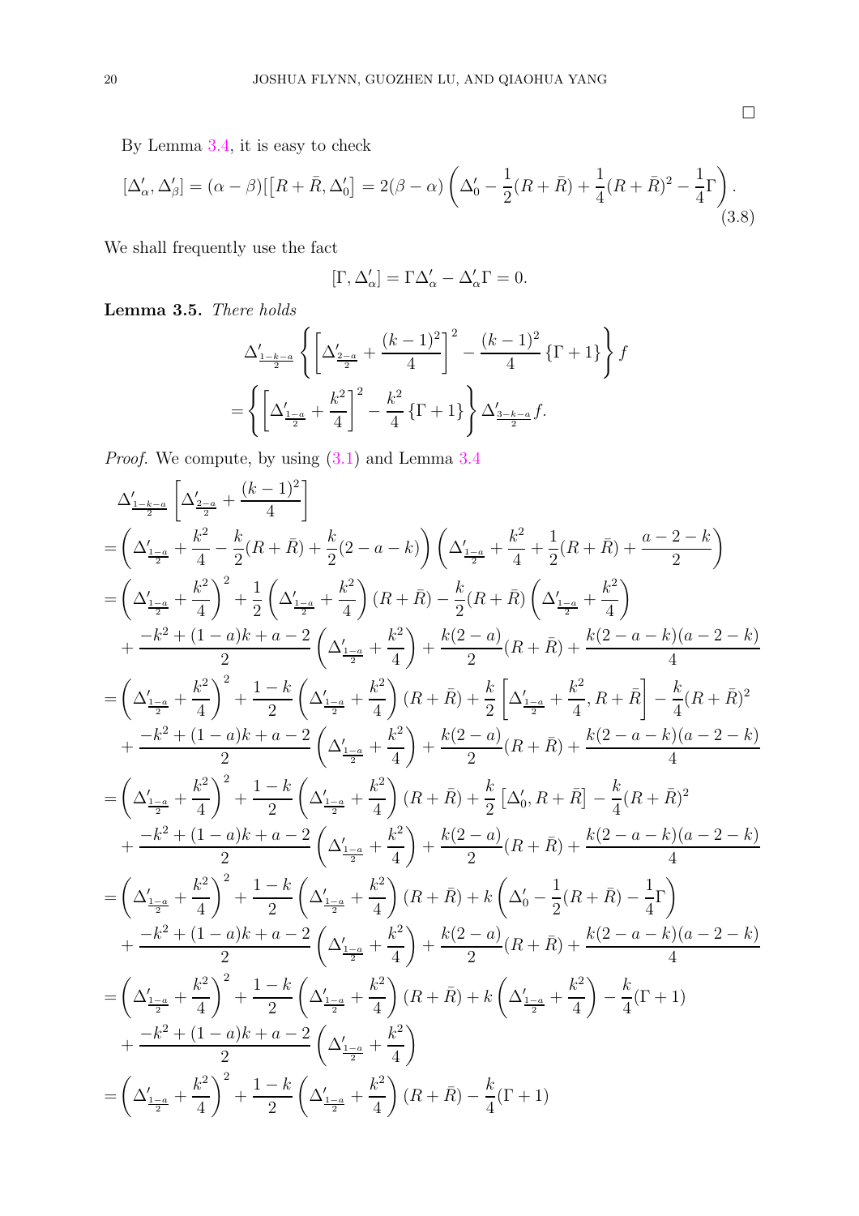□

By Lemma 3.4, it is easy to check

$$[\Delta'_\alpha, \Delta'_\beta] = (\alpha - \beta)[\left[R + \bar{R}, \Delta'_0\right] = 2(\beta - \alpha)\left(\Delta'_0 - \frac{1}{2}(R + \bar{R}) + \frac{1}{4}(R + \bar{R})^2 - \frac{1}{4}\Gamma\right). \tag{3.8}$$

We shall frequently use the fact

$$[\Gamma, \Delta'_\alpha] = \Gamma\Delta'_\alpha - \Delta'_\alpha\Gamma = 0.$$

**Lemma 3.5.** *There holds*

$$\Delta'_{\frac{1-k-a}{2}}\left\{\left[\Delta'_{\frac{2-a}{2}} + \frac{(k-1)^2}{4}\right]^2 - \frac{(k-1)^2}{4}\left\{\Gamma + 1\right\}\right\} f$$
$$= \left\{\left[\Delta'_{\frac{1-a}{2}} + \frac{k^2}{4}\right]^2 - \frac{k^2}{4}\left\{\Gamma + 1\right\}\right\}\Delta'_{\frac{3-k-a}{2}} f.$$

*Proof.* We compute, by using (3.1) and Lemma 3.4

$$\begin{aligned}
&\Delta'_{\frac{1-k-a}{2}}\left[\Delta'_{\frac{2-a}{2}} + \frac{(k-1)^2}{4}\right] \\
=&\left(\Delta'_{\frac{1-a}{2}} + \frac{k^2}{4} - \frac{k}{2}(R + \bar{R}) + \frac{k}{2}(2 - a - k)\right)\left(\Delta'_{\frac{1-a}{2}} + \frac{k^2}{4} + \frac{1}{2}(R + \bar{R}) + \frac{a - 2 - k}{2}\right) \\
=&\left(\Delta'_{\frac{1-a}{2}} + \frac{k^2}{4}\right)^2 + \frac{1}{2}\left(\Delta'_{\frac{1-a}{2}} + \frac{k^2}{4}\right)(R + \bar{R}) - \frac{k}{2}(R + \bar{R})\left(\Delta'_{\frac{1-a}{2}} + \frac{k^2}{4}\right) \\
&+ \frac{-k^2 + (1-a)k + a - 2}{2}\left(\Delta'_{\frac{1-a}{2}} + \frac{k^2}{4}\right) + \frac{k(2-a)}{2}(R + \bar{R}) + \frac{k(2 - a - k)(a - 2 - k)}{4} \\
=&\left(\Delta'_{\frac{1-a}{2}} + \frac{k^2}{4}\right)^2 + \frac{1-k}{2}\left(\Delta'_{\frac{1-a}{2}} + \frac{k^2}{4}\right)(R + \bar{R}) + \frac{k}{2}\left[\Delta'_{\frac{1-a}{2}} + \frac{k^2}{4}, R + \bar{R}\right] - \frac{k}{4}(R + \bar{R})^2 \\
&+ \frac{-k^2 + (1-a)k + a - 2}{2}\left(\Delta'_{\frac{1-a}{2}} + \frac{k^2}{4}\right) + \frac{k(2-a)}{2}(R + \bar{R}) + \frac{k(2 - a - k)(a - 2 - k)}{4} \\
=&\left(\Delta'_{\frac{1-a}{2}} + \frac{k^2}{4}\right)^2 + \frac{1-k}{2}\left(\Delta'_{\frac{1-a}{2}} + \frac{k^2}{4}\right)(R + \bar{R}) + \frac{k}{2}\left[\Delta'_0, R + \bar{R}\right] - \frac{k}{4}(R + \bar{R})^2 \\
&+ \frac{-k^2 + (1-a)k + a - 2}{2}\left(\Delta'_{\frac{1-a}{2}} + \frac{k^2}{4}\right) + \frac{k(2-a)}{2}(R + \bar{R}) + \frac{k(2 - a - k)(a - 2 - k)}{4} \\
=&\left(\Delta'_{\frac{1-a}{2}} + \frac{k^2}{4}\right)^2 + \frac{1-k}{2}\left(\Delta'_{\frac{1-a}{2}} + \frac{k^2}{4}\right)(R + \bar{R}) + k\left(\Delta'_0 - \frac{1}{2}(R + \bar{R}) - \frac{1}{4}\Gamma\right) \\
&+ \frac{-k^2 + (1-a)k + a - 2}{2}\left(\Delta'_{\frac{1-a}{2}} + \frac{k^2}{4}\right) + \frac{k(2-a)}{2}(R + \bar{R}) + \frac{k(2 - a - k)(a - 2 - k)}{4} \\
=&\left(\Delta'_{\frac{1-a}{2}} + \frac{k^2}{4}\right)^2 + \frac{1-k}{2}\left(\Delta'_{\frac{1-a}{2}} + \frac{k^2}{4}\right)(R + \bar{R}) + k\left(\Delta'_{\frac{1-a}{2}} + \frac{k^2}{4}\right) - \frac{k}{4}(\Gamma + 1) \\
&+ \frac{-k^2 + (1-a)k + a - 2}{2}\left(\Delta'_{\frac{1-a}{2}} + \frac{k^2}{4}\right) \\
=&\left(\Delta'_{\frac{1-a}{2}} + \frac{k^2}{4}\right)^2 + \frac{1-k}{2}\left(\Delta'_{\frac{1-a}{2}} + \frac{k^2}{4}\right)(R + \bar{R}) - \frac{k}{4}(\Gamma + 1)
\end{aligned}$$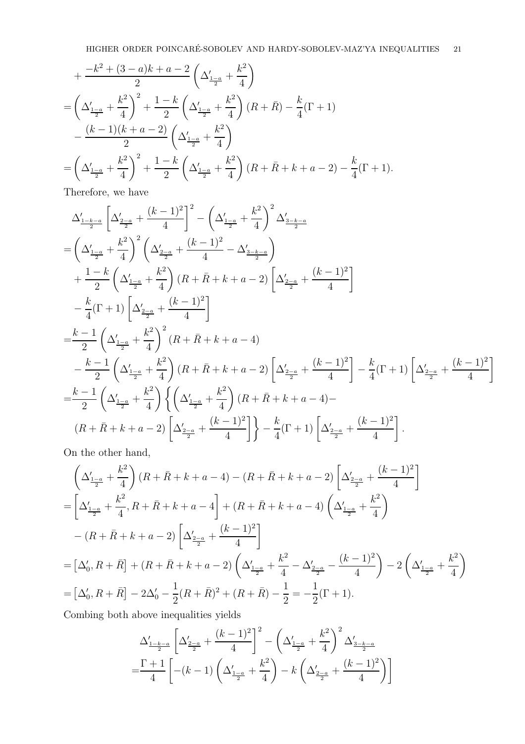$$
\begin{aligned}
&+\frac{-k^2+(3-a)k+a-2}{2}\left(\Delta'_{\frac{1-a}{2}}+\frac{k^2}{4}\right)\\
=&\left(\Delta'_{\frac{1-a}{2}}+\frac{k^2}{4}\right)^2+\frac{1-k}{2}\left(\Delta'_{\frac{1-a}{2}}+\frac{k^2}{4}\right)(R+\bar{R})-\frac{k}{4}(\Gamma+1)\\
&-\frac{(k-1)(k+a-2)}{2}\left(\Delta'_{\frac{1-a}{2}}+\frac{k^2}{4}\right)\\
=&\left(\Delta'_{\frac{1-a}{2}}+\frac{k^2}{4}\right)^2+\frac{1-k}{2}\left(\Delta'_{\frac{1-a}{2}}+\frac{k^2}{4}\right)(R+\bar{R}+k+a-2)-\frac{k}{4}(\Gamma+1).
\end{aligned}
$$

Therefore, we have

$$
\begin{aligned}
&\Delta'_{\frac{1-k-a}{2}}\left[\Delta'_{\frac{2-a}{2}}+\frac{(k-1)^2}{4}\right]^2-\left(\Delta'_{\frac{1-a}{2}}+\frac{k^2}{4}\right)^2\Delta'_{\frac{3-k-a}{2}}\\
=&\left(\Delta'_{\frac{1-a}{2}}+\frac{k^2}{4}\right)^2\left(\Delta'_{\frac{2-a}{2}}+\frac{(k-1)^2}{4}-\Delta'_{\frac{3-k-a}{2}}\right)\\
&+\frac{1-k}{2}\left(\Delta'_{\frac{1-a}{2}}+\frac{k^2}{4}\right)(R+\bar{R}+k+a-2)\left[\Delta'_{\frac{2-a}{2}}+\frac{(k-1)^2}{4}\right]\\
&-\frac{k}{4}(\Gamma+1)\left[\Delta'_{\frac{2-a}{2}}+\frac{(k-1)^2}{4}\right]\\
=&\frac{k-1}{2}\left(\Delta'_{\frac{1-a}{2}}+\frac{k^2}{4}\right)^2(R+\bar{R}+k+a-4)\\
&-\frac{k-1}{2}\left(\Delta'_{\frac{1-a}{2}}+\frac{k^2}{4}\right)(R+\bar{R}+k+a-2)\left[\Delta'_{\frac{2-a}{2}}+\frac{(k-1)^2}{4}\right]-\frac{k}{4}(\Gamma+1)\left[\Delta'_{\frac{2-a}{2}}+\frac{(k-1)^2}{4}\right]\\
=&\frac{k-1}{2}\left(\Delta'_{\frac{1-a}{2}}+\frac{k^2}{4}\right)\left\{\left(\Delta'_{\frac{1-a}{2}}+\frac{k^2}{4}\right)(R+\bar{R}+k+a-4)-\right.\\
&\left.(R+\bar{R}+k+a-2)\left[\Delta'_{\frac{2-a}{2}}+\frac{(k-1)^2}{4}\right]\right\}-\frac{k}{4}(\Gamma+1)\left[\Delta'_{\frac{2-a}{2}}+\frac{(k-1)^2}{4}\right].
\end{aligned}
$$

On the other hand,

$$
\begin{aligned}
&\left(\Delta'_{\frac{1-a}{2}}+\frac{k^2}{4}\right)(R+\bar{R}+k+a-4)-(R+\bar{R}+k+a-2)\left[\Delta'_{\frac{2-a}{2}}+\frac{(k-1)^2}{4}\right]\\
=&\left[\Delta'_{\frac{1-a}{2}}+\frac{k^2}{4},R+\bar{R}+k+a-4\right]+(R+\bar{R}+k+a-4)\left(\Delta'_{\frac{1-a}{2}}+\frac{k^2}{4}\right)\\
&-(R+\bar{R}+k+a-2)\left[\Delta'_{\frac{2-a}{2}}+\frac{(k-1)^2}{4}\right]\\
=&\left[\Delta'_0,R+\bar{R}\right]+(R+\bar{R}+k+a-2)\left(\Delta'_{\frac{1-a}{2}}+\frac{k^2}{4}-\Delta'_{\frac{2-a}{2}}-\frac{(k-1)^2}{4}\right)-2\left(\Delta'_{\frac{1-a}{2}}+\frac{k^2}{4}\right)\\
=&\left[\Delta'_0,R+\bar{R}\right]-2\Delta'_0-\frac{1}{2}(R+\bar{R})^2+(R+\bar{R})-\frac{1}{2}=-\frac{1}{2}(\Gamma+1).
\end{aligned}
$$

Combing both above inequalities yields

$$
\begin{aligned}
&\Delta'_{\frac{1-k-a}{2}}\left[\Delta'_{\frac{2-a}{2}}+\frac{(k-1)^2}{4}\right]^2-\left(\Delta'_{\frac{1-a}{2}}+\frac{k^2}{4}\right)^2\Delta'_{\frac{3-k-a}{2}}\\
=&\frac{\Gamma+1}{4}\left[-(k-1)\left(\Delta'_{\frac{1-a}{2}}+\frac{k^2}{4}\right)-k\left(\Delta'_{\frac{2-a}{2}}+\frac{(k-1)^2}{4}\right)\right]
\end{aligned}
$$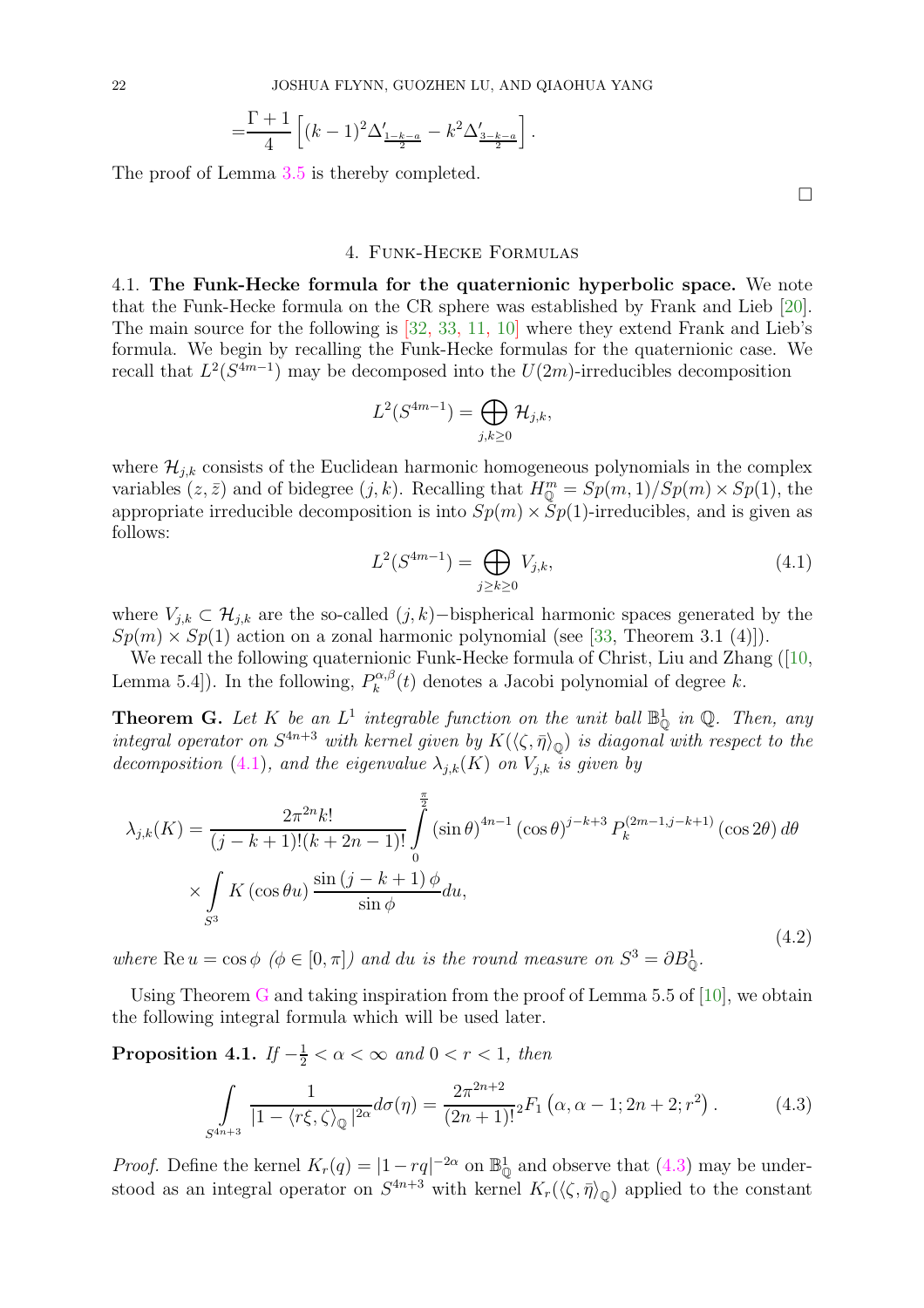$$=\frac{\Gamma+1}{4}\left[(k-1)^2\Delta'_{\frac{1-k-a}{2}}-k^2\Delta'_{\frac{3-k-a}{2}}\right].$$

The proof of Lemma 3.5 is thereby completed.

□

## 4. Funk-Hecke Formulas

4.1. **The Funk-Hecke formula for the quaternionic hyperbolic space.** We note that the Funk-Hecke formula on the CR sphere was established by Frank and Lieb [20]. The main source for the following is [32, 33, 11, 10] where they extend Frank and Lieb's formula. We begin by recalling the Funk-Hecke formulas for the quaternionic case. We recall that $L^2(S^{4m-1})$ may be decomposed into the $U(2m)$-irreducibles decomposition

$$L^2(S^{4m-1})=\bigoplus_{j,k\geq 0}\mathcal{H}_{j,k},$$

where $\mathcal{H}_{j,k}$ consists of the Euclidean harmonic homogeneous polynomials in the complex variables $(z,\bar{z})$ and of bidegree $(j,k)$. Recalling that $H^m_{\mathbb{Q}}=Sp(m,1)/Sp(m)\times Sp(1)$, the appropriate irreducible decomposition is into $Sp(m)\times Sp(1)$-irreducibles, and is given as follows:

$$L^2(S^{4m-1})=\bigoplus_{j\geq k\geq 0}V_{j,k}, \tag{4.1}$$

where $V_{j,k}\subset\mathcal{H}_{j,k}$ are the so-called $(j,k)-$bispherical harmonic spaces generated by the $Sp(m)\times Sp(1)$ action on a zonal harmonic polynomial (see [33, Theorem 3.1 (4)]).

We recall the following quaternionic Funk-Hecke formula of Christ, Liu and Zhang ([10, Lemma 5.4]). In the following, $P_k^{\alpha,\beta}(t)$ denotes a Jacobi polynomial of degree $k$.

**Theorem G.** *Let $K$ be an $L^1$ integrable function on the unit ball $\mathbb{B}^1_{\mathbb{Q}}$ in $\mathbb{Q}$. Then, any integral operator on $S^{4n+3}$ with kernel given by $K(\langle\zeta,\bar{\eta}\rangle_{\mathbb{Q}})$ is diagonal with respect to the decomposition (4.1), and the eigenvalue $\lambda_{j,k}(K)$ on $V_{j,k}$ is given by*

$$\begin{aligned}\lambda_{j,k}(K)=&\frac{2\pi^{2n}k!}{(j-k+1)!(k+2n-1)!}\int_0^{\frac{\pi}{2}}(\sin\theta)^{4n-1}(\cos\theta)^{j-k+3}P_k^{(2m-1,j-k+1)}(\cos 2\theta)\,d\theta\\&\times\int_{S^3}K(\cos\theta u)\frac{\sin(j-k+1)\phi}{\sin\phi}du,\end{aligned} \tag{4.2}$$

*where $\operatorname{Re}u=\cos\phi$ ($\phi\in[0,\pi]$) and $du$ is the round measure on $S^3=\partial B^1_{\mathbb{Q}}$.*

Using Theorem G and taking inspiration from the proof of Lemma 5.5 of [10], we obtain the following integral formula which will be used later.

**Proposition 4.1.** *If $-\frac{1}{2}<\alpha<\infty$ and $0<r<1$, then*

$$\int_{S^{4n+3}}\frac{1}{|1-\langle r\xi,\zeta\rangle_{\mathbb{Q}}|^{2\alpha}}d\sigma(\eta)=\frac{2\pi^{2n+2}}{(2n+1)!}{}_2F_1\left(\alpha,\alpha-1;2n+2;r^2\right). \tag{4.3}$$

*Proof.* Define the kernel $K_r(q)=|1-rq|^{-2\alpha}$ on $\mathbb{B}^1_{\mathbb{Q}}$ and observe that (4.3) may be understood as an integral operator on $S^{4n+3}$ with kernel $K_r(\langle\zeta,\bar{\eta}\rangle_{\mathbb{Q}})$ applied to the constant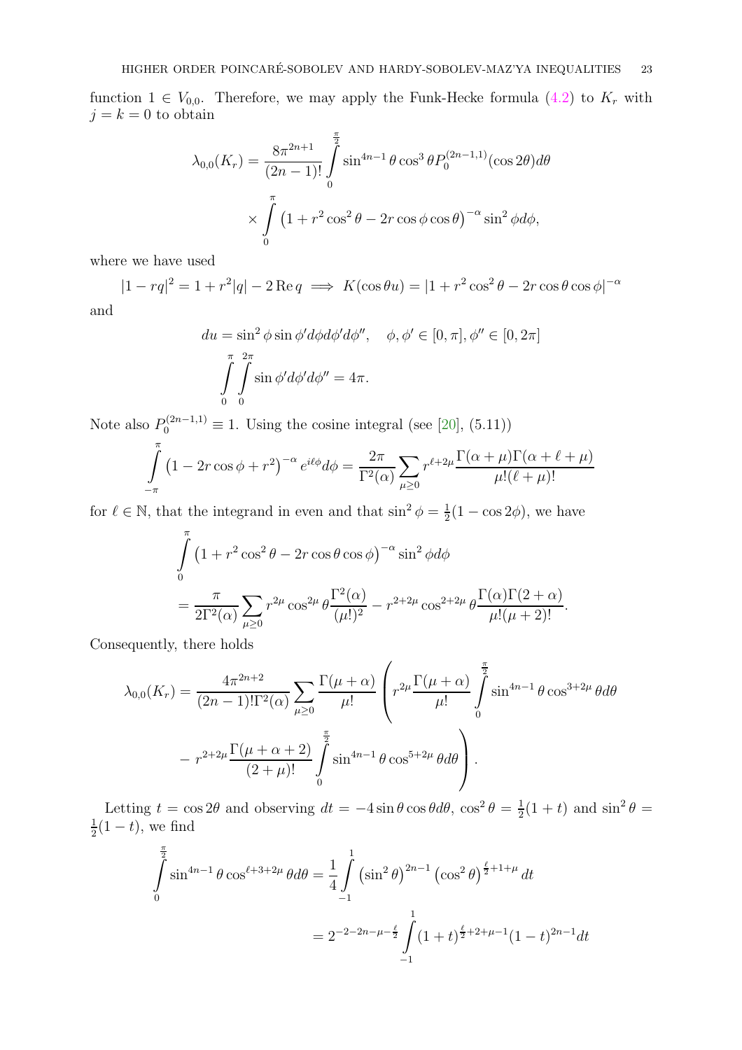function $1 \in V_{0,0}$. Therefore, we may apply the Funk-Hecke formula (4.2) to $K_r$ with $j = k = 0$ to obtain

$$\lambda_{0,0}(K_r) = \frac{8\pi^{2n+1}}{(2n-1)!} \int_0^{\frac{\pi}{2}} \sin^{4n-1}\theta \cos^3\theta P_0^{(2n-1,1)}(\cos 2\theta) d\theta$$
$$\times \int_0^{\pi} \left(1 + r^2\cos^2\theta - 2r\cos\phi\cos\theta\right)^{-\alpha} \sin^2\phi d\phi,$$

where we have used

$$|1 - rq|^2 = 1 + r^2|q| - 2\operatorname{Re} q \implies K(\cos\theta u) = |1 + r^2\cos^2\theta - 2r\cos\theta\cos\phi|^{-\alpha}$$

and

$$du = \sin^2\phi \sin\phi' d\phi d\phi' d\phi'', \quad \phi, \phi' \in [0, \pi], \phi'' \in [0, 2\pi]$$
$$\int_0^{\pi}\int_0^{2\pi} \sin\phi' d\phi' d\phi'' = 4\pi.$$

Note also $P_0^{(2n-1,1)} \equiv 1$. Using the cosine integral (see [20], (5.11))

$$\int_{-\pi}^{\pi} \left(1 - 2r\cos\phi + r^2\right)^{-\alpha} e^{i\ell\phi} d\phi = \frac{2\pi}{\Gamma^2(\alpha)} \sum_{\mu \geq 0} r^{\ell+2\mu} \frac{\Gamma(\alpha+\mu)\Gamma(\alpha+\ell+\mu)}{\mu!(\ell+\mu)!}$$

for $\ell \in \mathbb{N}$, that the integrand in even and that $\sin^2\phi = \frac{1}{2}(1 - \cos 2\phi)$, we have

$$\int_0^{\pi} \left(1 + r^2\cos^2\theta - 2r\cos\theta\cos\phi\right)^{-\alpha} \sin^2\phi d\phi$$
$$= \frac{\pi}{2\Gamma^2(\alpha)} \sum_{\mu \geq 0} r^{2\mu}\cos^{2\mu}\theta \frac{\Gamma^2(\alpha)}{(\mu!)^2} - r^{2+2\mu}\cos^{2+2\mu}\theta \frac{\Gamma(\alpha)\Gamma(2+\alpha)}{\mu!(\mu+2)!}.$$

Consequently, there holds

$$\lambda_{0,0}(K_r) = \frac{4\pi^{2n+2}}{(2n-1)!\Gamma^2(\alpha)} \sum_{\mu \geq 0} \frac{\Gamma(\mu+\alpha)}{\mu!} \left( r^{2\mu} \frac{\Gamma(\mu+\alpha)}{\mu!} \int_0^{\frac{\pi}{2}} \sin^{4n-1}\theta \cos^{3+2\mu}\theta d\theta \right.$$
$$\left. - r^{2+2\mu} \frac{\Gamma(\mu+\alpha+2)}{(2+\mu)!} \int_0^{\frac{\pi}{2}} \sin^{4n-1}\theta \cos^{5+2\mu}\theta d\theta \right).$$

Letting $t = \cos 2\theta$ and observing $dt = -4\sin\theta\cos\theta d\theta$, $\cos^2\theta = \frac{1}{2}(1+t)$ and $\sin^2\theta = \frac{1}{2}(1-t)$, we find

$$\int_0^{\frac{\pi}{2}} \sin^{4n-1}\theta \cos^{\ell+3+2\mu}\theta d\theta = \frac{1}{4}\int_{-1}^{1} \left(\sin^2\theta\right)^{2n-1} \left(\cos^2\theta\right)^{\frac{\ell}{2}+1+\mu} dt$$
$$= 2^{-2-2n-\mu-\frac{\ell}{2}} \int_{-1}^{1} (1+t)^{\frac{\ell}{2}+2+\mu-1}(1-t)^{2n-1} dt$$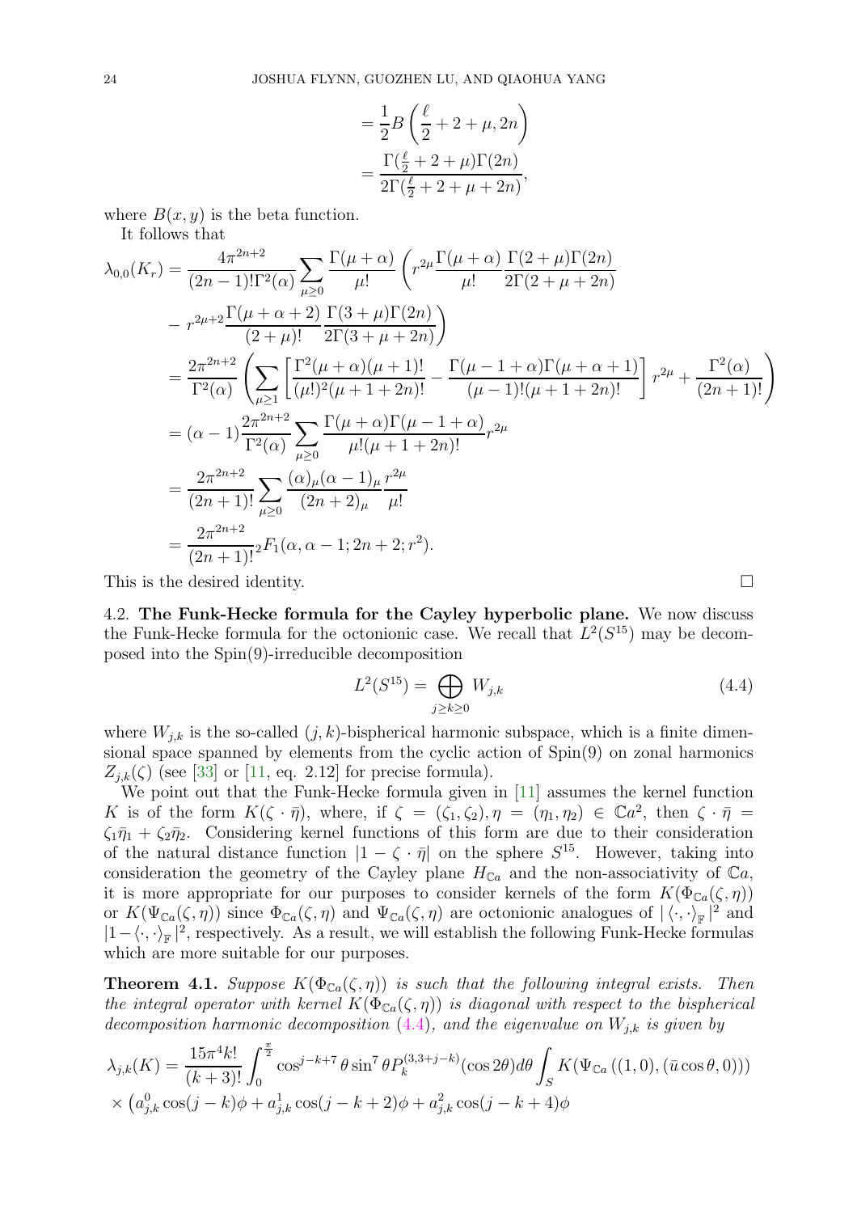$$
\begin{aligned}
&= \frac{1}{2} B\left(\frac{\ell}{2} + 2 + \mu, 2n\right) \\
&= \frac{\Gamma(\frac{\ell}{2} + 2 + \mu)\Gamma(2n)}{2\Gamma(\frac{\ell}{2} + 2 + \mu + 2n)},
\end{aligned}
$$

where $B(x, y)$ is the beta function.

It follows that

$$
\begin{aligned}
\lambda_{0,0}(K_r) &= \frac{4\pi^{2n+2}}{(2n-1)!\Gamma^2(\alpha)} \sum_{\mu \geq 0} \frac{\Gamma(\mu + \alpha)}{\mu!} \left( r^{2\mu} \frac{\Gamma(\mu + \alpha)}{\mu!} \frac{\Gamma(2 + \mu)\Gamma(2n)}{2\Gamma(2 + \mu + 2n)} \right. \\
&\quad \left. - r^{2\mu+2} \frac{\Gamma(\mu + \alpha + 2)}{(2 + \mu)!} \frac{\Gamma(3 + \mu)\Gamma(2n)}{2\Gamma(3 + \mu + 2n)} \right) \\
&= \frac{2\pi^{2n+2}}{\Gamma^2(\alpha)} \left( \sum_{\mu \geq 1} \left[ \frac{\Gamma^2(\mu + \alpha)(\mu + 1)!}{(\mu!)^2(\mu + 1 + 2n)!} - \frac{\Gamma(\mu - 1 + \alpha)\Gamma(\mu + \alpha + 1)}{(\mu - 1)!(\mu + 1 + 2n)!} \right] r^{2\mu} + \frac{\Gamma^2(\alpha)}{(2n + 1)!} \right) \\
&= (\alpha - 1) \frac{2\pi^{2n+2}}{\Gamma^2(\alpha)} \sum_{\mu \geq 0} \frac{\Gamma(\mu + \alpha)\Gamma(\mu - 1 + \alpha)}{\mu!(\mu + 1 + 2n)!} r^{2\mu} \\
&= \frac{2\pi^{2n+2}}{(2n + 1)!} \sum_{\mu \geq 0} \frac{(\alpha)_\mu (\alpha - 1)_\mu}{(2n + 2)_\mu} \frac{r^{2\mu}}{\mu!} \\
&= \frac{2\pi^{2n+2}}{(2n + 1)!} {}_2F_1(\alpha, \alpha - 1; 2n + 2; r^2).
\end{aligned}
$$

This is the desired identity. $\square$

**4.2. The Funk-Hecke formula for the Cayley hyperbolic plane.** We now discuss the Funk-Hecke formula for the octonionic case. We recall that $L^2(S^{15})$ may be decomposed into the Spin(9)-irreducible decomposition

$$
L^2(S^{15}) = \bigoplus_{j \geq k \geq 0} W_{j,k} \tag{4.4}
$$

where $W_{j,k}$ is the so-called $(j, k)$-bispherical harmonic subspace, which is a finite dimensional space spanned by elements from the cyclic action of Spin(9) on zonal harmonics $Z_{j,k}(\zeta)$ (see [33] or [11, eq. 2.12] for precise formula).

We point out that the Funk-Hecke formula given in [11] assumes the kernel function $K$ is of the form $K(\zeta \cdot \bar{\eta})$, where, if $\zeta = (\zeta_1, \zeta_2), \eta = (\eta_1, \eta_2) \in \mathbb{C}a^2$, then $\zeta \cdot \bar{\eta} = \zeta_1\bar{\eta}_1 + \zeta_2\bar{\eta}_2$. Considering kernel functions of this form are due to their consideration of the natural distance function $|1 - \zeta \cdot \bar{\eta}|$ on the sphere $S^{15}$. However, taking into consideration the geometry of the Cayley plane $H_{\mathbb{C}a}$ and the non-associativity of $\mathbb{C}a$, it is more appropriate for our purposes to consider kernels of the form $K(\Phi_{\mathbb{C}a}(\zeta, \eta))$ or $K(\Psi_{\mathbb{C}a}(\zeta, \eta))$ since $\Phi_{\mathbb{C}a}(\zeta, \eta)$ and $\Psi_{\mathbb{C}a}(\zeta, \eta)$ are octonionic analogues of $|\langle \cdot, \cdot \rangle_{\mathbb{F}}|^2$ and $|1 - \langle \cdot, \cdot \rangle_{\mathbb{F}}|^2$, respectively. As a result, we will establish the following Funk-Hecke formulas which are more suitable for our purposes.

**Theorem 4.1.** *Suppose $K(\Phi_{\mathbb{C}a}(\zeta, \eta))$ is such that the following integral exists. Then the integral operator with kernel $K(\Phi_{\mathbb{C}a}(\zeta, \eta))$ is diagonal with respect to the bispherical decomposition harmonic decomposition (4.4), and the eigenvalue on $W_{j,k}$ is given by*

$$
\begin{aligned}
\lambda_{j,k}(K) &= \frac{15\pi^4 k!}{(k + 3)!} \int_0^{\frac{\pi}{2}} \cos^{j-k+7}\theta \sin^7\theta P_k^{(3,3+j-k)}(\cos 2\theta) d\theta \int_S K(\Psi_{\mathbb{C}a}((1, 0), (\bar{u}\cos\theta, 0))) \\
&\quad \times \left( a_{j,k}^0 \cos(j - k)\phi + a_{j,k}^1 \cos(j - k + 2)\phi + a_{j,k}^2 \cos(j - k + 4)\phi \right.
\end{aligned}
$$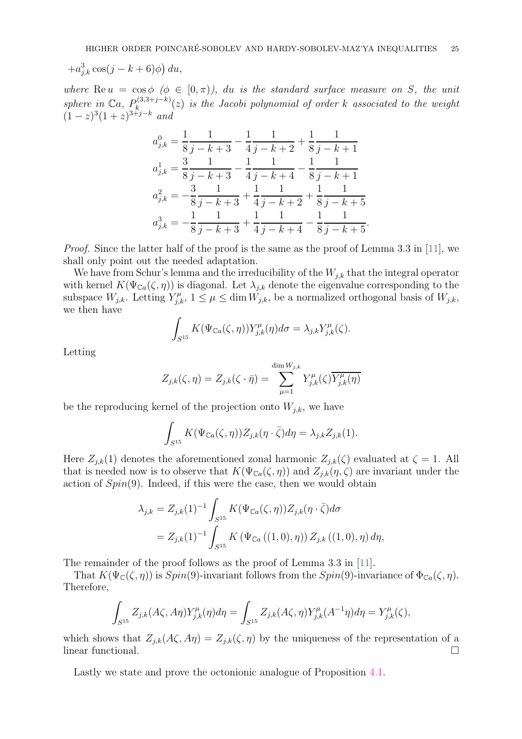$+a_{j,k}^3 \cos(j-k+6)\phi\big)\, du,$

*where* $\operatorname{Re} u = \cos\phi$ *(*$\phi \in [0,\pi)$*),* $du$ *is the standard surface measure on* $S$*, the unit sphere in* $\mathbb{C}a$*,* $P_k^{(3,3+j-k)}(z)$ *is the Jacobi polynomial of order* $k$ *associated to the weight* $(1-z)^3(1+z)^{3+j-k}$ *and*

$$
\begin{aligned}
a_{j,k}^0 &= \frac{1}{8}\frac{1}{j-k+3} - \frac{1}{4}\frac{1}{j-k+2} + \frac{1}{8}\frac{1}{j-k+1} \\
a_{j,k}^1 &= \frac{3}{8}\frac{1}{j-k+3} - \frac{1}{4}\frac{1}{j-k+4} - \frac{1}{8}\frac{1}{j-k+1} \\
a_{j,k}^2 &= -\frac{3}{8}\frac{1}{j-k+3} + \frac{1}{4}\frac{1}{j-k+2} + \frac{1}{8}\frac{1}{j-k+5} \\
a_{j,k}^3 &= -\frac{1}{8}\frac{1}{j-k+3} + \frac{1}{4}\frac{1}{j-k+4} - \frac{1}{8}\frac{1}{j-k+5}.
\end{aligned}
$$

*Proof.* Since the latter half of the proof is the same as the proof of Lemma 3.3 in [11], we shall only point out the needed adaptation.

We have from Schur's lemma and the irreducibility of the $W_{j,k}$ that the integral operator with kernel $K(\Psi_{\mathbb{C}a}(\zeta,\eta))$ is diagonal. Let $\lambda_{j,k}$ denote the eigenvalue corresponding to the subspace $W_{j,k}$. Letting $Y_{j,k}^{\mu}$, $1 \le \mu \le \dim W_{j,k}$, be a normalized orthogonal basis of $W_{j,k}$, we then have

$$
\int_{S^{15}} K(\Psi_{\mathbb{C}a}(\zeta,\eta)) Y_{j,k}^{\mu}(\eta) d\sigma = \lambda_{j,k} Y_{j,k}^{\mu}(\zeta).
$$

Letting

$$
Z_{j,k}(\zeta,\eta) = Z_{j,k}(\zeta\cdot\bar{\eta}) = \sum_{\mu=1}^{\dim W_{j,k}} Y_{j,k}^{\mu}(\zeta)\overline{Y_{j,k}^{\mu}(\eta)}
$$

be the reproducing kernel of the projection onto $W_{j,k}$, we have

$$
\int_{S^{15}} K(\Psi_{\mathbb{C}a}(\zeta,\eta)) Z_{j,k}(\eta\cdot\bar{\zeta}) d\eta = \lambda_{j,k} Z_{j,k}(1).
$$

Here $Z_{j,k}(1)$ denotes the aforementioned zonal harmonic $Z_{j,k}(\zeta)$ evaluated at $\zeta = 1$. All that is needed now is to observe that $K(\Psi_{\mathbb{C}a}(\zeta,\eta))$ and $Z_{j,k}(\eta,\zeta)$ are invariant under the action of $Spin(9)$. Indeed, if this were the case, then we would obtain

$$
\begin{aligned}
\lambda_{j,k} &= Z_{j,k}(1)^{-1}\int_{S^{15}} K(\Psi_{\mathbb{C}a}(\zeta,\eta)) Z_{j,k}(\eta\cdot\bar{\zeta}) d\sigma \\
&= Z_{j,k}(1)^{-1}\int_{S^{15}} K\left(\Psi_{\mathbb{C}a}\left((1,0),\eta\right)\right) Z_{j,k}\left((1,0),\eta\right) d\eta,
\end{aligned}
$$

The remainder of the proof follows as the proof of Lemma 3.3 in [11].

That $K(\Psi_{\mathbb{C}}(\zeta,\eta))$ is $Spin(9)$-invariant follows from the $Spin(9)$-invariance of $\Phi_{\mathbb{C}a}(\zeta,\eta)$. Therefore,

$$
\int_{S^{15}} Z_{j,k}(A\zeta,A\eta) Y_{j,k}^{\mu}(\eta) d\eta = \int_{S^{15}} Z_{j,k}(A\zeta,\eta) Y_{j,k}^{\mu}(A^{-1}\eta) d\eta = Y_{j,k}^{\mu}(\zeta),
$$

which shows that $Z_{j,k}(A\zeta,A\eta) = Z_{j,k}(\zeta,\eta)$ by the uniqueness of the representation of a linear functional. $\square$

Lastly we state and prove the octonionic analogue of Proposition 4.1.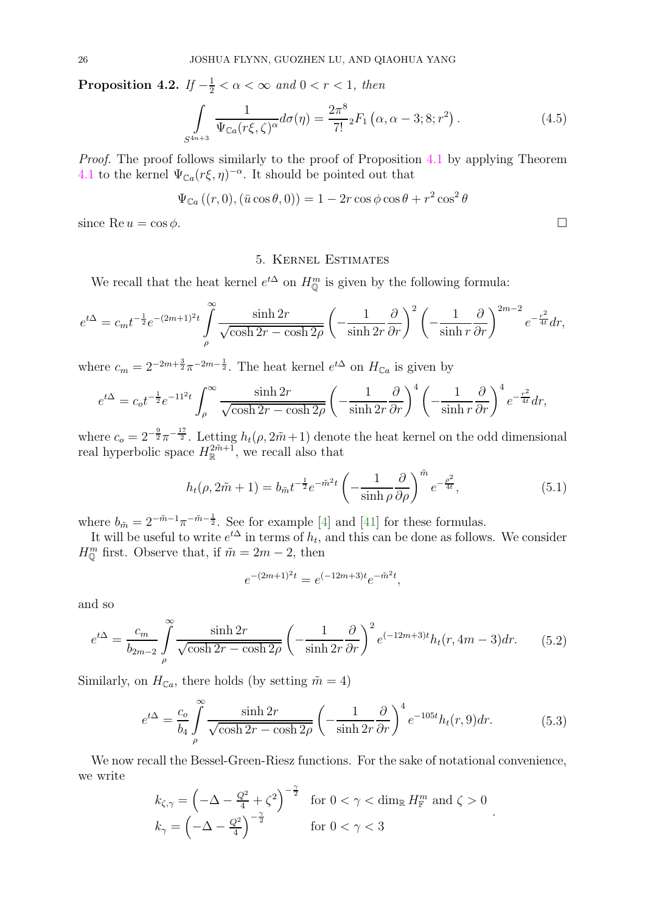**Proposition 4.2.** *If $-\frac{1}{2} < \alpha < \infty$ and $0 < r < 1$, then*

$$\int\limits_{S^{4n+3}} \frac{1}{\Psi_{\mathbb{C}a}(r\xi, \zeta)^{\alpha}} d\sigma(\eta) = \frac{2\pi^8}{7!} {}_2F_1\left(\alpha, \alpha - 3; 8; r^2\right). \tag{4.5}$$

*Proof.* The proof follows similarly to the proof of Proposition 4.1 by applying Theorem 4.1 to the kernel $\Psi_{\mathbb{C}a}(r\xi, \eta)^{-\alpha}$. It should be pointed out that

$$\Psi_{\mathbb{C}a}\left((r, 0), (\bar{u}\cos\theta, 0)\right) = 1 - 2r\cos\phi\cos\theta + r^2\cos^2\theta$$

since $\operatorname{Re} u = \cos\phi$. $\square$

## 5. Kernel Estimates

We recall that the heat kernel $e^{t\Delta}$ on $H^m_{\mathbb{Q}}$ is given by the following formula:

$$e^{t\Delta} = c_m t^{-\frac{1}{2}} e^{-(2m+1)^2 t} \int\limits_{\rho}^{\infty} \frac{\sinh 2r}{\sqrt{\cosh 2r - \cosh 2\rho}} \left(-\frac{1}{\sinh 2r}\frac{\partial}{\partial r}\right)^2 \left(-\frac{1}{\sinh r}\frac{\partial}{\partial r}\right)^{2m-2} e^{-\frac{r^2}{4t}} dr,$$

where $c_m = 2^{-2m+\frac{3}{2}}\pi^{-2m-\frac{1}{2}}$. The heat kernel $e^{t\Delta}$ on $H_{\mathbb{C}a}$ is given by

$$e^{t\Delta} = c_o t^{-\frac{1}{2}} e^{-11^2 t} \int_{\rho}^{\infty} \frac{\sinh 2r}{\sqrt{\cosh 2r - \cosh 2\rho}} \left(-\frac{1}{\sinh 2r}\frac{\partial}{\partial r}\right)^4 \left(-\frac{1}{\sinh r}\frac{\partial}{\partial r}\right)^4 e^{-\frac{r^2}{4t}} dr,$$

where $c_o = 2^{-\frac{9}{2}}\pi^{-\frac{17}{2}}$. Letting $h_t(\rho, 2\tilde{m}+1)$ denote the heat kernel on the odd dimensional real hyperbolic space $H^{2\tilde{m}+1}_{\mathbb{R}}$, we recall also that

$$h_t(\rho, 2\tilde{m}+1) = b_{\tilde{m}} t^{-\frac{1}{2}} e^{-\tilde{m}^2 t} \left(-\frac{1}{\sinh\rho}\frac{\partial}{\partial\rho}\right)^{\tilde{m}} e^{-\frac{\rho^2}{4t}}, \tag{5.1}$$

where $b_{\tilde{m}} = 2^{-\tilde{m}-1}\pi^{-\tilde{m}-\frac{1}{2}}$. See for example [4] and [41] for these formulas.

It will be useful to write $e^{t\Delta}$ in terms of $h_t$, and this can be done as follows. We consider $H^m_{\mathbb{Q}}$ first. Observe that, if $\tilde{m} = 2m-2$, then

$$e^{-(2m+1)^2 t} = e^{(-12m+3)t} e^{-\tilde{m}^2 t},$$

and so

$$e^{t\Delta} = \frac{c_m}{b_{2m-2}} \int\limits_{\rho}^{\infty} \frac{\sinh 2r}{\sqrt{\cosh 2r - \cosh 2\rho}} \left(-\frac{1}{\sinh 2r}\frac{\partial}{\partial r}\right)^2 e^{(-12m+3)t} h_t(r, 4m-3) dr. \tag{5.2}$$

Similarly, on $H_{\mathbb{C}a}$, there holds (by setting $\tilde{m} = 4$)

$$e^{t\Delta} = \frac{c_o}{b_4} \int\limits_{\rho}^{\infty} \frac{\sinh 2r}{\sqrt{\cosh 2r - \cosh 2\rho}} \left(-\frac{1}{\sinh 2r}\frac{\partial}{\partial r}\right)^4 e^{-105t} h_t(r, 9) dr. \tag{5.3}$$

We now recall the Bessel-Green-Riesz functions. For the sake of notational convenience, we write

$$\begin{aligned} k_{\zeta,\gamma} &= \left(-\Delta - \tfrac{Q^2}{4} + \zeta^2\right)^{-\frac{\gamma}{2}} \quad \text{for } 0 < \gamma < \dim_{\mathbb{R}} H^m_{\mathbb{F}} \text{ and } \zeta > 0 \\ k_{\gamma} &= \left(-\Delta - \tfrac{Q^2}{4}\right)^{-\frac{\gamma}{2}} \qquad\quad \text{for } 0 < \gamma < 3 \end{aligned}.$$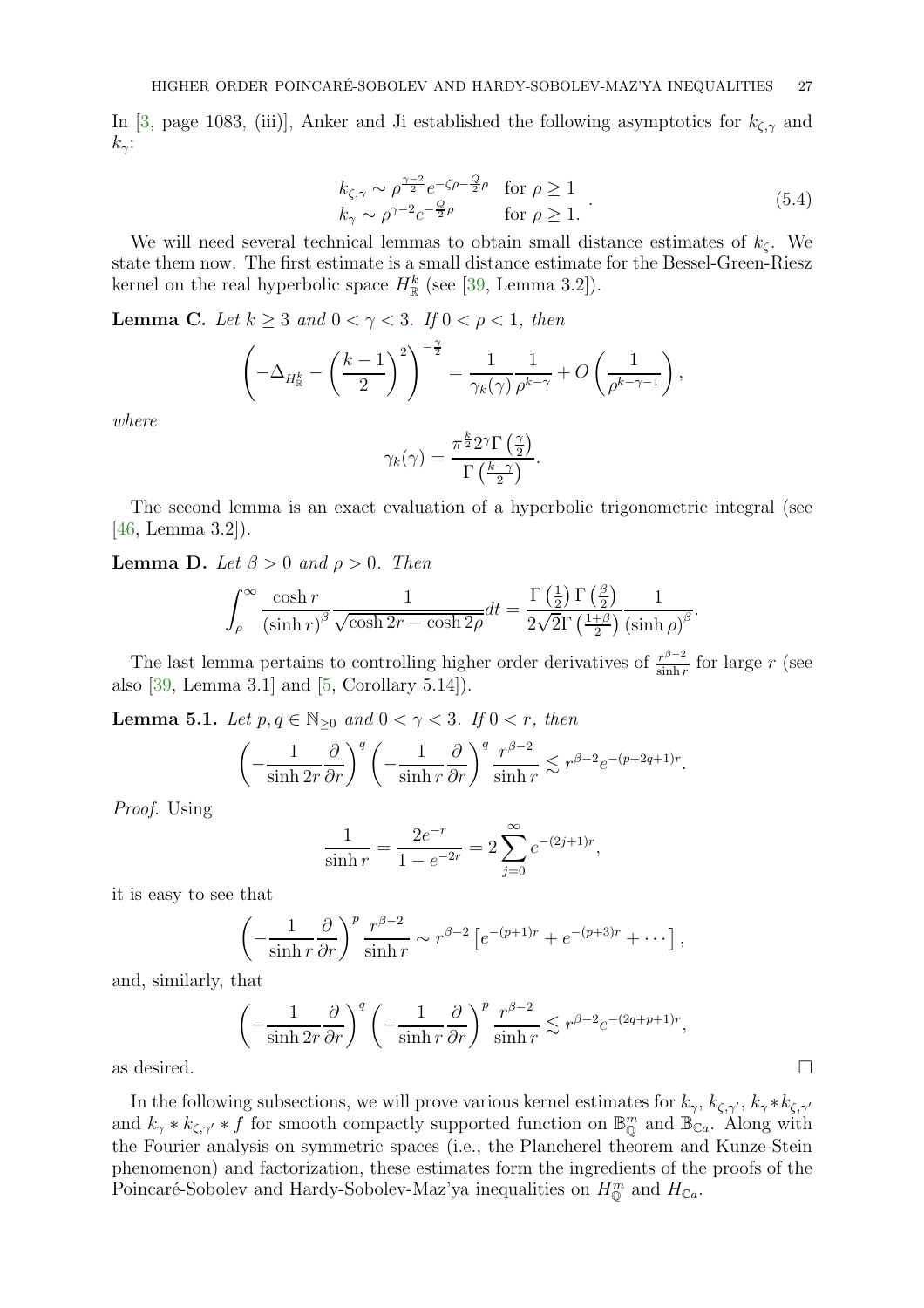In [3, page 1083, (iii)], Anker and Ji established the following asymptotics for $k_{\zeta,\gamma}$ and $k_\gamma$:

$$
\begin{array}{ll} k_{\zeta,\gamma} \sim \rho^{\frac{\gamma-2}{2}} e^{-\zeta\rho - \frac{Q}{2}\rho} & \text{for } \rho \geq 1 \\ k_\gamma \sim \rho^{\gamma-2} e^{-\frac{Q}{2}\rho} & \text{for } \rho \geq 1. \end{array} \tag{5.4}
$$

We will need several technical lemmas to obtain small distance estimates of $k_\zeta$. We state them now. The first estimate is a small distance estimate for the Bessel-Green-Riesz kernel on the real hyperbolic space $H^k_{\mathbb{R}}$ (see [39, Lemma 3.2]).

**Lemma C.** *Let $k \geq 3$ and $0 < \gamma < 3$. If $0 < \rho < 1$, then*

$$
\left( -\Delta_{H^k_{\mathbb{R}}} - \left( \frac{k-1}{2} \right)^2 \right)^{-\frac{\gamma}{2}} = \frac{1}{\gamma_k(\gamma)} \frac{1}{\rho^{k-\gamma}} + O\left( \frac{1}{\rho^{k-\gamma-1}} \right),
$$

*where*

$$
\gamma_k(\gamma) = \frac{\pi^{\frac{k}{2}} 2^\gamma \Gamma\left(\frac{\gamma}{2}\right)}{\Gamma\left(\frac{k-\gamma}{2}\right)}.
$$

The second lemma is an exact evaluation of a hyperbolic trigonometric integral (see [46, Lemma 3.2]).

**Lemma D.** *Let $\beta > 0$ and $\rho > 0$. Then*

$$
\int_\rho^\infty \frac{\cosh r}{(\sinh r)^\beta} \frac{1}{\sqrt{\cosh 2r - \cosh 2\rho}} dt = \frac{\Gamma\left(\frac{1}{2}\right) \Gamma\left(\frac{\beta}{2}\right)}{2\sqrt{2}\Gamma\left(\frac{1+\beta}{2}\right)} \frac{1}{(\sinh \rho)^\beta}.
$$

The last lemma pertains to controlling higher order derivatives of $\frac{r^{\beta-2}}{\sinh r}$ for large $r$ (see also [39, Lemma 3.1] and [5, Corollary 5.14]).

**Lemma 5.1.** *Let $p, q \in \mathbb{N}_{\geq 0}$ and $0 < \gamma < 3$. If $0 < r$, then*

$$
\left( -\frac{1}{\sinh 2r} \frac{\partial}{\partial r} \right)^q \left( -\frac{1}{\sinh r} \frac{\partial}{\partial r} \right)^q \frac{r^{\beta-2}}{\sinh r} \lesssim r^{\beta-2} e^{-(p+2q+1)r}.
$$

*Proof.* Using

$$
\frac{1}{\sinh r} = \frac{2e^{-r}}{1 - e^{-2r}} = 2\sum_{j=0}^\infty e^{-(2j+1)r},
$$

it is easy to see that

$$
\left( -\frac{1}{\sinh r} \frac{\partial}{\partial r} \right)^p \frac{r^{\beta-2}}{\sinh r} \sim r^{\beta-2} \left[ e^{-(p+1)r} + e^{-(p+3)r} + \cdots \right],
$$

and, similarly, that

$$
\left( -\frac{1}{\sinh 2r} \frac{\partial}{\partial r} \right)^q \left( -\frac{1}{\sinh r} \frac{\partial}{\partial r} \right)^p \frac{r^{\beta-2}}{\sinh r} \lesssim r^{\beta-2} e^{-(2q+p+1)r},
$$

as desired. $\square$

In the following subsections, we will prove various kernel estimates for $k_\gamma$, $k_{\zeta,\gamma'}$, $k_\gamma * k_{\zeta,\gamma'}$ and $k_\gamma * k_{\zeta,\gamma'} * f$ for smooth compactly supported function on $\mathbb{B}^m_{\mathbb{Q}}$ and $\mathbb{B}_{\mathbb{C}a}$. Along with the Fourier analysis on symmetric spaces (i.e., the Plancherel theorem and Kunze-Stein phenomenon) and factorization, these estimates form the ingredients of the proofs of the Poincaré-Sobolev and Hardy-Sobolev-Maz'ya inequalities on $H^m_{\mathbb{Q}}$ and $H_{\mathbb{C}a}$.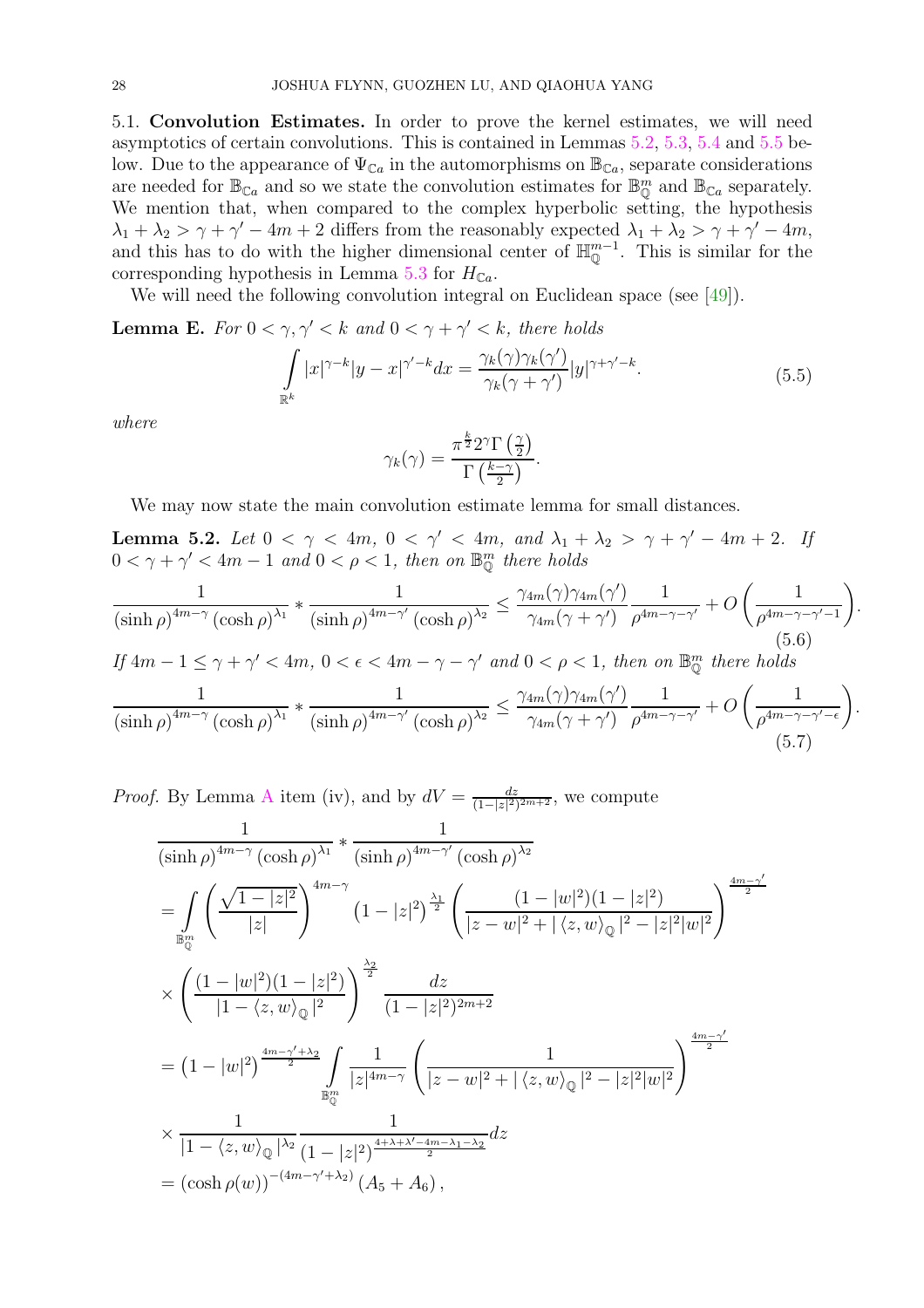5.1. **Convolution Estimates.** In order to prove the kernel estimates, we will need asymptotics of certain convolutions. This is contained in Lemmas 5.2, 5.3, 5.4 and 5.5 below. Due to the appearance of $\Psi_{\mathbb{C}a}$ in the automorphisms on $\mathbb{B}_{\mathbb{C}a}$, separate considerations are needed for $\mathbb{B}_{\mathbb{C}a}$ and so we state the convolution estimates for $\mathbb{B}^m_{\mathbb{Q}}$ and $\mathbb{B}_{\mathbb{C}a}$ separately. We mention that, when compared to the complex hyperbolic setting, the hypothesis $\lambda_1+\lambda_2>\gamma+\gamma'-4m+2$ differs from the reasonably expected $\lambda_1+\lambda_2>\gamma+\gamma'-4m$, and this has to do with the higher dimensional center of $\mathbb{H}^{m-1}_{\mathbb{Q}}$. This is similar for the corresponding hypothesis in Lemma 5.3 for $H_{\mathbb{C}a}$.

We will need the following convolution integral on Euclidean space (see [49]).

**Lemma E.** *For $0<\gamma,\gamma'<k$ and $0<\gamma+\gamma'<k$, there holds*

$$\int_{\mathbb{R}^k} |x|^{\gamma-k}|y-x|^{\gamma'-k}dx=\frac{\gamma_k(\gamma)\gamma_k(\gamma')}{\gamma_k(\gamma+\gamma')}|y|^{\gamma+\gamma'-k}. \tag{5.5}$$

*where*

$$\gamma_k(\gamma)=\frac{\pi^{\frac{k}{2}}2^{\gamma}\Gamma\left(\frac{\gamma}{2}\right)}{\Gamma\left(\frac{k-\gamma}{2}\right)}.$$

We may now state the main convolution estimate lemma for small distances.

**Lemma 5.2.** *Let $0<\gamma<4m$, $0<\gamma'<4m$, and $\lambda_1+\lambda_2>\gamma+\gamma'-4m+2$. If $0<\gamma+\gamma'<4m-1$ and $0<\rho<1$, then on $\mathbb{B}^m_{\mathbb{Q}}$ there holds*

$$\frac{1}{(\sinh\rho)^{4m-\gamma}(\cosh\rho)^{\lambda_1}}*\frac{1}{(\sinh\rho)^{4m-\gamma'}(\cosh\rho)^{\lambda_2}}\leq\frac{\gamma_{4m}(\gamma)\gamma_{4m}(\gamma')}{\gamma_{4m}(\gamma+\gamma')}\frac{1}{\rho^{4m-\gamma-\gamma'}}+O\left(\frac{1}{\rho^{4m-\gamma-\gamma'-1}}\right). \tag{5.6}$$

*If $4m-1\leq\gamma+\gamma'<4m$, $0<\epsilon<4m-\gamma-\gamma'$ and $0<\rho<1$, then on $\mathbb{B}^m_{\mathbb{Q}}$ there holds*

$$\frac{1}{(\sinh\rho)^{4m-\gamma}(\cosh\rho)^{\lambda_1}}*\frac{1}{(\sinh\rho)^{4m-\gamma'}(\cosh\rho)^{\lambda_2}}\leq\frac{\gamma_{4m}(\gamma)\gamma_{4m}(\gamma')}{\gamma_{4m}(\gamma+\gamma')}\frac{1}{\rho^{4m-\gamma-\gamma'}}+O\left(\frac{1}{\rho^{4m-\gamma-\gamma'-\epsilon}}\right). \tag{5.7}$$

*Proof.* By Lemma A item (iv), and by $dV=\frac{dz}{(1-|z|^2)^{2m+2}}$, we compute

$$\begin{aligned}
&\frac{1}{(\sinh\rho)^{4m-\gamma}(\cosh\rho)^{\lambda_1}}*\frac{1}{(\sinh\rho)^{4m-\gamma'}(\cosh\rho)^{\lambda_2}}\\
=&\int_{\mathbb{B}^m_{\mathbb{Q}}}\left(\frac{\sqrt{1-|z|^2}}{|z|}\right)^{4m-\gamma}\left(1-|z|^2\right)^{\frac{\lambda_1}{2}}\left(\frac{(1-|w|^2)(1-|z|^2)}{|z-w|^2+|\langle z,w\rangle_{\mathbb{Q}}|^2-|z|^2|w|^2}\right)^{\frac{4m-\gamma'}{2}}\\
&\times\left(\frac{(1-|w|^2)(1-|z|^2)}{|1-\langle z,w\rangle_{\mathbb{Q}}|^2}\right)^{\frac{\lambda_2}{2}}\frac{dz}{(1-|z|^2)^{2m+2}}\\
=&\left(1-|w|^2\right)^{\frac{4m-\gamma'+\lambda_2}{2}}\int_{\mathbb{B}^m_{\mathbb{Q}}}\frac{1}{|z|^{4m-\gamma}}\left(\frac{1}{|z-w|^2+|\langle z,w\rangle_{\mathbb{Q}}|^2-|z|^2|w|^2}\right)^{\frac{4m-\gamma'}{2}}\\
&\times\frac{1}{|1-\langle z,w\rangle_{\mathbb{Q}}|^{\lambda_2}}\frac{1}{(1-|z|^2)^{\frac{4+\lambda+\lambda'-4m-\lambda_1-\lambda_2}{2}}}dz\\
=&\left(\cosh\rho(w)\right)^{-(4m-\gamma'+\lambda_2)}\left(A_5+A_6\right),
\end{aligned}$$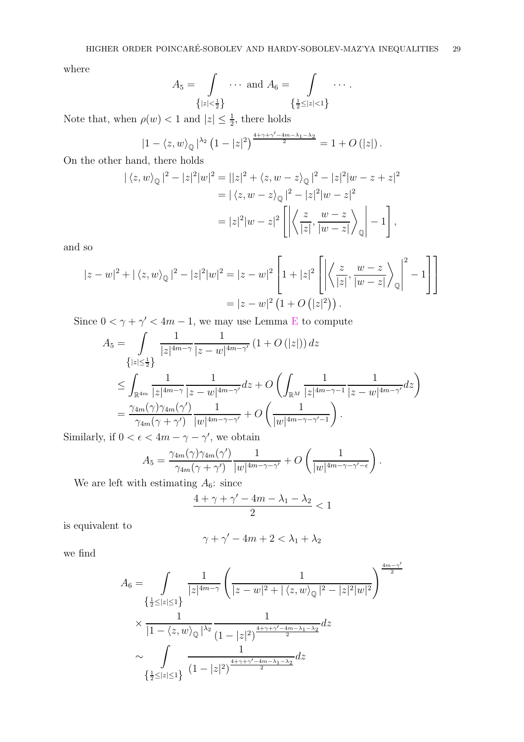where

$$A_5 = \int\limits_{\left\{|z|<\frac{1}{2}\right\}} \cdots \text{ and } A_6 = \int\limits_{\left\{\frac{1}{2}\leq|z|<1\right\}} \cdots .$$

Note that, when $\rho(w) < 1$ and $|z| \leq \frac{1}{2}$, there holds

$$|1 - \langle z, w\rangle_{\mathbb{Q}}|^{\lambda_2} \left(1 - |z|^2\right)^{\frac{4+\gamma+\gamma'-4m-\lambda_1-\lambda_2}{2}} = 1 + O\left(|z|\right).$$

On the other hand, there holds

$$\begin{aligned}
|\langle z, w\rangle_{\mathbb{Q}}|^2 - |z|^2|w|^2 &= ||z|^2 + \langle z, w-z\rangle_{\mathbb{Q}}|^2 - |z|^2|w-z+z|^2 \\
&= |\langle z, w-z\rangle_{\mathbb{Q}}|^2 - |z|^2|w-z|^2 \\
&= |z|^2|w-z|^2 \left[\left|\left\langle \frac{z}{|z|}, \frac{w-z}{|w-z|}\right\rangle_{\mathbb{Q}}\right| - 1\right],
\end{aligned}$$

and so

$$\begin{aligned}
|z-w|^2 + |\langle z, w\rangle_{\mathbb{Q}}|^2 - |z|^2|w|^2 &= |z-w|^2 \left[1 + |z|^2 \left[\left|\left\langle \frac{z}{|z|}, \frac{w-z}{|w-z|}\right\rangle_{\mathbb{Q}}\right|^2 - 1\right]\right] \\
&= |z-w|^2 \left(1 + O\left(|z|^2\right)\right).
\end{aligned}$$

Since $0 < \gamma + \gamma' < 4m - 1$, we may use Lemma E to compute

$$\begin{aligned}
A_5 &= \int\limits_{\left\{|z|\leq\frac{1}{2}\right\}} \frac{1}{|z|^{4m-\gamma}} \frac{1}{|z-w|^{4m-\gamma'}} \left(1 + O\left(|z|\right)\right) dz \\
&\leq \int_{\mathbb{R}^{4m}} \frac{1}{|z|^{4m-\gamma}} \frac{1}{|z-w|^{4m-\gamma'}} dz + O\left(\int_{\mathbb{R}^M} \frac{1}{|z|^{4m-\gamma-1}} \frac{1}{|z-w|^{4m-\gamma'}} dz\right) \\
&= \frac{\gamma_{4m}(\gamma)\gamma_{4m}(\gamma')}{\gamma_{4m}(\gamma+\gamma')} \frac{1}{|w|^{4m-\gamma-\gamma'}} + O\left(\frac{1}{|w|^{4m-\gamma-\gamma'-1}}\right).
\end{aligned}$$

Similarly, if $0 < \epsilon < 4m - \gamma - \gamma'$, we obtain

$$A_5 = \frac{\gamma_{4m}(\gamma)\gamma_{4m}(\gamma')}{\gamma_{4m}(\gamma+\gamma')} \frac{1}{|w|^{4m-\gamma-\gamma'}} + O\left(\frac{1}{|w|^{4m-\gamma-\gamma'-\epsilon}}\right).$$

We are left with estimating $A_6$: since

$$\frac{4 + \gamma + \gamma' - 4m - \lambda_1 - \lambda_2}{2} < 1$$

is equivalent to

$$\gamma + \gamma' - 4m + 2 < \lambda_1 + \lambda_2$$

we find

$$\begin{aligned}
A_6 = &\int\limits_{\left\{\frac{1}{2}\leq|z|\leq1\right\}} \frac{1}{|z|^{4m-\gamma}} \left(\frac{1}{|z-w|^2 + |\langle z, w\rangle_{\mathbb{Q}}|^2 - |z|^2|w|^2}\right)^{\frac{4m-\gamma'}{2}} \\
&\times \frac{1}{|1 - \langle z, w\rangle_{\mathbb{Q}}|^{\lambda_2}} \frac{1}{\left(1 - |z|^2\right)^{\frac{4+\gamma+\gamma'-4m-\lambda_1-\lambda_2}{2}}} dz \\
\sim &\int\limits_{\left\{\frac{1}{2}\leq|z|\leq1\right\}} \frac{1}{\left(1 - |z|^2\right)^{\frac{4+\gamma+\gamma'-4m-\lambda_1-\lambda_2}{2}}} dz
\end{aligned}$$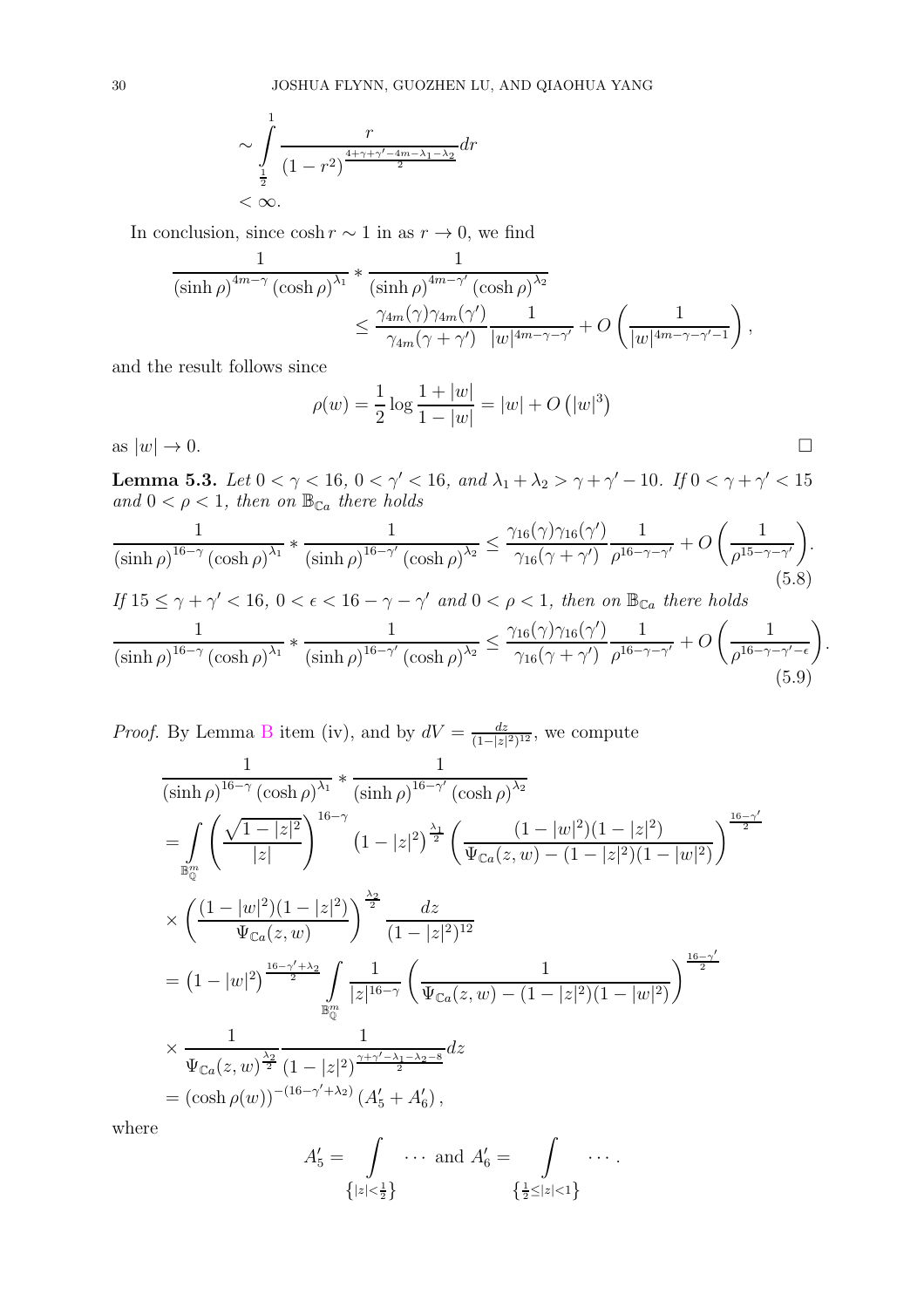$$
\sim \int_{\frac{1}{2}}^{1} \frac{r}{(1-r^2)^{\frac{4+\gamma+\gamma'-4m-\lambda_1-\lambda_2}{2}}} dr
$$

$$
< \infty.
$$

In conclusion, since $\cosh r \sim 1$ in as $r \to 0$, we find

$$
\frac{1}{(\sinh \rho)^{4m-\gamma} (\cosh \rho)^{\lambda_1}} * \frac{1}{(\sinh \rho)^{4m-\gamma'} (\cosh \rho)^{\lambda_2}} \leq \frac{\gamma_{4m}(\gamma)\gamma_{4m}(\gamma')}{\gamma_{4m}(\gamma+\gamma')} \frac{1}{|w|^{4m-\gamma-\gamma'}} + O\left(\frac{1}{|w|^{4m-\gamma-\gamma'-1}}\right),
$$

and the result follows since

$$
\rho(w) = \frac{1}{2} \log \frac{1+|w|}{1-|w|} = |w| + O\left(|w|^3\right)
$$

as $|w| \to 0$. $\square$

**Lemma 5.3.** *Let $0 < \gamma < 16$, $0 < \gamma' < 16$, and $\lambda_1 + \lambda_2 > \gamma + \gamma' - 10$. If $0 < \gamma + \gamma' < 15$ and $0 < \rho < 1$, then on $\mathbb{B}_{\mathbb{C}a}$ there holds*

$$
\frac{1}{(\sinh \rho)^{16-\gamma} (\cosh \rho)^{\lambda_1}} * \frac{1}{(\sinh \rho)^{16-\gamma'} (\cosh \rho)^{\lambda_2}} \leq \frac{\gamma_{16}(\gamma)\gamma_{16}(\gamma')}{\gamma_{16}(\gamma+\gamma')} \frac{1}{\rho^{16-\gamma-\gamma'}} + O\left(\frac{1}{\rho^{15-\gamma-\gamma'}}\right). \tag{5.8}
$$

*If $15 \leq \gamma + \gamma' < 16$, $0 < \epsilon < 16 - \gamma - \gamma'$ and $0 < \rho < 1$, then on $\mathbb{B}_{\mathbb{C}a}$ there holds*

$$
\frac{1}{(\sinh \rho)^{16-\gamma} (\cosh \rho)^{\lambda_1}} * \frac{1}{(\sinh \rho)^{16-\gamma'} (\cosh \rho)^{\lambda_2}} \leq \frac{\gamma_{16}(\gamma)\gamma_{16}(\gamma')}{\gamma_{16}(\gamma+\gamma')} \frac{1}{\rho^{16-\gamma-\gamma'}} + O\left(\frac{1}{\rho^{16-\gamma-\gamma'-\epsilon}}\right). \tag{5.9}
$$

*Proof.* By Lemma B item (iv), and by $dV = \frac{dz}{(1-|z|^2)^{12}}$, we compute

$$
\begin{aligned}
&\frac{1}{(\sinh \rho)^{16-\gamma} (\cosh \rho)^{\lambda_1}} * \frac{1}{(\sinh \rho)^{16-\gamma'} (\cosh \rho)^{\lambda_2}} \\
&= \int_{\mathbb{B}_{\mathbb{Q}}^m} \left(\frac{\sqrt{1-|z|^2}}{|z|}\right)^{16-\gamma} \left(1-|z|^2\right)^{\frac{\lambda_1}{2}} \left(\frac{(1-|w|^2)(1-|z|^2)}{\Psi_{\mathbb{C}a}(z,w) - (1-|z|^2)(1-|w|^2)}\right)^{\frac{16-\gamma'}{2}} \\
&\times \left(\frac{(1-|w|^2)(1-|z|^2)}{\Psi_{\mathbb{C}a}(z,w)}\right)^{\frac{\lambda_2}{2}} \frac{dz}{(1-|z|^2)^{12}} \\
&= \left(1-|w|^2\right)^{\frac{16-\gamma'+\lambda_2}{2}} \int_{\mathbb{B}_{\mathbb{Q}}^m} \frac{1}{|z|^{16-\gamma}} \left(\frac{1}{\Psi_{\mathbb{C}a}(z,w) - (1-|z|^2)(1-|w|^2)}\right)^{\frac{16-\gamma'}{2}} \\
&\times \frac{1}{\Psi_{\mathbb{C}a}(z,w)^{\frac{\lambda_2}{2}}} \frac{1}{(1-|z|^2)^{\frac{\gamma+\gamma'-\lambda_1-\lambda_2-8}{2}}} dz \\
&= (\cosh \rho(w))^{-(16-\gamma'+\lambda_2)} \left(A_5' + A_6'\right),
\end{aligned}
$$

where

$$
A_5' = \int_{\left\{|z|<\frac{1}{2}\right\}} \cdots \text{ and } A_6' = \int_{\left\{\frac{1}{2} \leq |z| < 1\right\}} \cdots.
$$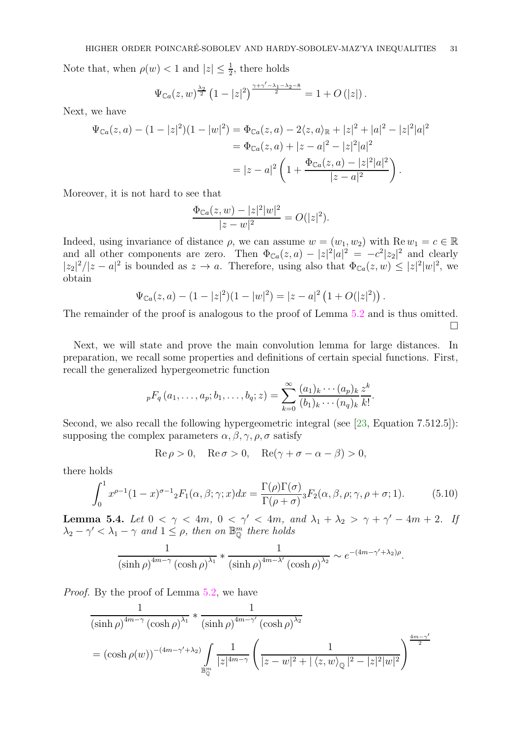Note that, when $\rho(w) < 1$ and $|z| \leq \frac{1}{2}$, there holds

$$\Psi_{\mathbb{C}a}(z,w)^{\frac{\lambda_2}{2}} \left(1-|z|^2\right)^{\frac{\gamma+\gamma'-\lambda_1-\lambda_2-8}{2}} = 1 + O\left(|z|\right).$$

Next, we have

$$\begin{aligned}
\Psi_{\mathbb{C}a}(z,a) - (1-|z|^2)(1-|w|^2) &= \Phi_{\mathbb{C}a}(z,a) - 2\langle z,a\rangle_{\mathbb{R}} + |z|^2 + |a|^2 - |z|^2|a|^2 \\
&= \Phi_{\mathbb{C}a}(z,a) + |z-a|^2 - |z|^2|a|^2 \\
&= |z-a|^2 \left(1 + \frac{\Phi_{\mathbb{C}a}(z,a) - |z|^2|a|^2}{|z-a|^2}\right).
\end{aligned}$$

Moreover, it is not hard to see that

$$\frac{\Phi_{\mathbb{C}a}(z,w) - |z|^2|w|^2}{|z-w|^2} = O(|z|^2).$$

Indeed, using invariance of distance $\rho$, we can assume $w = (w_1, w_2)$ with $\operatorname{Re} w_1 = c \in \mathbb{R}$ and all other components are zero. Then $\Phi_{\mathbb{C}a}(z,a) - |z|^2|a|^2 = -c^2|z_2|^2$ and clearly $|z_2|^2/|z-a|^2$ is bounded as $z \to a$. Therefore, using also that $\Phi_{\mathbb{C}a}(z,w) \leq |z|^2|w|^2$, we obtain

$$\Psi_{\mathbb{C}a}(z,a) - (1-|z|^2)(1-|w|^2) = |z-a|^2\left(1 + O(|z|^2)\right).$$

The remainder of the proof is analogous to the proof of Lemma 5.2 and is thus omitted. ∎

Next, we will state and prove the main convolution lemma for large distances. In preparation, we recall some properties and definitions of certain special functions. First, recall the generalized hypergeometric function

$${}_pF_q\left(a_1,\ldots,a_p;b_1,\ldots,b_q;z\right) = \sum_{k=0}^{\infty} \frac{(a_1)_k\cdots(a_p)_k}{(b_1)_k\cdots(n_q)_k}\frac{z^k}{k!}.$$

Second, we also recall the following hypergeometric integral (see [23, Equation 7.512.5]): supposing the complex parameters $\alpha,\beta,\gamma,\rho,\sigma$ satisfy

$$\operatorname{Re}\rho > 0, \quad \operatorname{Re}\sigma > 0, \quad \operatorname{Re}(\gamma+\sigma-\alpha-\beta) > 0,$$

there holds

$$\int_0^1 x^{\rho-1}(1-x)^{\sigma-1}{}_2F_1(\alpha,\beta;\gamma;x)dx = \frac{\Gamma(\rho)\Gamma(\sigma)}{\Gamma(\rho+\sigma)}{}_3F_2(\alpha,\beta,\rho;\gamma,\rho+\sigma;1). \tag{5.10}$$

**Lemma 5.4.** *Let $0 < \gamma < 4m$, $0 < \gamma' < 4m$, and $\lambda_1 + \lambda_2 > \gamma + \gamma' - 4m + 2$. If $\lambda_2 - \gamma' < \lambda_1 - \gamma$ and $1 \leq \rho$, then on $\mathbb{B}^m_{\mathbb{Q}}$ there holds*

$$\frac{1}{(\sinh\rho)^{4m-\gamma}(\cosh\rho)^{\lambda_1}} * \frac{1}{(\sinh\rho)^{4m-\lambda'}(\cosh\rho)^{\lambda_2}} \sim e^{-(4m-\gamma'+\lambda_2)\rho}.$$

*Proof.* By the proof of Lemma 5.2, we have

$$\begin{aligned}
&\frac{1}{(\sinh\rho)^{4m-\gamma}(\cosh\rho)^{\lambda_1}} * \frac{1}{(\sinh\rho)^{4m-\gamma'}(\cosh\rho)^{\lambda_2}} \\
&= (\cosh\rho(w))^{-(4m-\gamma'+\lambda_2)} \int_{\mathbb{B}^m_{\mathbb{Q}}} \frac{1}{|z|^{4m-\gamma}} \left(\frac{1}{|z-w|^2 + |\langle z,w\rangle_{\mathbb{Q}}|^2 - |z|^2|w|^2}\right)^{\frac{4m-\gamma'}{2}}
\end{aligned}$$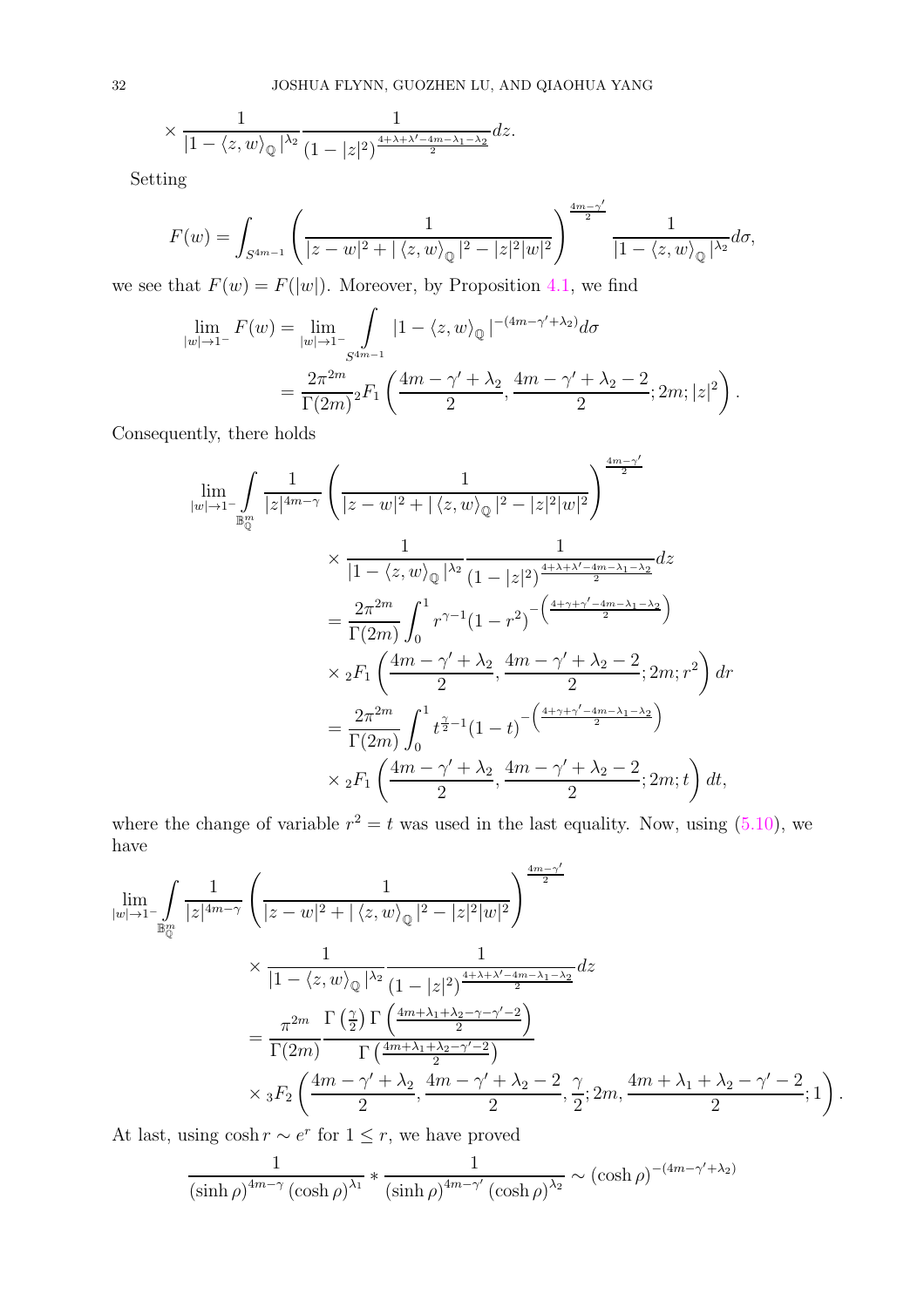$$\times \frac{1}{|1-\langle z,w\rangle_{\mathbb{Q}}|^{\lambda_2}} \frac{1}{(1-|z|^2)^{\frac{4+\lambda+\lambda'-4m-\lambda_1-\lambda_2}{2}}}dz.$$

Setting

$$F(w)=\int_{S^{4m-1}}\left(\frac{1}{|z-w|^2+|\langle z,w\rangle_{\mathbb{Q}}|^2-|z|^2|w|^2}\right)^{\frac{4m-\gamma'}{2}}\frac{1}{|1-\langle z,w\rangle_{\mathbb{Q}}|^{\lambda_2}}d\sigma,$$

we see that $F(w)=F(|w|)$. Moreover, by Proposition 4.1, we find

$$\begin{aligned}
\lim_{|w|\to 1^-}F(w)&=\lim_{|w|\to 1^-}\int_{S^{4m-1}}|1-\langle z,w\rangle_{\mathbb{Q}}|^{-(4m-\gamma'+\lambda_2)}d\sigma\\
&=\frac{2\pi^{2m}}{\Gamma(2m)}{}_2F_1\left(\frac{4m-\gamma'+\lambda_2}{2},\frac{4m-\gamma'+\lambda_2-2}{2};2m;|z|^2\right).
\end{aligned}$$

Consequently, there holds

$$\begin{aligned}
\lim_{|w|\to 1^-}\int_{\mathbb{B}^m_{\mathbb{Q}}}&\frac{1}{|z|^{4m-\gamma}}\left(\frac{1}{|z-w|^2+|\langle z,w\rangle_{\mathbb{Q}}|^2-|z|^2|w|^2}\right)^{\frac{4m-\gamma'}{2}}\\
&\times\frac{1}{|1-\langle z,w\rangle_{\mathbb{Q}}|^{\lambda_2}}\frac{1}{(1-|z|^2)^{\frac{4+\lambda+\lambda'-4m-\lambda_1-\lambda_2}{2}}}dz\\
&=\frac{2\pi^{2m}}{\Gamma(2m)}\int_0^1 r^{\gamma-1}(1-r^2)^{-\left(\frac{4+\gamma+\gamma'-4m-\lambda_1-\lambda_2}{2}\right)}\\
&\times{}_2F_1\left(\frac{4m-\gamma'+\lambda_2}{2},\frac{4m-\gamma'+\lambda_2-2}{2};2m;r^2\right)dr\\
&=\frac{2\pi^{2m}}{\Gamma(2m)}\int_0^1 t^{\frac{\gamma}{2}-1}(1-t)^{-\left(\frac{4+\gamma+\gamma'-4m-\lambda_1-\lambda_2}{2}\right)}\\
&\times{}_2F_1\left(\frac{4m-\gamma'+\lambda_2}{2},\frac{4m-\gamma'+\lambda_2-2}{2};2m;t\right)dt,
\end{aligned}$$

where the change of variable $r^2=t$ was used in the last equality. Now, using (5.10), we have

$$\begin{aligned}
\lim_{|w|\to 1^-}\int_{\mathbb{B}^m_{\mathbb{Q}}}&\frac{1}{|z|^{4m-\gamma}}\left(\frac{1}{|z-w|^2+|\langle z,w\rangle_{\mathbb{Q}}|^2-|z|^2|w|^2}\right)^{\frac{4m-\gamma'}{2}}\\
&\times\frac{1}{|1-\langle z,w\rangle_{\mathbb{Q}}|^{\lambda_2}}\frac{1}{(1-|z|^2)^{\frac{4+\lambda+\lambda'-4m-\lambda_1-\lambda_2}{2}}}dz\\
&=\frac{\pi^{2m}}{\Gamma(2m)}\frac{\Gamma\left(\frac{\gamma}{2}\right)\Gamma\left(\frac{4m+\lambda_1+\lambda_2-\gamma-\gamma'-2}{2}\right)}{\Gamma\left(\frac{4m+\lambda_1+\lambda_2-\gamma'-2}{2}\right)}\\
&\times{}_3F_2\left(\frac{4m-\gamma'+\lambda_2}{2},\frac{4m-\gamma'+\lambda_2-2}{2},\frac{\gamma}{2};2m,\frac{4m+\lambda_1+\lambda_2-\gamma'-2}{2};1\right).
\end{aligned}$$

At last, using $\cosh r\sim e^r$ for $1\leq r$, we have proved

$$\frac{1}{(\sinh\rho)^{4m-\gamma}(\cosh\rho)^{\lambda_1}}*\frac{1}{(\sinh\rho)^{4m-\gamma'}(\cosh\rho)^{\lambda_2}}\sim(\cosh\rho)^{-(4m-\gamma'+\lambda_2)}$$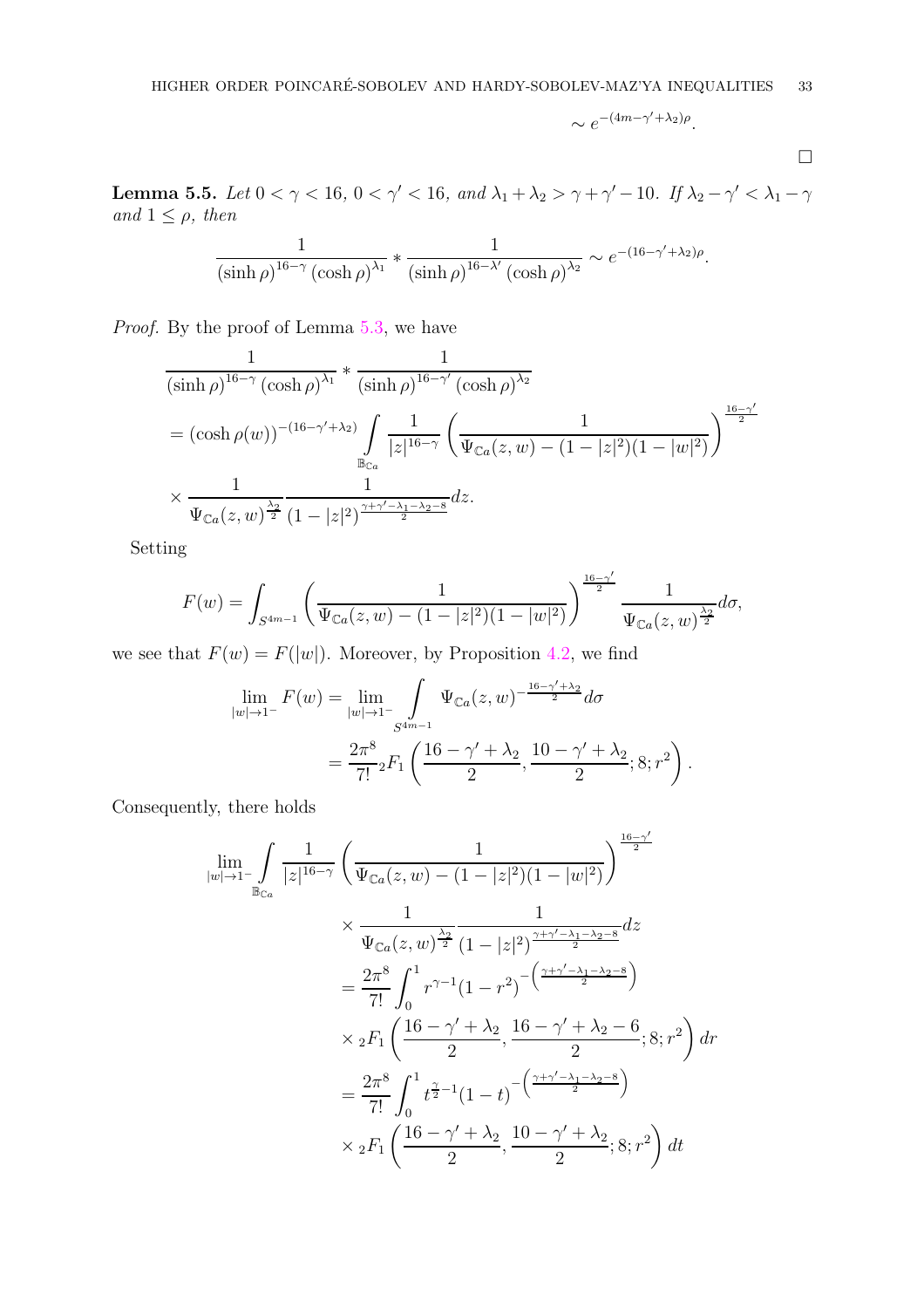$$\sim e^{-(4m-\gamma'+\lambda_2)\rho}.$$

$\square$

**Lemma 5.5.** *Let $0<\gamma<16$, $0<\gamma'<16$, and $\lambda_1+\lambda_2>\gamma+\gamma'-10$. If $\lambda_2-\gamma'<\lambda_1-\gamma$ and $1\leq\rho$, then*

$$\frac{1}{(\sinh\rho)^{16-\gamma}(\cosh\rho)^{\lambda_1}}*\frac{1}{(\sinh\rho)^{16-\lambda'}(\cosh\rho)^{\lambda_2}}\sim e^{-(16-\gamma'+\lambda_2)\rho}.$$

*Proof.* By the proof of Lemma 5.3, we have

$$\begin{aligned}
&\frac{1}{(\sinh\rho)^{16-\gamma}(\cosh\rho)^{\lambda_1}}*\frac{1}{(\sinh\rho)^{16-\gamma'}(\cosh\rho)^{\lambda_2}}\\
&=(\cosh\rho(w))^{-(16-\gamma'+\lambda_2)}\int\limits_{\mathbb{B}_{\mathbb{C}a}}\frac{1}{|z|^{16-\gamma}}\left(\frac{1}{\Psi_{\mathbb{C}a}(z,w)-(1-|z|^2)(1-|w|^2)}\right)^{\frac{16-\gamma'}{2}}\\
&\times\frac{1}{\Psi_{\mathbb{C}a}(z,w)^{\frac{\lambda_2}{2}}}\frac{1}{(1-|z|^2)^{\frac{\gamma+\gamma'-\lambda_1-\lambda_2-8}{2}}}dz.
\end{aligned}$$

Setting

$$F(w)=\int_{S^{4m-1}}\left(\frac{1}{\Psi_{\mathbb{C}a}(z,w)-(1-|z|^2)(1-|w|^2)}\right)^{\frac{16-\gamma'}{2}}\frac{1}{\Psi_{\mathbb{C}a}(z,w)^{\frac{\lambda_2}{2}}}d\sigma,$$

we see that $F(w)=F(|w|)$. Moreover, by Proposition 4.2, we find

$$\begin{aligned}
\lim_{|w|\to1^-}F(w)&=\lim_{|w|\to1^-}\int\limits_{S^{4m-1}}\Psi_{\mathbb{C}a}(z,w)^{-\frac{16-\gamma'+\lambda_2}{2}}d\sigma\\
&=\frac{2\pi^8}{7!}{}_2F_1\left(\frac{16-\gamma'+\lambda_2}{2},\frac{10-\gamma'+\lambda_2}{2};8;r^2\right).
\end{aligned}$$

Consequently, there holds

$$\begin{aligned}
\lim_{|w|\to1^-}\int\limits_{\mathbb{B}_{\mathbb{C}a}}&\frac{1}{|z|^{16-\gamma}}\left(\frac{1}{\Psi_{\mathbb{C}a}(z,w)-(1-|z|^2)(1-|w|^2)}\right)^{\frac{16-\gamma'}{2}}\\
&\times\frac{1}{\Psi_{\mathbb{C}a}(z,w)^{\frac{\lambda_2}{2}}}\frac{1}{(1-|z|^2)^{\frac{\gamma+\gamma'-\lambda_1-\lambda_2-8}{2}}}dz\\
&=\frac{2\pi^8}{7!}\int_0^1r^{\gamma-1}(1-r^2)^{-\left(\frac{\gamma+\gamma'-\lambda_1-\lambda_2-8}{2}\right)}\\
&\times{}_2F_1\left(\frac{16-\gamma'+\lambda_2}{2},\frac{16-\gamma'+\lambda_2-6}{2};8;r^2\right)dr\\
&=\frac{2\pi^8}{7!}\int_0^1t^{\frac{\gamma}{2}-1}(1-t)^{-\left(\frac{\gamma+\gamma'-\lambda_1-\lambda_2-8}{2}\right)}\\
&\times{}_2F_1\left(\frac{16-\gamma'+\lambda_2}{2},\frac{10-\gamma'+\lambda_2}{2};8;r^2\right)dt
\end{aligned}$$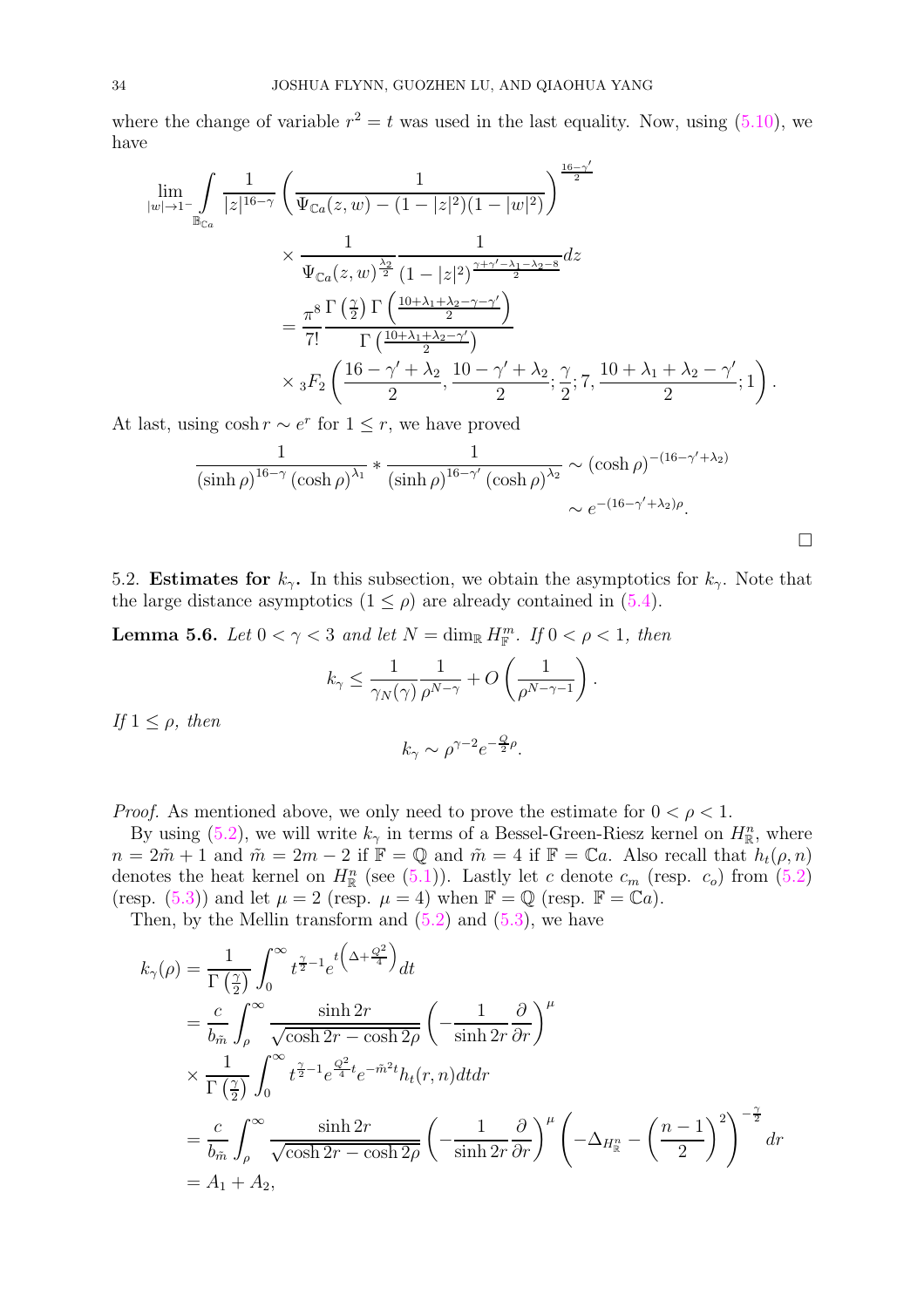where the change of variable $r^2 = t$ was used in the last equality. Now, using (5.10), we have

$$\begin{aligned}
\lim_{|w|\to 1^-} \int_{\mathbb{B}_{\mathbb{C}a}} & \frac{1}{|z|^{16-\gamma}} \left( \frac{1}{\Psi_{\mathbb{C}a}(z,w) - (1-|z|^2)(1-|w|^2)} \right)^{\frac{16-\gamma'}{2}} \\
& \times \frac{1}{\Psi_{\mathbb{C}a}(z,w)^{\frac{\lambda_2}{2}}} \frac{1}{(1-|z|^2)^{\frac{\gamma+\gamma'-\lambda_1-\lambda_2-8}{2}}} dz \\
&= \frac{\pi^8}{7!} \frac{\Gamma\left(\frac{\gamma}{2}\right) \Gamma\left(\frac{10+\lambda_1+\lambda_2-\gamma-\gamma'}{2}\right)}{\Gamma\left(\frac{10+\lambda_1+\lambda_2-\gamma'}{2}\right)} \\
& \times {}_3F_2\left( \frac{16-\gamma'+\lambda_2}{2}, \frac{10-\gamma'+\lambda_2}{2}; \frac{\gamma}{2}; 7, \frac{10+\lambda_1+\lambda_2-\gamma'}{2}; 1 \right).
\end{aligned}$$

At last, using $\cosh r \sim e^r$ for $1 \leq r$, we have proved

$$\begin{aligned}
\frac{1}{(\sinh \rho)^{16-\gamma} (\cosh \rho)^{\lambda_1}} * \frac{1}{(\sinh \rho)^{16-\gamma'} (\cosh \rho)^{\lambda_2}} &\sim (\cosh \rho)^{-(16-\gamma'+\lambda_2)} \\
&\sim e^{-(16-\gamma'+\lambda_2)\rho}.
\end{aligned}$$

□

5.2. **Estimates for $k_\gamma$.** In this subsection, we obtain the asymptotics for $k_\gamma$. Note that the large distance asymptotics ($1 \leq \rho$) are already contained in (5.4).

**Lemma 5.6.** *Let $0 < \gamma < 3$ and let $N = \dim_{\mathbb{R}} H^m_{\mathbb{F}}$. If $0 < \rho < 1$, then*

$$k_\gamma \leq \frac{1}{\gamma_N(\gamma)} \frac{1}{\rho^{N-\gamma}} + O\left( \frac{1}{\rho^{N-\gamma-1}} \right).$$

*If $1 \leq \rho$, then*

$$k_\gamma \sim \rho^{\gamma-2} e^{-\frac{Q}{2}\rho}.$$

*Proof.* As mentioned above, we only need to prove the estimate for $0 < \rho < 1$.

By using (5.2), we will write $k_\gamma$ in terms of a Bessel-Green-Riesz kernel on $H^n_{\mathbb{R}}$, where $n = 2\tilde{m} + 1$ and $\tilde{m} = 2m - 2$ if $\mathbb{F} = \mathbb{Q}$ and $\tilde{m} = 4$ if $\mathbb{F} = \mathbb{C}a$. Also recall that $h_t(\rho, n)$ denotes the heat kernel on $H^n_{\mathbb{R}}$ (see (5.1)). Lastly let $c$ denote $c_m$ (resp. $c_o$) from (5.2) (resp. (5.3)) and let $\mu = 2$ (resp. $\mu = 4$) when $\mathbb{F} = \mathbb{Q}$ (resp. $\mathbb{F} = \mathbb{C}a$).

Then, by the Mellin transform and (5.2) and (5.3), we have

$$\begin{aligned}
k_\gamma(\rho) &= \frac{1}{\Gamma\left(\frac{\gamma}{2}\right)} \int_0^\infty t^{\frac{\gamma}{2}-1} e^{t\left(\Delta + \frac{Q^2}{4}\right)} dt \\
&= \frac{c}{b_{\tilde{m}}} \int_\rho^\infty \frac{\sinh 2r}{\sqrt{\cosh 2r - \cosh 2\rho}} \left( -\frac{1}{\sinh 2r} \frac{\partial}{\partial r} \right)^\mu \\
&\times \frac{1}{\Gamma\left(\frac{\gamma}{2}\right)} \int_0^\infty t^{\frac{\gamma}{2}-1} e^{\frac{Q^2}{4}t} e^{-\tilde{m}^2 t} h_t(r, n) dt dr \\
&= \frac{c}{b_{\tilde{m}}} \int_\rho^\infty \frac{\sinh 2r}{\sqrt{\cosh 2r - \cosh 2\rho}} \left( -\frac{1}{\sinh 2r} \frac{\partial}{\partial r} \right)^\mu \left( -\Delta_{H^n_{\mathbb{R}}} - \left( \frac{n-1}{2} \right)^2 \right)^{-\frac{\gamma}{2}} dr \\
&= A_1 + A_2,
\end{aligned}$$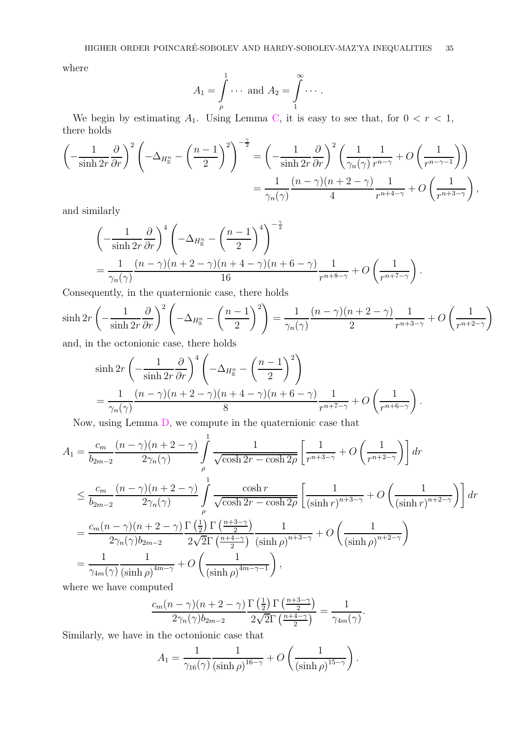where

$$A_1 = \int_\rho^1 \cdots \text{ and } A_2 = \int_1^\infty \cdots .$$

We begin by estimating $A_1$. Using Lemma C, it is easy to see that, for $0 < r < 1$, there holds

$$\begin{aligned}
\left(-\frac{1}{\sinh 2r}\frac{\partial}{\partial r}\right)^2 \left(-\Delta_{H^n_{\mathbb{K}}} - \left(\frac{n-1}{2}\right)^2\right)^{-\frac{\gamma}{2}} &= \left(-\frac{1}{\sinh 2r}\frac{\partial}{\partial r}\right)^2 \left(\frac{1}{\gamma_n(\gamma)}\frac{1}{r^{n-\gamma}} + O\left(\frac{1}{r^{n-\gamma-1}}\right)\right) \\
&= \frac{1}{\gamma_n(\gamma)}\frac{(n-\gamma)(n+2-\gamma)}{4}\frac{1}{r^{n+4-\gamma}} + O\left(\frac{1}{r^{n+3-\gamma}}\right),
\end{aligned}$$

and similarly

$$\begin{aligned}
&\left(-\frac{1}{\sinh 2r}\frac{\partial}{\partial r}\right)^4 \left(-\Delta_{H^n_{\mathbb{K}}} - \left(\frac{n-1}{2}\right)^4\right)^{-\frac{\gamma}{2}} \\
&= \frac{1}{\gamma_n(\gamma)}\frac{(n-\gamma)(n+2-\gamma)(n+4-\gamma)(n+6-\gamma)}{16}\frac{1}{r^{n+8-\gamma}} + O\left(\frac{1}{r^{n+7-\gamma}}\right).
\end{aligned}$$

Consequently, in the quaternionic case, there holds

$$\sinh 2r \left(-\frac{1}{\sinh 2r}\frac{\partial}{\partial r}\right)^2 \left(-\Delta_{H^n_{\mathbb{K}}} - \left(\frac{n-1}{2}\right)^2\right) = \frac{1}{\gamma_n(\gamma)}\frac{(n-\gamma)(n+2-\gamma)}{2}\frac{1}{r^{n+3-\gamma}} + O\left(\frac{1}{r^{n+2-\gamma}}\right)$$

and, in the octonionic case, there holds

$$\begin{aligned}
&\sinh 2r \left(-\frac{1}{\sinh 2r}\frac{\partial}{\partial r}\right)^4 \left(-\Delta_{H^n_{\mathbb{K}}} - \left(\frac{n-1}{2}\right)^2\right) \\
&= \frac{1}{\gamma_n(\gamma)}\frac{(n-\gamma)(n+2-\gamma)(n+4-\gamma)(n+6-\gamma)}{8}\frac{1}{r^{n+7-\gamma}} + O\left(\frac{1}{r^{n+6-\gamma}}\right).
\end{aligned}$$

Now, using Lemma D, we compute in the quaternionic case that

$$\begin{aligned}
A_1 &= \frac{c_m}{b_{2m-2}}\frac{(n-\gamma)(n+2-\gamma)}{2\gamma_n(\gamma)}\int_\rho^1 \frac{1}{\sqrt{\cosh 2r - \cosh 2\rho}}\left[\frac{1}{r^{n+3-\gamma}} + O\left(\frac{1}{r^{n+2-\gamma}}\right)\right] dr \\
&\leq \frac{c_m}{b_{2m-2}}\frac{(n-\gamma)(n+2-\gamma)}{2\gamma_n(\gamma)}\int_\rho^1 \frac{\cosh r}{\sqrt{\cosh 2r - \cosh 2\rho}}\left[\frac{1}{(\sinh r)^{n+3-\gamma}} + O\left(\frac{1}{(\sinh r)^{n+2-\gamma}}\right)\right] dr \\
&= \frac{c_m(n-\gamma)(n+2-\gamma)}{2\gamma_n(\gamma)b_{2m-2}}\frac{\Gamma\left(\frac{1}{2}\right)\Gamma\left(\frac{n+3-\gamma}{2}\right)}{2\sqrt{2}\Gamma\left(\frac{n+4-\gamma}{2}\right)}\frac{1}{(\sinh \rho)^{n+3-\gamma}} + O\left(\frac{1}{(\sinh \rho)^{n+2-\gamma}}\right) \\
&= \frac{1}{\gamma_{4m}(\gamma)}\frac{1}{(\sinh \rho)^{4m-\gamma}} + O\left(\frac{1}{(\sinh \rho)^{4m-\gamma-1}}\right),
\end{aligned}$$

where we have computed

$$\frac{c_m(n-\gamma)(n+2-\gamma)}{2\gamma_n(\gamma)b_{2m-2}}\frac{\Gamma\left(\frac{1}{2}\right)\Gamma\left(\frac{n+3-\gamma}{2}\right)}{2\sqrt{2}\Gamma\left(\frac{n+4-\gamma}{2}\right)} = \frac{1}{\gamma_{4m}(\gamma)}.$$

Similarly, we have in the octonionic case that

$$A_1 = \frac{1}{\gamma_{16}(\gamma)}\frac{1}{(\sinh \rho)^{16-\gamma}} + O\left(\frac{1}{(\sinh \rho)^{15-\gamma}}\right).$$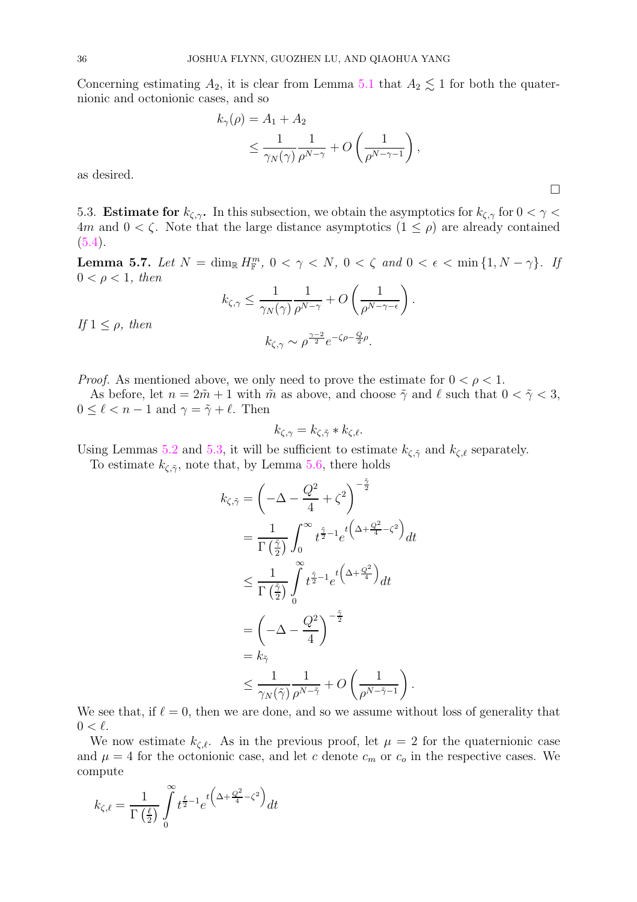Concerning estimating $A_2$, it is clear from Lemma 5.1 that $A_2 \lesssim 1$ for both the quaternionic and octonionic cases, and so

$$
\begin{aligned}
k_\gamma(\rho) &= A_1 + A_2 \\
&\leq \frac{1}{\gamma_N(\gamma)} \frac{1}{\rho^{N-\gamma}} + O\left(\frac{1}{\rho^{N-\gamma-1}}\right),
\end{aligned}
$$

as desired.

□

5.3. **Estimate for $k_{\zeta,\gamma}$.** In this subsection, we obtain the asymptotics for $k_{\zeta,\gamma}$ for $0 < \gamma < 4m$ and $0 < \zeta$. Note that the large distance asymptotics $(1 \leq \rho)$ are already contained (5.4).

**Lemma 5.7.** *Let $N = \dim_{\mathbb{R}} H_{\mathbb{F}}^m$, $0 < \gamma < N$, $0 < \zeta$ and $0 < \epsilon < \min\{1, N-\gamma\}$. If $0 < \rho < 1$, then*

$$
k_{\zeta,\gamma} \leq \frac{1}{\gamma_N(\gamma)} \frac{1}{\rho^{N-\gamma}} + O\left(\frac{1}{\rho^{N-\gamma-\epsilon}}\right).
$$

*If $1 \leq \rho$, then*

$$
k_{\zeta,\gamma} \sim \rho^{\frac{\gamma-2}{2}} e^{-\zeta\rho - \frac{Q}{2}\rho}.
$$

*Proof.* As mentioned above, we only need to prove the estimate for $0 < \rho < 1$.

As before, let $n = 2\tilde{m} + 1$ with $\tilde{m}$ as above, and choose $\tilde{\gamma}$ and $\ell$ such that $0 < \tilde{\gamma} < 3$, $0 \leq \ell < n-1$ and $\gamma = \tilde{\gamma} + \ell$. Then

$$
k_{\zeta,\gamma} = k_{\zeta,\tilde{\gamma}} * k_{\zeta,\ell}.
$$

Using Lemmas 5.2 and 5.3, it will be sufficient to estimate $k_{\zeta,\tilde{\gamma}}$ and $k_{\zeta,\ell}$ separately.

To estimate $k_{\zeta,\tilde{\gamma}}$, note that, by Lemma 5.6, there holds

$$
\begin{aligned}
k_{\zeta,\tilde{\gamma}} &= \left(-\Delta - \frac{Q^2}{4} + \zeta^2\right)^{-\frac{\tilde{\gamma}}{2}} \\
&= \frac{1}{\Gamma\left(\frac{\tilde{\gamma}}{2}\right)} \int_0^\infty t^{\frac{\tilde{\gamma}}{2}-1} e^{t\left(\Delta + \frac{Q^2}{4} - \zeta^2\right)} dt \\
&\leq \frac{1}{\Gamma\left(\frac{\tilde{\gamma}}{2}\right)} \int_0^\infty t^{\frac{\tilde{\gamma}}{2}-1} e^{t\left(\Delta + \frac{Q^2}{4}\right)} dt \\
&= \left(-\Delta - \frac{Q^2}{4}\right)^{-\frac{\tilde{\gamma}}{2}} \\
&= k_{\tilde{\gamma}} \\
&\leq \frac{1}{\gamma_N(\tilde{\gamma})} \frac{1}{\rho^{N-\tilde{\gamma}}} + O\left(\frac{1}{\rho^{N-\tilde{\gamma}-1}}\right).
\end{aligned}
$$

We see that, if $\ell = 0$, then we are done, and so we assume without loss of generality that $0 < \ell$.

We now estimate $k_{\zeta,\ell}$. As in the previous proof, let $\mu = 2$ for the quaternionic case and $\mu = 4$ for the octonionic case, and let $c$ denote $c_m$ or $c_o$ in the respective cases. We compute

$$
k_{\zeta,\ell} = \frac{1}{\Gamma\left(\frac{\ell}{2}\right)} \int_0^\infty t^{\frac{\ell}{2}-1} e^{t\left(\Delta + \frac{Q^2}{4} - \zeta^2\right)} dt
$$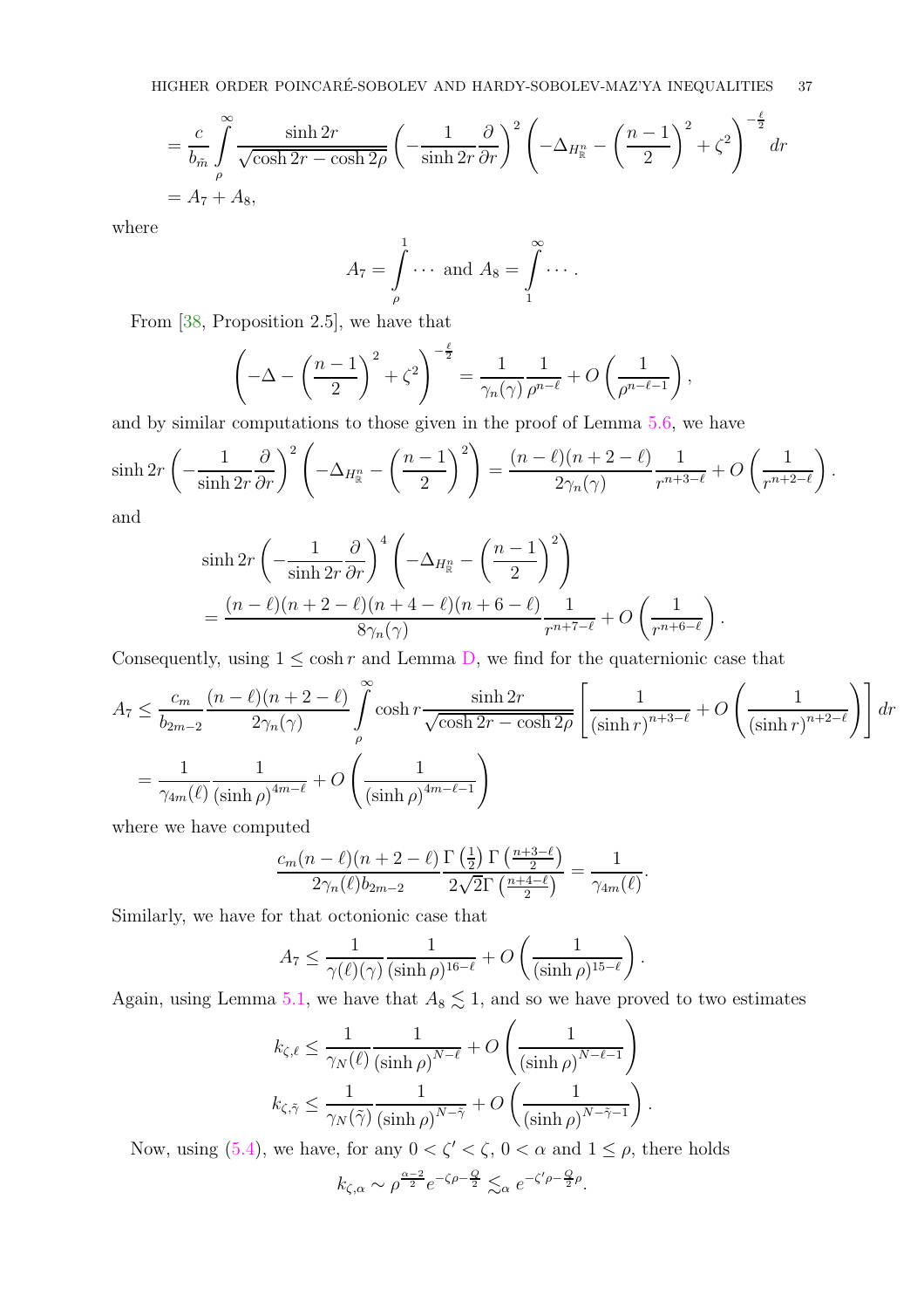$$= \frac{c}{b_{\tilde{m}}} \int_{\rho}^{\infty} \frac{\sinh 2r}{\sqrt{\cosh 2r - \cosh 2\rho}} \left(-\frac{1}{\sinh 2r}\frac{\partial}{\partial r}\right)^2 \left(-\Delta_{H^n_{\mathbb{R}}} - \left(\frac{n-1}{2}\right)^2 + \zeta^2\right)^{-\frac{\ell}{2}} dr$$
$$= A_7 + A_8,$$

where

$$A_7 = \int_{\rho}^{1} \cdots \text{ and } A_8 = \int_{1}^{\infty} \cdots .$$

From [38, Proposition 2.5], we have that

$$\left(-\Delta - \left(\frac{n-1}{2}\right)^2 + \zeta^2\right)^{-\frac{\ell}{2}} = \frac{1}{\gamma_n(\gamma)}\frac{1}{\rho^{n-\ell}} + O\left(\frac{1}{\rho^{n-\ell-1}}\right),$$

and by similar computations to those given in the proof of Lemma 5.6, we have

$$\sinh 2r \left(-\frac{1}{\sinh 2r}\frac{\partial}{\partial r}\right)^2 \left(-\Delta_{H^n_{\mathbb{R}}} - \left(\frac{n-1}{2}\right)^2\right) = \frac{(n-\ell)(n+2-\ell)}{2\gamma_n(\gamma)}\frac{1}{r^{n+3-\ell}} + O\left(\frac{1}{r^{n+2-\ell}}\right).$$

and

$$\sinh 2r \left(-\frac{1}{\sinh 2r}\frac{\partial}{\partial r}\right)^4 \left(-\Delta_{H^n_{\mathbb{R}}} - \left(\frac{n-1}{2}\right)^2\right)$$
$$= \frac{(n-\ell)(n+2-\ell)(n+4-\ell)(n+6-\ell)}{8\gamma_n(\gamma)}\frac{1}{r^{n+7-\ell}} + O\left(\frac{1}{r^{n+6-\ell}}\right).$$

Consequently, using $1 \leq \cosh r$ and Lemma D, we find for the quaternionic case that

$$A_7 \leq \frac{c_m}{b_{2m-2}}\frac{(n-\ell)(n+2-\ell)}{2\gamma_n(\gamma)} \int_{\rho}^{\infty} \cosh r \frac{\sinh 2r}{\sqrt{\cosh 2r - \cosh 2\rho}} \left[\frac{1}{(\sinh r)^{n+3-\ell}} + O\left(\frac{1}{(\sinh r)^{n+2-\ell}}\right)\right] dr$$
$$= \frac{1}{\gamma_{4m}(\ell)}\frac{1}{(\sinh \rho)^{4m-\ell}} + O\left(\frac{1}{(\sinh \rho)^{4m-\ell-1}}\right)$$

where we have computed

$$\frac{c_m(n-\ell)(n+2-\ell)}{2\gamma_n(\ell)b_{2m-2}}\frac{\Gamma\left(\frac{1}{2}\right)\Gamma\left(\frac{n+3-\ell}{2}\right)}{2\sqrt{2}\Gamma\left(\frac{n+4-\ell}{2}\right)} = \frac{1}{\gamma_{4m}(\ell)}.$$

Similarly, we have for that octonionic case that

$$A_7 \leq \frac{1}{\gamma(\ell)(\gamma)}\frac{1}{(\sinh \rho)^{16-\ell}} + O\left(\frac{1}{(\sinh \rho)^{15-\ell}}\right).$$

Again, using Lemma 5.1, we have that $A_8 \lesssim 1$, and so we have proved to two estimates

$$k_{\zeta,\ell} \leq \frac{1}{\gamma_N(\ell)}\frac{1}{(\sinh \rho)^{N-\ell}} + O\left(\frac{1}{(\sinh \rho)^{N-\ell-1}}\right)$$
$$k_{\zeta,\tilde{\gamma}} \leq \frac{1}{\gamma_N(\tilde{\gamma})}\frac{1}{(\sinh \rho)^{N-\tilde{\gamma}}} + O\left(\frac{1}{(\sinh \rho)^{N-\tilde{\gamma}-1}}\right).$$

Now, using (5.4), we have, for any $0 < \zeta' < \zeta$, $0 < \alpha$ and $1 \leq \rho$, there holds

$$k_{\zeta,\alpha} \sim \rho^{\frac{\alpha-2}{2}} e^{-\zeta\rho - \frac{Q}{2}} \lesssim_{\alpha} e^{-\zeta'\rho - \frac{Q}{2}\rho}.$$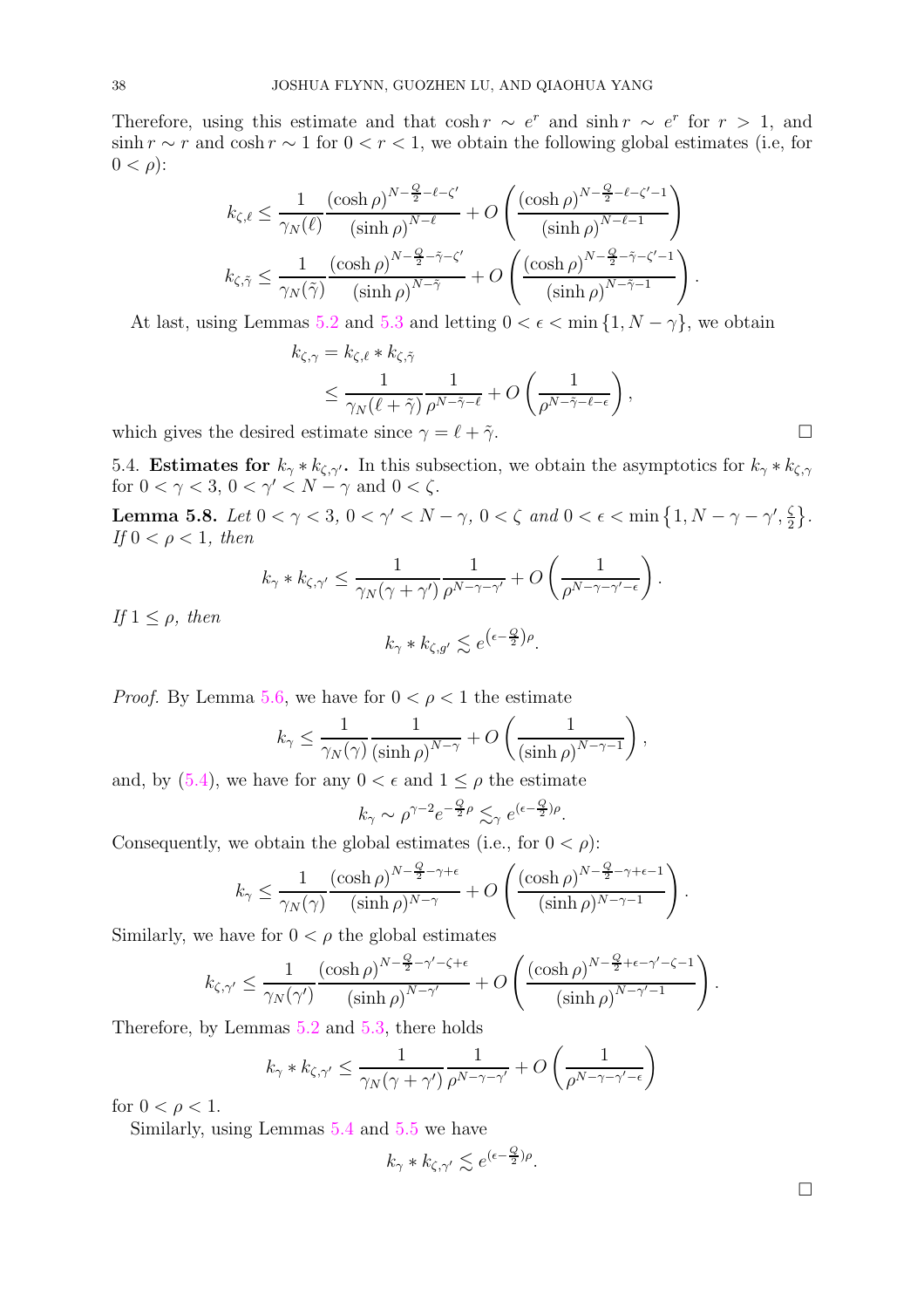Therefore, using this estimate and that $\cosh r \sim e^r$ and $\sinh r \sim e^r$ for $r > 1$, and $\sinh r \sim r$ and $\cosh r \sim 1$ for $0 < r < 1$, we obtain the following global estimates (i.e, for $0 < \rho$):

$$k_{\zeta,\ell} \leq \frac{1}{\gamma_N(\ell)} \frac{(\cosh \rho)^{N-\frac{Q}{2}-\ell-\zeta'}}{(\sinh \rho)^{N-\ell}} + O\left( \frac{(\cosh \rho)^{N-\frac{Q}{2}-\ell-\zeta'-1}}{(\sinh \rho)^{N-\ell-1}} \right)$$

$$k_{\zeta,\tilde{\gamma}} \leq \frac{1}{\gamma_N(\tilde{\gamma})} \frac{(\cosh \rho)^{N-\frac{Q}{2}-\tilde{\gamma}-\zeta'}}{(\sinh \rho)^{N-\tilde{\gamma}}} + O\left( \frac{(\cosh \rho)^{N-\frac{Q}{2}-\tilde{\gamma}-\zeta'-1}}{(\sinh \rho)^{N-\tilde{\gamma}-1}} \right).$$

At last, using Lemmas 5.2 and 5.3 and letting $0 < \epsilon < \min\{1, N - \gamma\}$, we obtain

$$\begin{aligned} k_{\zeta,\gamma} &= k_{\zeta,\ell} * k_{\zeta,\tilde{\gamma}} \\ &\leq \frac{1}{\gamma_N(\ell + \tilde{\gamma})} \frac{1}{\rho^{N-\tilde{\gamma}-\ell}} + O\left( \frac{1}{\rho^{N-\tilde{\gamma}-\ell-\epsilon}} \right), \end{aligned}$$

which gives the desired estimate since $\gamma = \ell + \tilde{\gamma}$. $\square$

5.4. **Estimates for $k_\gamma * k_{\zeta,\gamma'}$.** In this subsection, we obtain the asymptotics for $k_\gamma * k_{\zeta,\gamma}$ for $0 < \gamma < 3$, $0 < \gamma' < N - \gamma$ and $0 < \zeta$.

**Lemma 5.8.** *Let $0 < \gamma < 3$, $0 < \gamma' < N - \gamma$, $0 < \zeta$ and $0 < \epsilon < \min\{1, N - \gamma - \gamma', \frac{\zeta}{2}\}$. If $0 < \rho < 1$, then*

$$k_\gamma * k_{\zeta,\gamma'} \leq \frac{1}{\gamma_N(\gamma + \gamma')} \frac{1}{\rho^{N-\gamma-\gamma'}} + O\left( \frac{1}{\rho^{N-\gamma-\gamma'-\epsilon}} \right).$$

*If $1 \leq \rho$, then*

$$k_\gamma * k_{\zeta,g'} \lesssim e^{\left(\epsilon - \frac{Q}{2}\right)\rho}.$$

*Proof.* By Lemma 5.6, we have for $0 < \rho < 1$ the estimate

$$k_\gamma \leq \frac{1}{\gamma_N(\gamma)} \frac{1}{(\sinh \rho)^{N-\gamma}} + O\left( \frac{1}{(\sinh \rho)^{N-\gamma-1}} \right),$$

and, by (5.4), we have for any $0 < \epsilon$ and $1 \leq \rho$ the estimate

$$k_\gamma \sim \rho^{\gamma-2} e^{-\frac{Q}{2}\rho} \lesssim_\gamma e^{(\epsilon - \frac{Q}{2})\rho}.$$

Consequently, we obtain the global estimates (i.e., for $0 < \rho$):

$$k_\gamma \leq \frac{1}{\gamma_N(\gamma)} \frac{(\cosh \rho)^{N-\frac{Q}{2}-\gamma+\epsilon}}{(\sinh \rho)^{N-\gamma}} + O\left( \frac{(\cosh \rho)^{N-\frac{Q}{2}-\gamma+\epsilon-1}}{(\sinh \rho)^{N-\gamma-1}} \right).$$

Similarly, we have for $0 < \rho$ the global estimates

$$k_{\zeta,\gamma'} \leq \frac{1}{\gamma_N(\gamma')} \frac{(\cosh \rho)^{N-\frac{Q}{2}-\gamma'-\zeta+\epsilon}}{(\sinh \rho)^{N-\gamma'}} + O\left( \frac{(\cosh \rho)^{N-\frac{Q}{2}+\epsilon-\gamma'-\zeta-1}}{(\sinh \rho)^{N-\gamma'-1}} \right).$$

Therefore, by Lemmas 5.2 and 5.3, there holds

$$k_\gamma * k_{\zeta,\gamma'} \leq \frac{1}{\gamma_N(\gamma + \gamma')} \frac{1}{\rho^{N-\gamma-\gamma'}} + O\left( \frac{1}{\rho^{N-\gamma-\gamma'-\epsilon}} \right)$$

for $0 < \rho < 1$.

Similarly, using Lemmas 5.4 and 5.5 we have

$$k_\gamma * k_{\zeta,\gamma'} \lesssim e^{(\epsilon - \frac{Q}{2})\rho}.$$

$\square$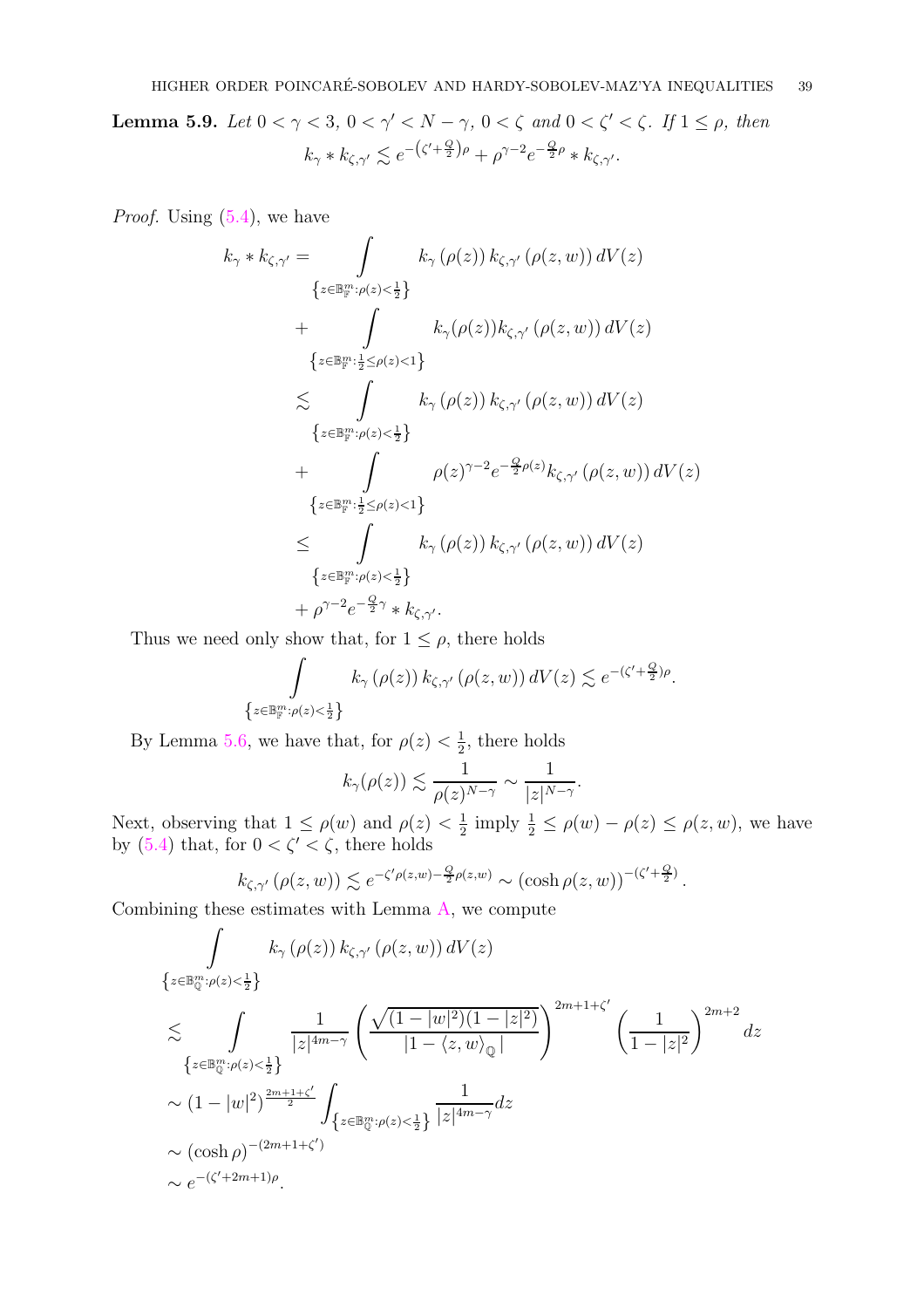**Lemma 5.9.** *Let $0 < \gamma < 3$, $0 < \gamma' < N - \gamma$, $0 < \zeta$ and $0 < \zeta' < \zeta$. If $1 \leq \rho$, then*

$$k_\gamma * k_{\zeta,\gamma'} \lesssim e^{-\left(\zeta' + \frac{Q}{2}\right)\rho} + \rho^{\gamma - 2} e^{-\frac{Q}{2}\rho} * k_{\zeta,\gamma'}.$$

*Proof.* Using (5.4), we have

$$\begin{aligned}
k_\gamma * k_{\zeta,\gamma'} =& \int\limits_{\left\{z \in \mathbb{B}_{\mathbb{F}}^m : \rho(z) < \frac{1}{2}\right\}} k_\gamma\left(\rho(z)\right) k_{\zeta,\gamma'}\left(\rho(z,w)\right) dV(z) \\
&+ \int\limits_{\left\{z \in \mathbb{B}_{\mathbb{F}}^m : \frac{1}{2} \leq \rho(z) < 1\right\}} k_\gamma(\rho(z)) k_{\zeta,\gamma'}\left(\rho(z,w)\right) dV(z) \\
\lesssim& \int\limits_{\left\{z \in \mathbb{B}_{\mathbb{F}}^m : \rho(z) < \frac{1}{2}\right\}} k_\gamma\left(\rho(z)\right) k_{\zeta,\gamma'}\left(\rho(z,w)\right) dV(z) \\
&+ \int\limits_{\left\{z \in \mathbb{B}_{\mathbb{F}}^m : \frac{1}{2} \leq \rho(z) < 1\right\}} \rho(z)^{\gamma-2} e^{-\frac{Q}{2}\rho(z)} k_{\zeta,\gamma'}\left(\rho(z,w)\right) dV(z) \\
\leq& \int\limits_{\left\{z \in \mathbb{B}_{\mathbb{F}}^m : \rho(z) < \frac{1}{2}\right\}} k_\gamma\left(\rho(z)\right) k_{\zeta,\gamma'}\left(\rho(z,w)\right) dV(z) \\
&+ \rho^{\gamma-2} e^{-\frac{Q}{2}\gamma} * k_{\zeta,\gamma'}.
\end{aligned}$$

Thus we need only show that, for $1 \leq \rho$, there holds

$$\int\limits_{\left\{z \in \mathbb{B}_{\mathbb{F}}^m : \rho(z) < \frac{1}{2}\right\}} k_\gamma\left(\rho(z)\right) k_{\zeta,\gamma'}\left(\rho(z,w)\right) dV(z) \lesssim e^{-(\zeta' + \frac{Q}{2})\rho}.$$

By Lemma 5.6, we have that, for $\rho(z) < \frac{1}{2}$, there holds

$$k_\gamma(\rho(z)) \lesssim \frac{1}{\rho(z)^{N-\gamma}} \sim \frac{1}{|z|^{N-\gamma}}.$$

Next, observing that $1 \leq \rho(w)$ and $\rho(z) < \frac{1}{2}$ imply $\frac{1}{2} \leq \rho(w) - \rho(z) \leq \rho(z,w)$, we have by (5.4) that, for $0 < \zeta' < \zeta$, there holds

$$k_{\zeta,\gamma'}\left(\rho(z,w)\right) \lesssim e^{-\zeta' \rho(z,w) - \frac{Q}{2}\rho(z,w)} \sim \left(\cosh \rho(z,w)\right)^{-(\zeta' + \frac{Q}{2})}.$$

Combining these estimates with Lemma A, we compute

$$\begin{aligned}
&\int\limits_{\left\{z \in \mathbb{B}_{\mathbb{Q}}^m : \rho(z) < \frac{1}{2}\right\}} k_\gamma\left(\rho(z)\right) k_{\zeta,\gamma'}\left(\rho(z,w)\right) dV(z) \\
\lesssim& \int\limits_{\left\{z \in \mathbb{B}_{\mathbb{Q}}^m : \rho(z) < \frac{1}{2}\right\}} \frac{1}{|z|^{4m-\gamma}} \left(\frac{\sqrt{(1-|w|^2)(1-|z|^2)}}{|1 - \langle z, w\rangle_{\mathbb{Q}}|}\right)^{2m+1+\zeta'} \left(\frac{1}{1-|z|^2}\right)^{2m+2} dz \\
\sim& \,(1-|w|^2)^{\frac{2m+1+\zeta'}{2}} \int_{\left\{z \in \mathbb{B}_{\mathbb{Q}}^m : \rho(z) < \frac{1}{2}\right\}} \frac{1}{|z|^{4m-\gamma}} dz \\
\sim& \,(\cosh \rho)^{-(2m+1+\zeta')} \\
\sim& \,e^{-(\zeta' + 2m+1)\rho}.
\end{aligned}$$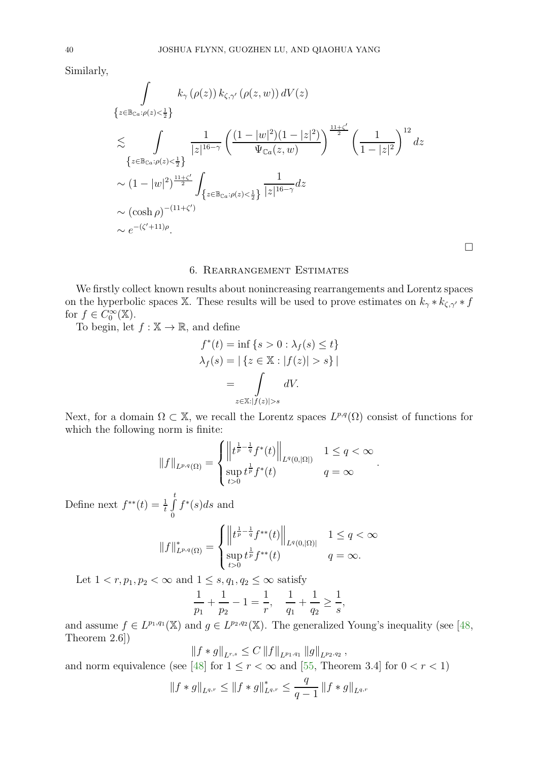Similarly,

$$
\begin{aligned}
&\int\limits_{\left\{z\in\mathbb{B}_{\mathbb{C}a}:\rho(z)<\frac{1}{2}\right\}} k_{\gamma}\left(\rho(z)\right) k_{\zeta,\gamma'}\left(\rho(z,w)\right) dV(z) \\
&\lesssim \int\limits_{\left\{z\in\mathbb{B}_{\mathbb{C}a}:\rho(z)<\frac{1}{2}\right\}} \frac{1}{|z|^{16-\gamma}} \left(\frac{(1-|w|^2)(1-|z|^2)}{\Psi_{\mathbb{C}a}(z,w)}\right)^{\frac{11+\zeta'}{2}} \left(\frac{1}{1-|z|^2}\right)^{12} dz \\
&\sim (1-|w|^2)^{\frac{11+\zeta'}{2}} \int_{\left\{z\in\mathbb{B}_{\mathbb{C}a}:\rho(z)<\frac{1}{2}\right\}} \frac{1}{|z|^{16-\gamma}} dz \\
&\sim (\cosh\rho)^{-(11+\zeta')} \\
&\sim e^{-(\zeta'+11)\rho}.
\end{aligned}
$$

□

## 6. Rearrangement Estimates

We firstly collect known results about nonincreasing rearrangements and Lorentz spaces on the hyperbolic spaces $\mathbb{X}$. These results will be used to prove estimates on $k_{\gamma} * k_{\zeta,\gamma'} * f$ for $f \in C_0^{\infty}(\mathbb{X})$.

To begin, let $f : \mathbb{X} \to \mathbb{R}$, and define

$$
\begin{aligned}
f^*(t) &= \inf\left\{s > 0 : \lambda_f(s) \leq t\right\} \\
\lambda_f(s) &= \left|\left\{z \in \mathbb{X} : |f(z)| > s\right\}\right| \\
&= \int\limits_{z\in\mathbb{X}:|f(z)|>s} dV.
\end{aligned}
$$

Next, for a domain $\Omega \subset \mathbb{X}$, we recall the Lorentz spaces $L^{p,q}(\Omega)$ consist of functions for which the following norm is finite:

$$
\|f\|_{L^{p,q}(\Omega)} = \begin{cases} \left\| t^{\frac{1}{p}-\frac{1}{q}} f^*(t) \right\|_{L^q(0,|\Omega|)} & 1 \leq q < \infty \\ \sup\limits_{t>0} t^{\frac{1}{p}} f^*(t) & q = \infty \end{cases}.
$$

Define next $f^{**}(t) = \frac{1}{t}\int\limits_0^t f^*(s)ds$ and

$$
\|f\|^*_{L^{p,q}(\Omega)} = \begin{cases} \left\| t^{\frac{1}{p}-\frac{1}{q}} f^{**}(t) \right\|_{L^q(0,|\Omega|)} & 1 \leq q < \infty \\ \sup\limits_{t>0} t^{\frac{1}{p}} f^{**}(t) & q = \infty. \end{cases}
$$

Let $1 < r, p_1, p_2 < \infty$ and $1 \leq s, q_1, q_2 \leq \infty$ satisfy

$$
\frac{1}{p_1} + \frac{1}{p_2} - 1 = \frac{1}{r}, \quad \frac{1}{q_1} + \frac{1}{q_2} \geq \frac{1}{s},
$$

and assume $f \in L^{p_1,q_1}(\mathbb{X})$ and $g \in L^{p_2,q_2}(\mathbb{X})$. The generalized Young's inequality (see [48, Theorem 2.6])

$$
\|f * g\|_{L^{r,s}} \leq C \|f\|_{L^{p_1,q_1}} \|g\|_{L^{p_2,q_2}},
$$

and norm equivalence (see [48] for $1 \leq r < \infty$ and [55, Theorem 3.4] for $0 < r < 1$)

$$
\|f * g\|_{L^{q,r}} \leq \|f * g\|^*_{L^{q,r}} \leq \frac{q}{q-1} \|f * g\|_{L^{q,r}}
$$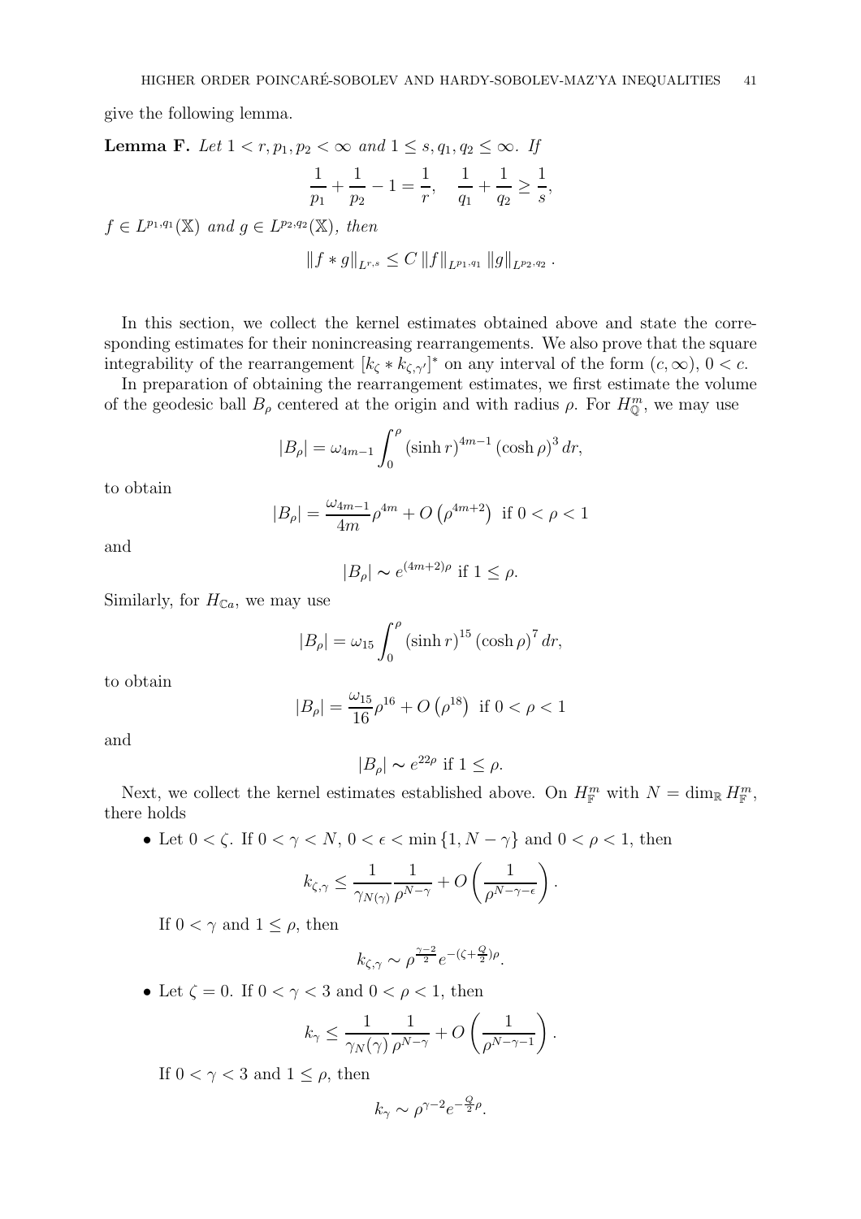give the following lemma.

**Lemma F.** *Let $1 < r, p_1, p_2 < \infty$ and $1 \leq s, q_1, q_2 \leq \infty$. If*

$$\frac{1}{p_1} + \frac{1}{p_2} - 1 = \frac{1}{r}, \quad \frac{1}{q_1} + \frac{1}{q_2} \geq \frac{1}{s},$$

*$f \in L^{p_1,q_1}(\mathbb{X})$ and $g \in L^{p_2,q_2}(\mathbb{X})$, then*

$$\|f * g\|_{L^{r,s}} \leq C \|f\|_{L^{p_1,q_1}} \|g\|_{L^{p_2,q_2}}.$$

In this section, we collect the kernel estimates obtained above and state the corresponding estimates for their nonincreasing rearrangements. We also prove that the square integrability of the rearrangement $[k_\zeta * k_{\zeta,\gamma'}]^*$ on any interval of the form $(c, \infty)$, $0 < c$.

In preparation of obtaining the rearrangement estimates, we first estimate the volume of the geodesic ball $B_\rho$ centered at the origin and with radius $\rho$. For $H^m_{\mathbb{Q}}$, we may use

$$|B_\rho| = \omega_{4m-1} \int_0^\rho (\sinh r)^{4m-1} (\cosh \rho)^3 \, dr,$$

to obtain

$$|B_\rho| = \frac{\omega_{4m-1}}{4m} \rho^{4m} + O\left(\rho^{4m+2}\right) \text{ if } 0 < \rho < 1$$

and

$$|B_\rho| \sim e^{(4m+2)\rho} \text{ if } 1 \leq \rho.$$

Similarly, for $H_{\mathbb{C}a}$, we may use

$$|B_\rho| = \omega_{15} \int_0^\rho (\sinh r)^{15} (\cosh \rho)^7 \, dr,$$

to obtain

$$|B_\rho| = \frac{\omega_{15}}{16} \rho^{16} + O\left(\rho^{18}\right) \text{ if } 0 < \rho < 1$$

and

$$|B_\rho| \sim e^{22\rho} \text{ if } 1 \leq \rho.$$

Next, we collect the kernel estimates established above. On $H^m_{\mathbb{F}}$ with $N = \dim_{\mathbb{R}} H^m_{\mathbb{F}}$, there holds

- Let $0 < \zeta$. If $0 < \gamma < N$, $0 < \epsilon < \min\{1, N - \gamma\}$ and $0 < \rho < 1$, then

  $$k_{\zeta,\gamma} \leq \frac{1}{\gamma_{N(\gamma)}} \frac{1}{\rho^{N-\gamma}} + O\left(\frac{1}{\rho^{N-\gamma-\epsilon}}\right).$$

  If $0 < \gamma$ and $1 \leq \rho$, then

  $$k_{\zeta,\gamma} \sim \rho^{\frac{\gamma-2}{2}} e^{-(\zeta + \frac{Q}{2})\rho}.$$

- Let $\zeta = 0$. If $0 < \gamma < 3$ and $0 < \rho < 1$, then

  $$k_\gamma \leq \frac{1}{\gamma_N(\gamma)} \frac{1}{\rho^{N-\gamma}} + O\left(\frac{1}{\rho^{N-\gamma-1}}\right).$$

  If $0 < \gamma < 3$ and $1 \leq \rho$, then

  $$k_\gamma \sim \rho^{\gamma-2} e^{-\frac{Q}{2}\rho}.$$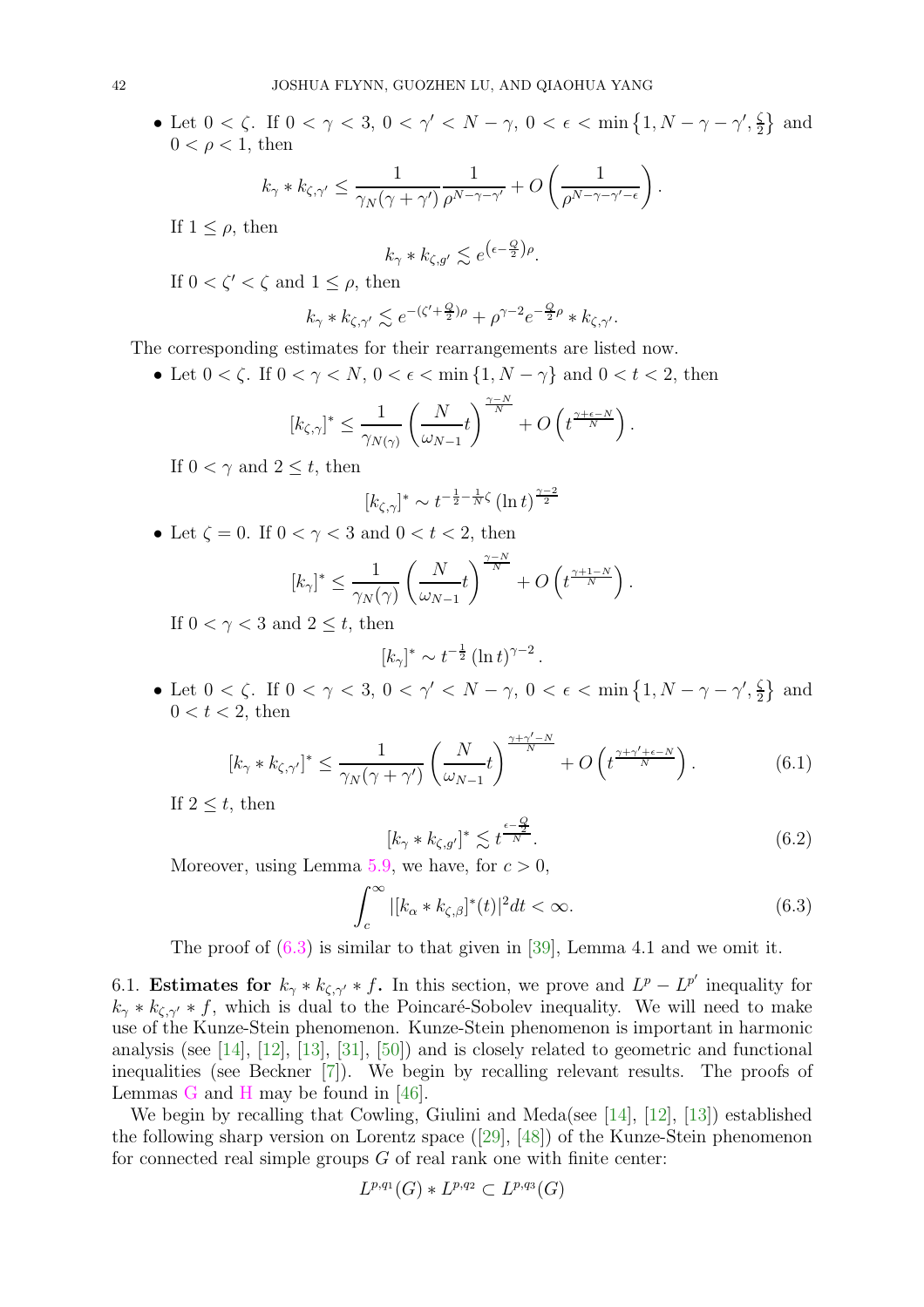- Let $0 < \zeta$. If $0 < \gamma < 3$, $0 < \gamma' < N - \gamma$, $0 < \epsilon < \min\left\{1, N-\gamma-\gamma', \frac{\zeta}{2}\right\}$ and $0 < \rho < 1$, then
$$k_\gamma * k_{\zeta,\gamma'} \leq \frac{1}{\gamma_N(\gamma+\gamma')} \frac{1}{\rho^{N-\gamma-\gamma'}} + O\left(\frac{1}{\rho^{N-\gamma-\gamma'-\epsilon}}\right).$$
If $1 \leq \rho$, then
$$k_\gamma * k_{\zeta,g'} \lesssim e^{\left(\epsilon - \frac{Q}{2}\right)\rho}.$$
If $0 < \zeta' < \zeta$ and $1 \leq \rho$, then
$$k_\gamma * k_{\zeta,\gamma'} \lesssim e^{-(\zeta'+\frac{Q}{2})\rho} + \rho^{\gamma-2} e^{-\frac{Q}{2}\rho} * k_{\zeta,\gamma'}.$$

The corresponding estimates for their rearrangements are listed now.

- Let $0 < \zeta$. If $0 < \gamma < N$, $0 < \epsilon < \min\{1, N-\gamma\}$ and $0 < t < 2$, then
$$[k_{\zeta,\gamma}]^* \leq \frac{1}{\gamma_{N(\gamma)}} \left(\frac{N}{\omega_{N-1}} t\right)^{\frac{\gamma-N}{N}} + O\left(t^{\frac{\gamma+\epsilon-N}{N}}\right).$$
If $0 < \gamma$ and $2 \leq t$, then
$$[k_{\zeta,\gamma}]^* \sim t^{-\frac{1}{2}-\frac{1}{N}\zeta} (\ln t)^{\frac{\gamma-2}{2}}$$
- Let $\zeta = 0$. If $0 < \gamma < 3$ and $0 < t < 2$, then
$$[k_\gamma]^* \leq \frac{1}{\gamma_N(\gamma)} \left(\frac{N}{\omega_{N-1}} t\right)^{\frac{\gamma-N}{N}} + O\left(t^{\frac{\gamma+1-N}{N}}\right).$$
If $0 < \gamma < 3$ and $2 \leq t$, then
$$[k_\gamma]^* \sim t^{-\frac{1}{2}} (\ln t)^{\gamma-2}.$$
- Let $0 < \zeta$. If $0 < \gamma < 3$, $0 < \gamma' < N - \gamma$, $0 < \epsilon < \min\left\{1, N-\gamma-\gamma', \frac{\zeta}{2}\right\}$ and $0 < t < 2$, then
$$[k_\gamma * k_{\zeta,\gamma'}]^* \leq \frac{1}{\gamma_N(\gamma+\gamma')} \left(\frac{N}{\omega_{N-1}} t\right)^{\frac{\gamma+\gamma'-N}{N}} + O\left(t^{\frac{\gamma+\gamma'+\epsilon-N}{N}}\right). \tag{6.1}$$
If $2 \leq t$, then
$$[k_\gamma * k_{\zeta,g'}]^* \lesssim t^{\frac{\epsilon-\frac{Q}{2}}{N}}. \tag{6.2}$$
Moreover, using Lemma 5.9, we have, for $c > 0$,
$$\int_c^\infty |[k_\alpha * k_{\zeta,\beta}]^*(t)|^2 dt < \infty. \tag{6.3}$$
The proof of (6.3) is similar to that given in [39], Lemma 4.1 and we omit it.

6.1. **Estimates for $k_\gamma * k_{\zeta,\gamma'} * f$.** In this section, we prove and $L^p - L^{p'}$ inequality for $k_\gamma * k_{\zeta,\gamma'} * f$, which is dual to the Poincaré-Sobolev inequality. We will need to make use of the Kunze-Stein phenomenon. Kunze-Stein phenomenon is important in harmonic analysis (see [14], [12], [13], [31], [50]) and is closely related to geometric and functional inequalities (see Beckner [7]). We begin by recalling relevant results. The proofs of Lemmas G and H may be found in [46].

We begin by recalling that Cowling, Giulini and Meda(see [14], [12], [13]) established the following sharp version on Lorentz space ([29], [48]) of the Kunze-Stein phenomenon for connected real simple groups $G$ of real rank one with finite center:
$$L^{p,q_1}(G) * L^{p,q_2} \subset L^{p,q_3}(G)$$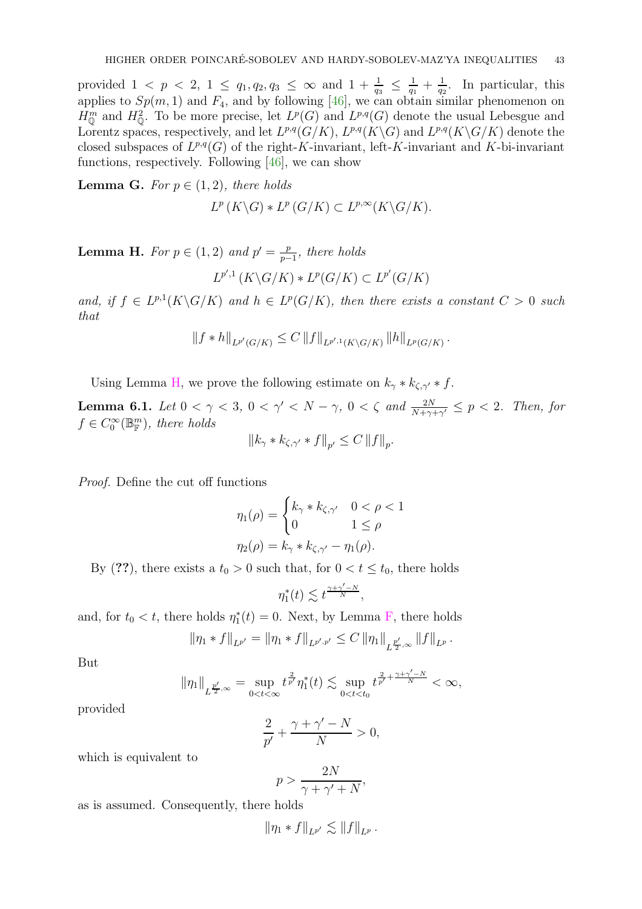provided $1 < p < 2$, $1 \le q_1, q_2, q_3 \le \infty$ and $1 + \frac{1}{q_3} \le \frac{1}{q_1} + \frac{1}{q_2}$. In particular, this applies to $Sp(m,1)$ and $F_4$, and by following [46], we can obtain similar phenomenon on $H^m_{\mathbb{Q}}$ and $H^2_{\mathbb{Q}}$. To be more precise, let $L^p(G)$ and $L^{p,q}(G)$ denote the usual Lebesgue and Lorentz spaces, respectively, and let $L^{p,q}(G/K)$, $L^{p,q}(K\backslash G)$ and $L^{p,q}(K\backslash G/K)$ denote the closed subspaces of $L^{p,q}(G)$ of the right-$K$-invariant, left-$K$-invariant and $K$-bi-invariant functions, respectively. Following [46], we can show

**Lemma G.** *For $p \in (1,2)$, there holds*

$$L^p(K\backslash G) * L^p(G/K) \subset L^{p,\infty}(K\backslash G/K).$$

**Lemma H.** *For $p \in (1,2)$ and $p' = \frac{p}{p-1}$, there holds*

$$L^{p',1}(K\backslash G/K) * L^p(G/K) \subset L^{p'}(G/K)$$

*and, if $f \in L^{p,1}(K\backslash G/K)$ and $h \in L^p(G/K)$, then there exists a constant $C > 0$ such that*

$$\|f * h\|_{L^{p'}(G/K)} \le C \|f\|_{L^{p',1}(K\backslash G/K)} \|h\|_{L^p(G/K)}.$$

Using Lemma H, we prove the following estimate on $k_\gamma * k_{\zeta,\gamma'} * f$.

**Lemma 6.1.** *Let $0 < \gamma < 3$, $0 < \gamma' < N - \gamma$, $0 < \zeta$ and $\frac{2N}{N+\gamma+\gamma'} \le p < 2$. Then, for $f \in C_0^\infty(\mathbb{B}^m_{\mathbb{F}})$, there holds*

$$\|k_\gamma * k_{\zeta,\gamma'} * f\|_{p'} \le C\|f\|_p.$$

*Proof.* Define the cut off functions

$$\eta_1(\rho) = \begin{cases} k_\gamma * k_{\zeta,\gamma'} & 0 < \rho < 1 \\ 0 & 1 \le \rho \end{cases}$$

$$\eta_2(\rho) = k_\gamma * k_{\zeta,\gamma'} - \eta_1(\rho).$$

By (**??**), there exists a $t_0 > 0$ such that, for $0 < t \le t_0$, there holds

$$\eta_1^*(t) \lesssim t^{\frac{\gamma+\gamma'-N}{N}},$$

and, for $t_0 < t$, there holds $\eta_1^*(t) = 0$. Next, by Lemma F, there holds

$$\|\eta_1 * f\|_{L^{p'}} = \|\eta_1 * f\|_{L^{p',p'}} \le C \|\eta_1\|_{L^{\frac{p'}{2},\infty}} \|f\|_{L^p}.$$

But

$$\|\eta_1\|_{L^{\frac{p'}{2},\infty}} = \sup_{0<t<\infty} t^{\frac{2}{p'}} \eta_1^*(t) \lesssim \sup_{0<t<t_0} t^{\frac{2}{p'} + \frac{\gamma+\gamma'-N}{N}} < \infty,$$

provided

$$\frac{2}{p'} + \frac{\gamma+\gamma'-N}{N} > 0,$$

which is equivalent to

$$p > \frac{2N}{\gamma+\gamma'+N},$$

as is assumed. Consequently, there holds

$$\|\eta_1 * f\|_{L^{p'}} \lesssim \|f\|_{L^p}.$$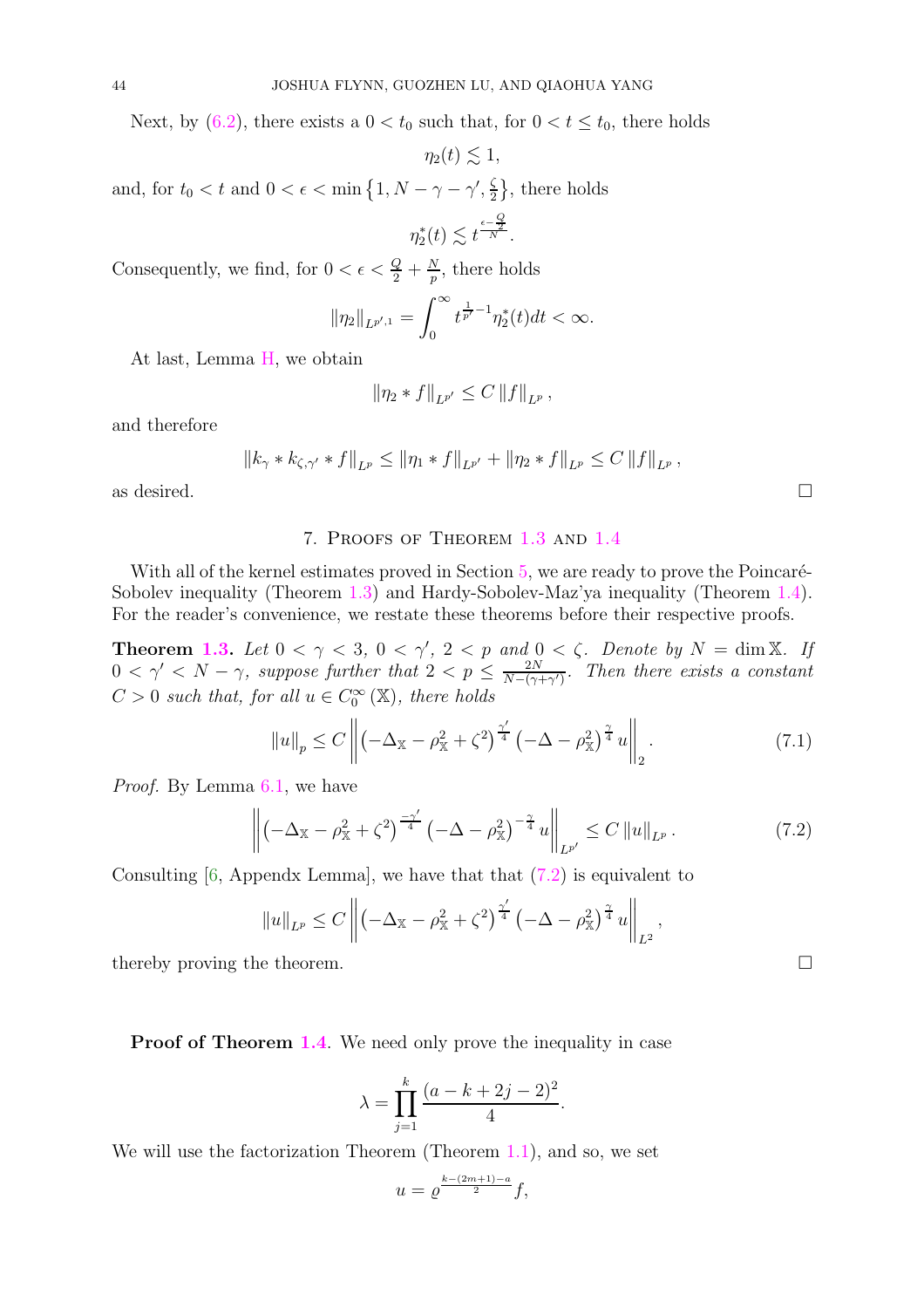Next, by (6.2), there exists a $0 < t_0$ such that, for $0 < t \le t_0$, there holds

$$\eta_2(t) \lesssim 1,$$

and, for $t_0 < t$ and $0 < \epsilon < \min\{1, N-\gamma-\gamma', \frac{\zeta}{2}\}$, there holds

$$\eta_2^*(t) \lesssim t^{\frac{\epsilon - \frac{Q}{2}}{N}}.$$

Consequently, we find, for $0 < \epsilon < \frac{Q}{2} + \frac{N}{p}$, there holds

$$\|\eta_2\|_{L^{p',1}} = \int_0^\infty t^{\frac{1}{p'}-1}\eta_2^*(t)dt < \infty.$$

At last, Lemma H, we obtain

$$\|\eta_2 * f\|_{L^{p'}} \le C\|f\|_{L^p},$$

and therefore

$$\|k_\gamma * k_{\zeta,\gamma'} * f\|_{L^p} \le \|\eta_1 * f\|_{L^{p'}} + \|\eta_2 * f\|_{L^p} \le C\|f\|_{L^p},$$

as desired. □

## 7. Proofs of Theorem 1.3 and 1.4

With all of the kernel estimates proved in Section 5, we are ready to prove the Poincaré-Sobolev inequality (Theorem 1.3) and Hardy-Sobolev-Maz'ya inequality (Theorem 1.4). For the reader's convenience, we restate these theorems before their respective proofs.

**Theorem 1.3.** *Let $0 < \gamma < 3$, $0 < \gamma'$, $2 < p$ and $0 < \zeta$. Denote by $N = \dim \mathbb{X}$. If $0 < \gamma' < N - \gamma$, suppose further that $2 < p \le \frac{2N}{N-(\gamma+\gamma')}$. Then there exists a constant $C > 0$ such that, for all $u \in C_0^\infty(\mathbb{X})$, there holds*

$$\|u\|_p \le C\left\|\left(-\Delta_{\mathbb{X}} - \rho_{\mathbb{X}}^2 + \zeta^2\right)^{\frac{\gamma'}{4}}\left(-\Delta - \rho_{\mathbb{X}}^2\right)^{\frac{\gamma}{4}} u\right\|_2. \tag{7.1}$$

*Proof.* By Lemma 6.1, we have

$$\left\|\left(-\Delta_{\mathbb{X}} - \rho_{\mathbb{X}}^2 + \zeta^2\right)^{\frac{-\gamma'}{4}}\left(-\Delta - \rho_{\mathbb{X}}^2\right)^{-\frac{\gamma}{4}} u\right\|_{L^{p'}} \le C\|u\|_{L^p}. \tag{7.2}$$

Consulting [6, Appendx Lemma], we have that that (7.2) is equivalent to

$$\|u\|_{L^p} \le C\left\|\left(-\Delta_{\mathbb{X}} - \rho_{\mathbb{X}}^2 + \zeta^2\right)^{\frac{\gamma'}{4}}\left(-\Delta - \rho_{\mathbb{X}}^2\right)^{\frac{\gamma}{4}} u\right\|_{L^2},$$

thereby proving the theorem. □

**Proof of Theorem 1.4.** We need only prove the inequality in case

$$\lambda = \prod_{j=1}^{k}\frac{(a-k+2j-2)^2}{4}.$$

We will use the factorization Theorem (Theorem 1.1), and so, we set

$$u = \varrho^{\frac{k-(2m+1)-a}{2}} f,$$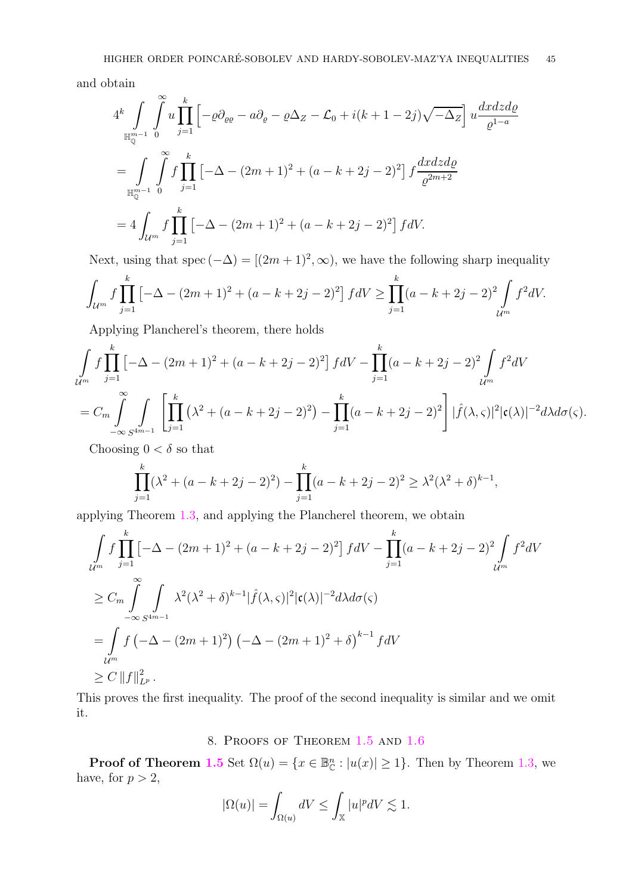and obtain

$$
\begin{aligned}
&4^k \int_{\mathbb{H}_{\mathbb{Q}}^{m-1}} \int_0^\infty u \prod_{j=1}^k \left[ -\varrho\partial_{\varrho\varrho} - a\partial_\varrho - \varrho\Delta_Z - \mathcal{L}_0 + i(k+1-2j)\sqrt{-\Delta_Z} \right] u \frac{dxdzd\varrho}{\varrho^{1-a}} \\
&= \int_{\mathbb{H}_{\mathbb{Q}}^{m-1}} \int_0^\infty f \prod_{j=1}^k \left[ -\Delta - (2m+1)^2 + (a-k+2j-2)^2 \right] f \frac{dxdzd\varrho}{\varrho^{2m+2}} \\
&= 4 \int_{\mathcal{U}^m} f \prod_{j=1}^k \left[ -\Delta - (2m+1)^2 + (a-k+2j-2)^2 \right] f dV.
\end{aligned}
$$

Next, using that $\operatorname{spec}(-\Delta) = [(2m+1)^2, \infty)$, we have the following sharp inequality

$$
\int_{\mathcal{U}^m} f \prod_{j=1}^k \left[ -\Delta - (2m+1)^2 + (a-k+2j-2)^2 \right] f dV \geq \prod_{j=1}^k (a-k+2j-2)^2 \int_{\mathcal{U}^m} f^2 dV.
$$

Applying Plancherel's theorem, there holds

$$
\begin{aligned}
&\int_{\mathcal{U}^m} f \prod_{j=1}^k \left[ -\Delta - (2m+1)^2 + (a-k+2j-2)^2 \right] f dV - \prod_{j=1}^k (a-k+2j-2)^2 \int_{\mathcal{U}^m} f^2 dV \\
&= C_m \int_{-\infty}^\infty \int_{S^{4m-1}} \left[ \prod_{j=1}^k \left( \lambda^2 + (a-k+2j-2)^2 \right) - \prod_{j=1}^k (a-k+2j-2)^2 \right] |\hat{f}(\lambda,\varsigma)|^2 |\mathfrak{c}(\lambda)|^{-2} d\lambda d\sigma(\varsigma).
\end{aligned}
$$

Choosing $0 < \delta$ so that

$$
\prod_{j=1}^k (\lambda^2 + (a-k+2j-2)^2) - \prod_{j=1}^k (a-k+2j-2)^2 \geq \lambda^2 (\lambda^2 + \delta)^{k-1},
$$

applying Theorem 1.3, and applying the Plancherel theorem, we obtain

$$
\begin{aligned}
&\int_{\mathcal{U}^m} f \prod_{j=1}^k \left[ -\Delta - (2m+1)^2 + (a-k+2j-2)^2 \right] f dV - \prod_{j=1}^k (a-k+2j-2)^2 \int_{\mathcal{U}^m} f^2 dV \\
&\geq C_m \int_{-\infty}^\infty \int_{S^{4m-1}} \lambda^2 (\lambda^2 + \delta)^{k-1} |\hat{f}(\lambda,\varsigma)|^2 |\mathfrak{c}(\lambda)|^{-2} d\lambda d\sigma(\varsigma) \\
&= \int_{\mathcal{U}^m} f \left( -\Delta - (2m+1)^2 \right) \left( -\Delta - (2m+1)^2 + \delta \right)^{k-1} f dV \\
&\geq C \| f \|_{L^p}^2.
\end{aligned}
$$

This proves the first inequality. The proof of the second inequality is similar and we omit it.

## 8. Proofs of Theorem 1.5 and 1.6

**Proof of Theorem 1.5** Set $\Omega(u) = \{x \in \mathbb{B}_{\mathbb{C}}^n : |u(x)| \geq 1\}$. Then by Theorem 1.3, we have, for $p > 2$,

$$
|\Omega(u)| = \int_{\Omega(u)} dV \leq \int_{\mathbb{X}} |u|^p dV \lesssim 1.
$$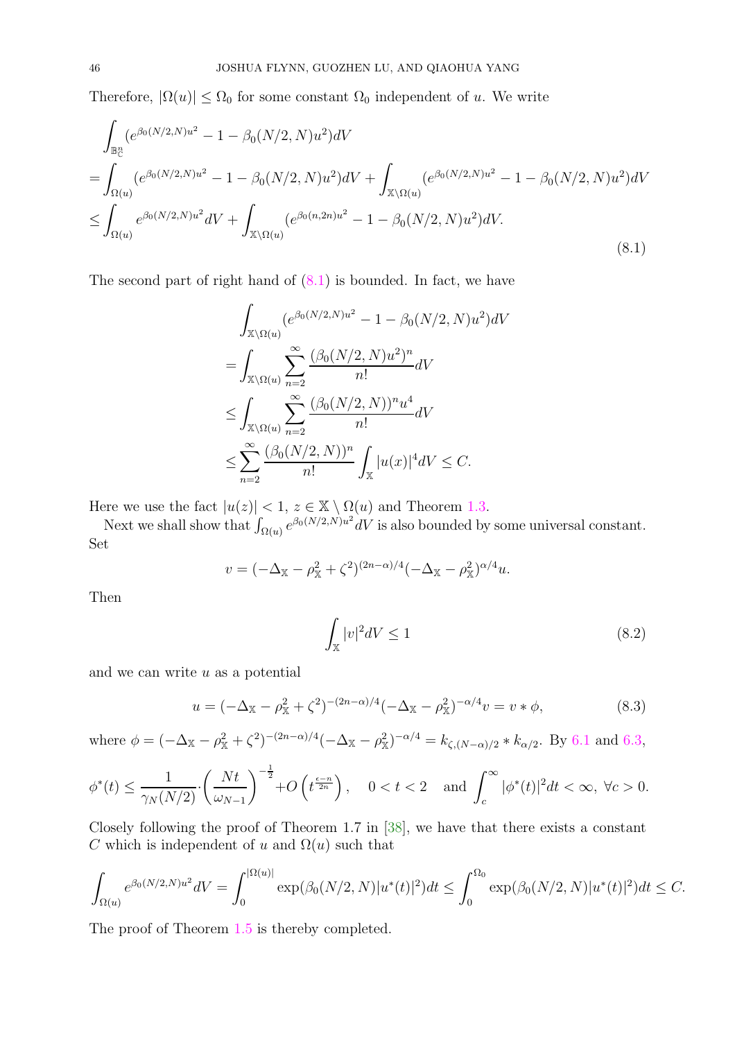Therefore, $|\Omega(u)| \le \Omega_0$ for some constant $\Omega_0$ independent of $u$. We write

$$
\begin{aligned}
&\int_{\mathbb{B}_{\mathbb{C}}^n} (e^{\beta_0(N/2,N)u^2} - 1 - \beta_0(N/2,N)u^2) dV \\
=& \int_{\Omega(u)} (e^{\beta_0(N/2,N)u^2} - 1 - \beta_0(N/2,N)u^2) dV + \int_{\mathbb{X}\setminus\Omega(u)} (e^{\beta_0(N/2,N)u^2} - 1 - \beta_0(N/2,N)u^2) dV \\
\le& \int_{\Omega(u)} e^{\beta_0(N/2,N)u^2} dV + \int_{\mathbb{X}\setminus\Omega(u)} (e^{\beta_0(n,2n)u^2} - 1 - \beta_0(N/2,N)u^2) dV.
\end{aligned}
\tag{8.1}
$$

The second part of right hand of (8.1) is bounded. In fact, we have

$$
\begin{aligned}
&\int_{\mathbb{X}\setminus\Omega(u)} (e^{\beta_0(N/2,N)u^2} - 1 - \beta_0(N/2,N)u^2) dV \\
=& \int_{\mathbb{X}\setminus\Omega(u)} \sum_{n=2}^{\infty} \frac{(\beta_0(N/2,N)u^2)^n}{n!} dV \\
\le& \int_{\mathbb{X}\setminus\Omega(u)} \sum_{n=2}^{\infty} \frac{(\beta_0(N/2,N))^n u^4}{n!} dV \\
\le& \sum_{n=2}^{\infty} \frac{(\beta_0(N/2,N))^n}{n!} \int_{\mathbb{X}} |u(x)|^4 dV \le C.
\end{aligned}
$$

Here we use the fact $|u(z)| < 1$, $z \in \mathbb{X} \setminus \Omega(u)$ and Theorem 1.3.

Next we shall show that $\int_{\Omega(u)} e^{\beta_0(N/2,N)u^2} dV$ is also bounded by some universal constant. Set

$$
v = (-\Delta_{\mathbb{X}} - \rho_{\mathbb{X}}^2 + \zeta^2)^{(2n-\alpha)/4} (-\Delta_{\mathbb{X}} - \rho_{\mathbb{X}}^2)^{\alpha/4} u.
$$

Then

$$
\int_{\mathbb{X}} |v|^2 dV \le 1 \tag{8.2}
$$

and we can write $u$ as a potential

$$
u = (-\Delta_{\mathbb{X}} - \rho_{\mathbb{X}}^2 + \zeta^2)^{-(2n-\alpha)/4} (-\Delta_{\mathbb{X}} - \rho_{\mathbb{X}}^2)^{-\alpha/4} v = v * \phi, \tag{8.3}
$$

where $\phi = (-\Delta_{\mathbb{X}} - \rho_{\mathbb{X}}^2 + \zeta^2)^{-(2n-\alpha)/4} (-\Delta_{\mathbb{X}} - \rho_{\mathbb{X}}^2)^{-\alpha/4} = k_{\zeta,(N-\alpha)/2} * k_{\alpha/2}$. By 6.1 and 6.3,

$$
\phi^*(t) \le \frac{1}{\gamma_N(N/2)} \cdot \left( \frac{Nt}{\omega_{N-1}} \right)^{-\frac{1}{2}} + O\left( t^{\frac{\epsilon - n}{2n}} \right), \quad 0 < t < 2 \quad \text{and} \quad \int_c^{\infty} |\phi^*(t)|^2 dt < \infty,\ \forall c > 0.
$$

Closely following the proof of Theorem 1.7 in [38], we have that there exists a constant $C$ which is independent of $u$ and $\Omega(u)$ such that

$$
\int_{\Omega(u)} e^{\beta_0(N/2,N)u^2} dV = \int_0^{|\Omega(u)|} \exp(\beta_0(N/2,N)|u^*(t)|^2) dt \le \int_0^{\Omega_0} \exp(\beta_0(N/2,N)|u^*(t)|^2) dt \le C.
$$

The proof of Theorem 1.5 is thereby completed.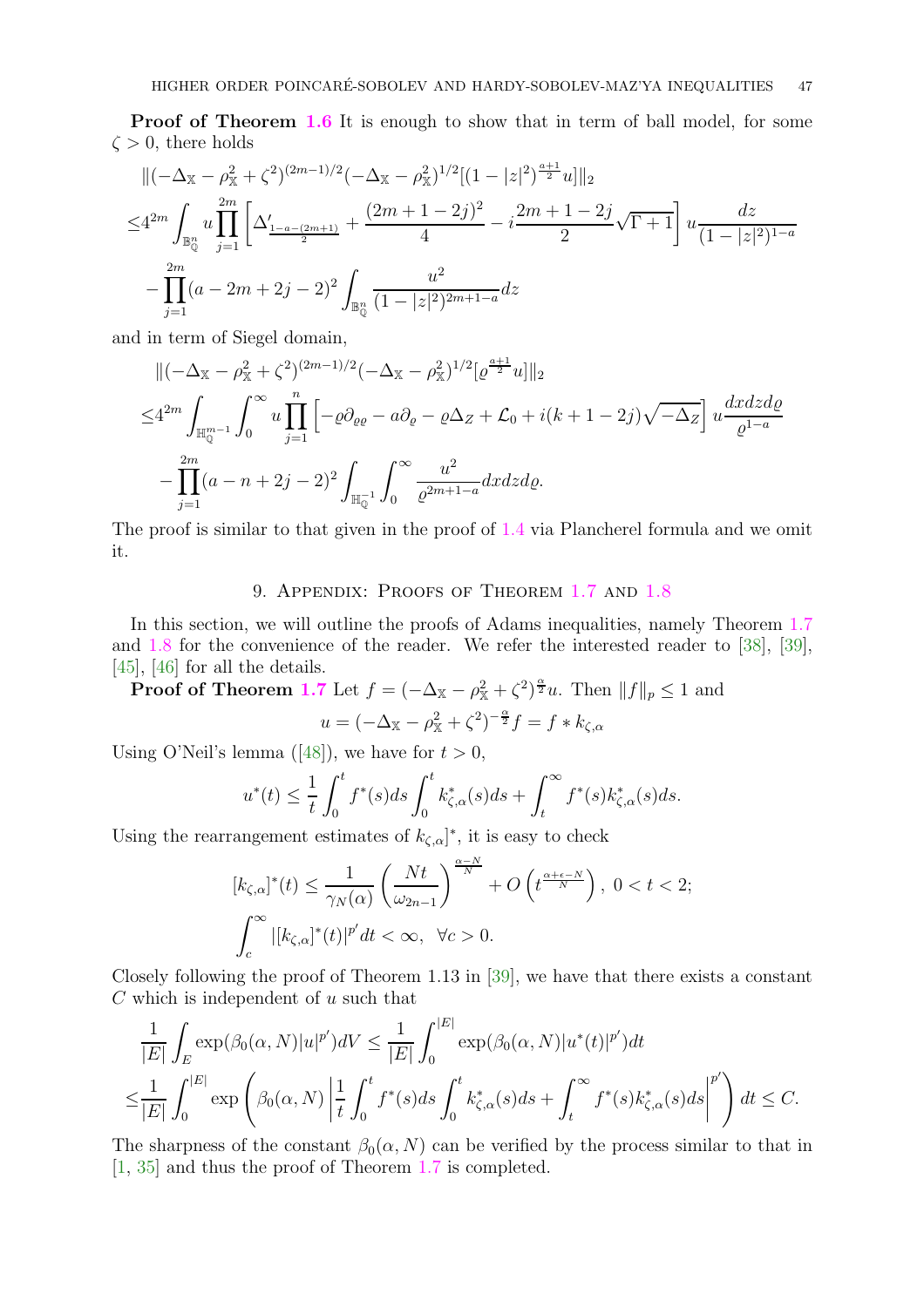**Proof of Theorem 1.6** It is enough to show that in term of ball model, for some $\zeta > 0$, there holds

$$
\begin{aligned}
&\|(-\Delta_{\mathbb{X}} - \rho_{\mathbb{X}}^2 + \zeta^2)^{(2m-1)/2}(-\Delta_{\mathbb{X}} - \rho_{\mathbb{X}}^2)^{1/2}[(1-|z|^2)^{\frac{a+1}{2}}u]\|_2 \\
\leq & 4^{2m}\int_{\mathbb{B}_{\mathbb{Q}}^n} u\prod_{j=1}^{2m}\left[\Delta'_{\frac{1-a-(2m+1)}{2}} + \frac{(2m+1-2j)^2}{4} - i\frac{2m+1-2j}{2}\sqrt{\Gamma+1}\right]u\frac{dz}{(1-|z|^2)^{1-a}} \\
& - \prod_{j=1}^{2m}(a-2m+2j-2)^2\int_{\mathbb{B}_{\mathbb{Q}}^n}\frac{u^2}{(1-|z|^2)^{2m+1-a}}dz
\end{aligned}
$$

and in term of Siegel domain,

$$
\begin{aligned}
&\|(-\Delta_{\mathbb{X}} - \rho_{\mathbb{X}}^2 + \zeta^2)^{(2m-1)/2}(-\Delta_{\mathbb{X}} - \rho_{\mathbb{X}}^2)^{1/2}[\varrho^{\frac{a+1}{2}}u]\|_2 \\
\leq & 4^{2m}\int_{\mathbb{H}_{\mathbb{Q}}^{m-1}}\int_0^\infty u\prod_{j=1}^{n}\left[-\varrho\partial_{\varrho\varrho} - a\partial_\varrho - \varrho\Delta_Z + \mathcal{L}_0 + i(k+1-2j)\sqrt{-\Delta_Z}\right]u\frac{dxdzd\varrho}{\varrho^{1-a}} \\
& - \prod_{j=1}^{2m}(a-n+2j-2)^2\int_{\mathbb{H}_{\mathbb{Q}}^{-1}}\int_0^\infty \frac{u^2}{\varrho^{2m+1-a}}dxdzd\varrho.
\end{aligned}
$$

The proof is similar to that given in the proof of 1.4 via Plancherel formula and we omit it.

## 9. Appendix: Proofs of Theorem 1.7 and 1.8

In this section, we will outline the proofs of Adams inequalities, namely Theorem 1.7 and 1.8 for the convenience of the reader. We refer the interested reader to [38], [39], [45], [46] for all the details.

**Proof of Theorem 1.7** Let $f = (-\Delta_{\mathbb{X}} - \rho_{\mathbb{X}}^2 + \zeta^2)^{\frac{\alpha}{2}}u$. Then $\|f\|_p \leq 1$ and

$$
u = (-\Delta_{\mathbb{X}} - \rho_{\mathbb{X}}^2 + \zeta^2)^{-\frac{\alpha}{2}}f = f * k_{\zeta,\alpha}
$$

Using O'Neil's lemma ([48]), we have for $t > 0$,

$$
u^*(t) \leq \frac{1}{t}\int_0^t f^*(s)ds\int_0^t k_{\zeta,\alpha}^*(s)ds + \int_t^\infty f^*(s)k_{\zeta,\alpha}^*(s)ds.
$$

Using the rearrangement estimates of $k_{\zeta,\alpha}]^*$, it is easy to check

$$
\begin{aligned}
&[k_{\zeta,\alpha}]^*(t) \leq \frac{1}{\gamma_N(\alpha)}\left(\frac{Nt}{\omega_{2n-1}}\right)^{\frac{\alpha-N}{N}} + O\left(t^{\frac{\alpha+\epsilon-N}{N}}\right),\ 0<t<2; \\
&\int_c^\infty |[k_{\zeta,\alpha}]^*(t)|^{p'}dt < \infty,\ \ \forall c > 0.
\end{aligned}
$$

Closely following the proof of Theorem 1.13 in [39], we have that there exists a constant $C$ which is independent of $u$ such that

$$
\begin{aligned}
&\frac{1}{|E|}\int_E \exp(\beta_0(\alpha,N)|u|^{p'})dV \leq \frac{1}{|E|}\int_0^{|E|}\exp(\beta_0(\alpha,N)|u^*(t)|^{p'})dt \\
\leq & \frac{1}{|E|}\int_0^{|E|}\exp\left(\beta_0(\alpha,N)\left|\frac{1}{t}\int_0^t f^*(s)ds\int_0^t k_{\zeta,\alpha}^*(s)ds + \int_t^\infty f^*(s)k_{\zeta,\alpha}^*(s)ds\right|^{p'}\right)dt \leq C.
\end{aligned}
$$

The sharpness of the constant $\beta_0(\alpha,N)$ can be verified by the process similar to that in [1, 35] and thus the proof of Theorem 1.7 is completed.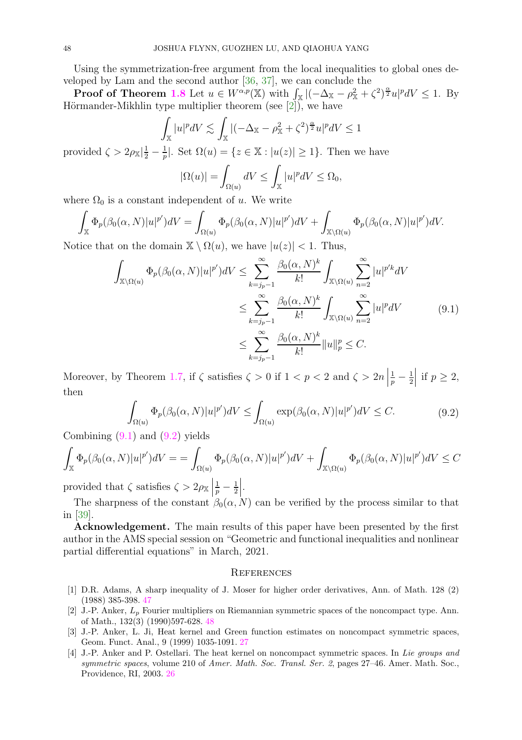Using the symmetrization-free argument from the local inequalities to global ones developed by Lam and the second author [36, 37], we can conclude the

**Proof of Theorem 1.8** Let $u \in W^{\alpha,p}(\mathbb{X})$ with $\int_{\mathbb{X}} |(-\Delta_{\mathbb{X}} - \rho_{\mathbb{X}}^2 + \zeta^2)^{\frac{\alpha}{2}} u|^p dV \leq 1$. By Hörmander-Mikhlin type multiplier theorem (see [2]), we have

$$\int_{\mathbb{X}} |u|^p dV \lesssim \int_{\mathbb{X}} |(-\Delta_{\mathbb{X}} - \rho_{\mathbb{X}}^2 + \zeta^2)^{\frac{\alpha}{2}} u|^p dV \leq 1$$

provided $\zeta > 2\rho_{\mathbb{X}}|\frac{1}{2} - \frac{1}{p}|$. Set $\Omega(u) = \{z \in \mathbb{X} : |u(z)| \geq 1\}$. Then we have

$$|\Omega(u)| = \int_{\Omega(u)} dV \leq \int_{\mathbb{X}} |u|^p dV \leq \Omega_0,$$

where $\Omega_0$ is a constant independent of $u$. We write

$$\int_{\mathbb{X}} \Phi_p(\beta_0(\alpha, N)|u|^{p'})dV = \int_{\Omega(u)} \Phi_p(\beta_0(\alpha, N)|u|^{p'})dV + \int_{\mathbb{X}\setminus\Omega(u)} \Phi_p(\beta_0(\alpha, N)|u|^{p'})dV.$$

Notice that on the domain $\mathbb{X} \setminus \Omega(u)$, we have $|u(z)| < 1$. Thus,

$$\begin{aligned}
\int_{\mathbb{X}\setminus\Omega(u)} \Phi_p(\beta_0(\alpha, N)|u|^{p'})dV &\leq \sum_{k=j_p-1}^{\infty} \frac{\beta_0(\alpha, N)^k}{k!} \int_{\mathbb{X}\setminus\Omega(u)} \sum_{n=2}^{\infty} |u|^{p'k} dV \\
&\leq \sum_{k=j_p-1}^{\infty} \frac{\beta_0(\alpha, N)^k}{k!} \int_{\mathbb{X}\setminus\Omega(u)} \sum_{n=2}^{\infty} |u|^p dV \\
&\leq \sum_{k=j_p-1}^{\infty} \frac{\beta_0(\alpha, N)^k}{k!} \|u\|_p^p \leq C.
\end{aligned} \tag{9.1}$$

Moreover, by Theorem 1.7, if $\zeta$ satisfies $\zeta > 0$ if $1 < p < 2$ and $\zeta > 2n\left|\frac{1}{p} - \frac{1}{2}\right|$ if $p \geq 2$, then

$$\int_{\Omega(u)} \Phi_p(\beta_0(\alpha, N)|u|^{p'})dV \leq \int_{\Omega(u)} \exp(\beta_0(\alpha, N)|u|^{p'})dV \leq C. \tag{9.2}$$

Combining (9.1) and (9.2) yields

$$\int_{\mathbb{X}} \Phi_p(\beta_0(\alpha, N)|u|^{p'})dV == \int_{\Omega(u)} \Phi_p(\beta_0(\alpha, N)|u|^{p'})dV + \int_{\mathbb{X}\setminus\Omega(u)} \Phi_p(\beta_0(\alpha, N)|u|^{p'})dV \leq C$$

provided that $\zeta$ satisfies $\zeta > 2\rho_{\mathbb{X}}\left|\frac{1}{p} - \frac{1}{2}\right|$.

The sharpness of the constant $\beta_0(\alpha, N)$ can be verified by the process similar to that in [39].

**Acknowledgement.** The main results of this paper have been presented by the first author in the AMS special session on "Geometric and functional inequalities and nonlinear partial differential equations" in March, 2021.

## References

[1] D.R. Adams, A sharp inequality of J. Moser for higher order derivatives, Ann. of Math. 128 (2) (1988) 385-398. 47

[2] J.-P. Anker, $L_p$ Fourier multipliers on Riemannian symmetric spaces of the noncompact type. Ann. of Math., 132(3) (1990)597-628. 48

[3] J.-P. Anker, L. Ji, Heat kernel and Green function estimates on noncompact symmetric spaces, Geom. Funct. Anal., 9 (1999) 1035-1091. 27

[4] J.-P. Anker and P. Ostellari. The heat kernel on noncompact symmetric spaces. In *Lie groups and symmetric spaces*, volume 210 of *Amer. Math. Soc. Transl. Ser. 2*, pages 27–46. Amer. Math. Soc., Providence, RI, 2003. 26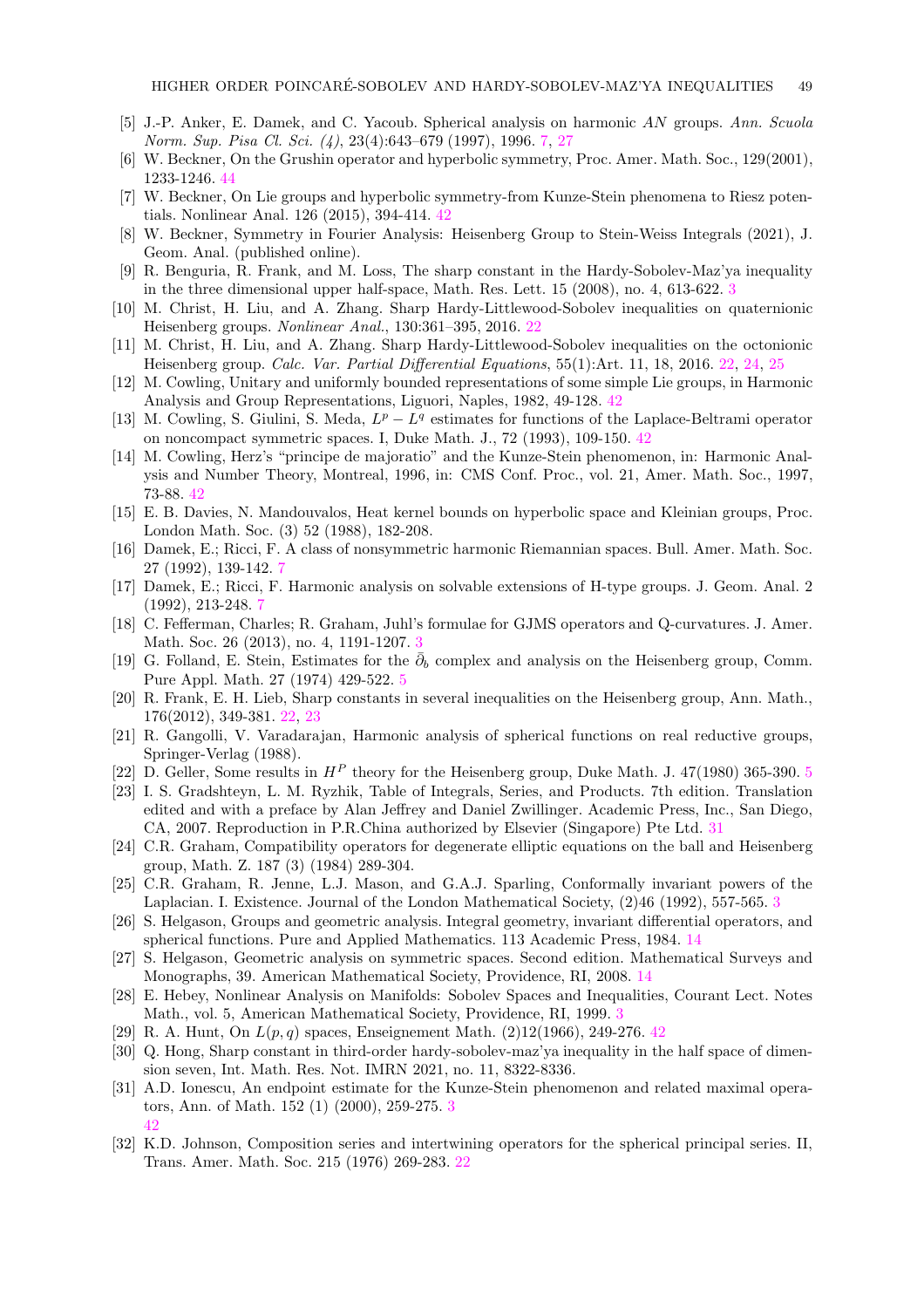[5] J.-P. Anker, E. Damek, and C. Yacoub. Spherical analysis on harmonic $AN$ groups. *Ann. Scuola Norm. Sup. Pisa Cl. Sci. (4)*, 23(4):643–679 (1997), 1996. 7, 27

[6] W. Beckner, On the Grushin operator and hyperbolic symmetry, Proc. Amer. Math. Soc., 129(2001), 1233-1246. 44

[7] W. Beckner, On Lie groups and hyperbolic symmetry-from Kunze-Stein phenomena to Riesz potentials. Nonlinear Anal. 126 (2015), 394-414. 42

[8] W. Beckner, Symmetry in Fourier Analysis: Heisenberg Group to Stein-Weiss Integrals (2021), J. Geom. Anal. (published online).

[9] R. Benguria, R. Frank, and M. Loss, The sharp constant in the Hardy-Sobolev-Maz'ya inequality in the three dimensional upper half-space, Math. Res. Lett. 15 (2008), no. 4, 613-622. 3

[10] M. Christ, H. Liu, and A. Zhang. Sharp Hardy-Littlewood-Sobolev inequalities on quaternionic Heisenberg groups. *Nonlinear Anal.*, 130:361–395, 2016. 22

[11] M. Christ, H. Liu, and A. Zhang. Sharp Hardy-Littlewood-Sobolev inequalities on the octonionic Heisenberg group. *Calc. Var. Partial Differential Equations*, 55(1):Art. 11, 18, 2016. 22, 24, 25

[12] M. Cowling, Unitary and uniformly bounded representations of some simple Lie groups, in Harmonic Analysis and Group Representations, Liguori, Naples, 1982, 49-128. 42

[13] M. Cowling, S. Giulini, S. Meda, $L^p - L^q$ estimates for functions of the Laplace-Beltrami operator on noncompact symmetric spaces. I, Duke Math. J., 72 (1993), 109-150. 42

[14] M. Cowling, Herz's "principe de majoratio" and the Kunze-Stein phenomenon, in: Harmonic Analysis and Number Theory, Montreal, 1996, in: CMS Conf. Proc., vol. 21, Amer. Math. Soc., 1997, 73-88. 42

[15] E. B. Davies, N. Mandouvalos, Heat kernel bounds on hyperbolic space and Kleinian groups, Proc. London Math. Soc. (3) 52 (1988), 182-208.

[16] Damek, E.; Ricci, F. A class of nonsymmetric harmonic Riemannian spaces. Bull. Amer. Math. Soc. 27 (1992), 139-142. 7

[17] Damek, E.; Ricci, F. Harmonic analysis on solvable extensions of H-type groups. J. Geom. Anal. 2 (1992), 213-248. 7

[18] C. Fefferman, Charles; R. Graham, Juhl's formulae for GJMS operators and Q-curvatures. J. Amer. Math. Soc. 26 (2013), no. 4, 1191-1207. 3

[19] G. Folland, E. Stein, Estimates for the $\bar{\partial}_b$ complex and analysis on the Heisenberg group, Comm. Pure Appl. Math. 27 (1974) 429-522. 5

[20] R. Frank, E. H. Lieb, Sharp constants in several inequalities on the Heisenberg group, Ann. Math., 176(2012), 349-381. 22, 23

[21] R. Gangolli, V. Varadarajan, Harmonic analysis of spherical functions on real reductive groups, Springer-Verlag (1988).

[22] D. Geller, Some results in $H^P$ theory for the Heisenberg group, Duke Math. J. 47(1980) 365-390. 5

[23] I. S. Gradshteyn, L. M. Ryzhik, Table of Integrals, Series, and Products. 7th edition. Translation edited and with a preface by Alan Jeffrey and Daniel Zwillinger. Academic Press, Inc., San Diego, CA, 2007. Reproduction in P.R.China authorized by Elsevier (Singapore) Pte Ltd. 31

[24] C.R. Graham, Compatibility operators for degenerate elliptic equations on the ball and Heisenberg group, Math. Z. 187 (3) (1984) 289-304.

[25] C.R. Graham, R. Jenne, L.J. Mason, and G.A.J. Sparling, Conformally invariant powers of the Laplacian. I. Existence. Journal of the London Mathematical Society, (2)46 (1992), 557-565. 3

[26] S. Helgason, Groups and geometric analysis. Integral geometry, invariant differential operators, and spherical functions. Pure and Applied Mathematics. 113 Academic Press, 1984. 14

[27] S. Helgason, Geometric analysis on symmetric spaces. Second edition. Mathematical Surveys and Monographs, 39. American Mathematical Society, Providence, RI, 2008. 14

[28] E. Hebey, Nonlinear Analysis on Manifolds: Sobolev Spaces and Inequalities, Courant Lect. Notes Math., vol. 5, American Mathematical Society, Providence, RI, 1999. 3

[29] R. A. Hunt, On $L(p,q)$ spaces, Enseignement Math. (2)12(1966), 249-276. 42

[30] Q. Hong, Sharp constant in third-order hardy-sobolev-maz'ya inequality in the half space of dimension seven, Int. Math. Res. Not. IMRN 2021, no. 11, 8322-8336.

[31] A.D. Ionescu, An endpoint estimate for the Kunze-Stein phenomenon and related maximal operators, Ann. of Math. 152 (1) (2000), 259-275. 3 42

[32] K.D. Johnson, Composition series and intertwining operators for the spherical principal series. II, Trans. Amer. Math. Soc. 215 (1976) 269-283. 22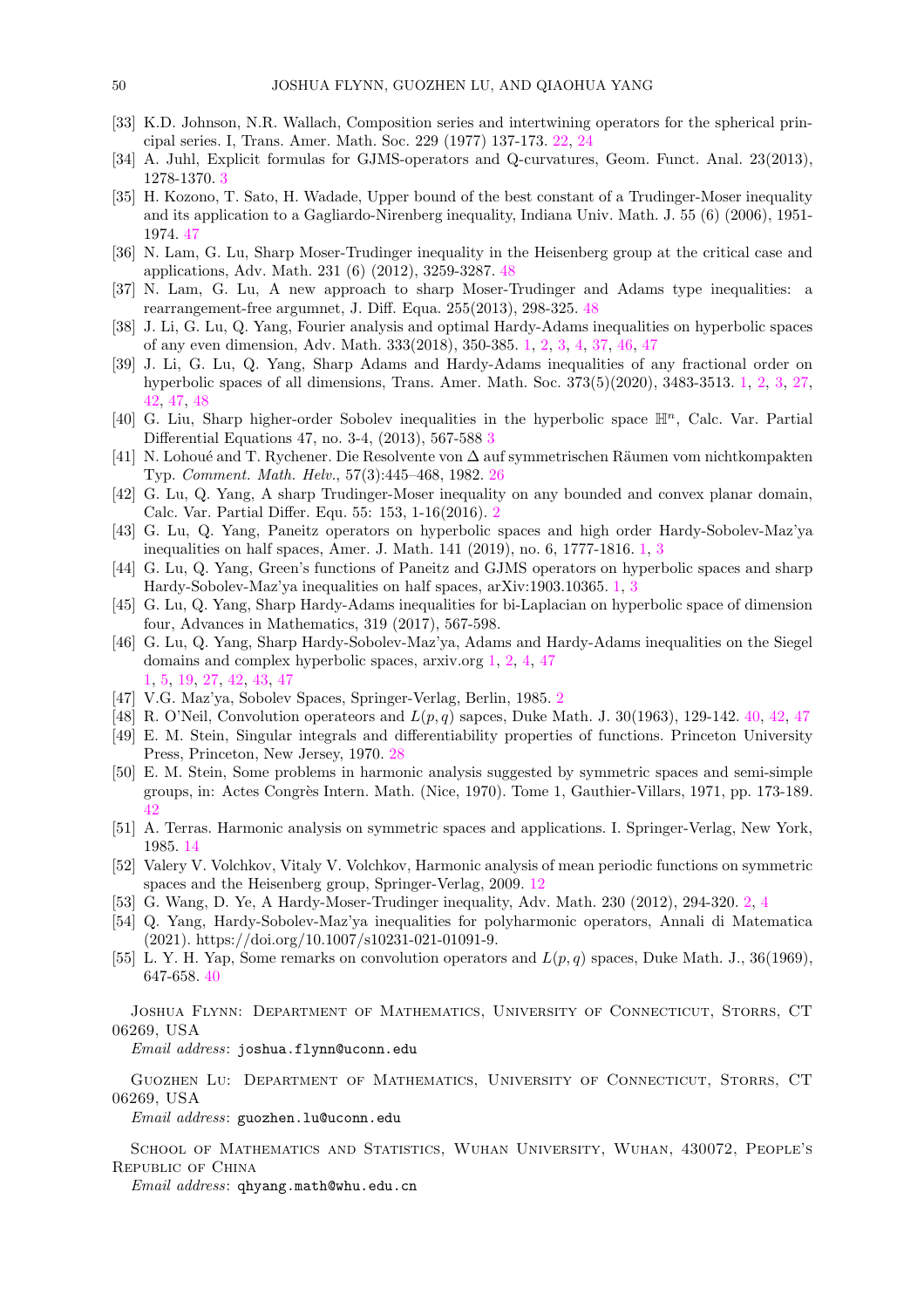[33] K.D. Johnson, N.R. Wallach, Composition series and intertwining operators for the spherical principal series. I, Trans. Amer. Math. Soc. 229 (1977) 137-173. 22, 24

[34] A. Juhl, Explicit formulas for GJMS-operators and Q-curvatures, Geom. Funct. Anal. 23(2013), 1278-1370. 3

[35] H. Kozono, T. Sato, H. Wadade, Upper bound of the best constant of a Trudinger-Moser inequality and its application to a Gagliardo-Nirenberg inequality, Indiana Univ. Math. J. 55 (6) (2006), 1951-1974. 47

[36] N. Lam, G. Lu, Sharp Moser-Trudinger inequality in the Heisenberg group at the critical case and applications, Adv. Math. 231 (6) (2012), 3259-3287. 48

[37] N. Lam, G. Lu, A new approach to sharp Moser-Trudinger and Adams type inequalities: a rearrangement-free argumnet, J. Diff. Equa. 255(2013), 298-325. 48

[38] J. Li, G. Lu, Q. Yang, Fourier analysis and optimal Hardy-Adams inequalities on hyperbolic spaces of any even dimension, Adv. Math. 333(2018), 350-385. 1, 2, 3, 4, 37, 46, 47

[39] J. Li, G. Lu, Q. Yang, Sharp Adams and Hardy-Adams inequalities of any fractional order on hyperbolic spaces of all dimensions, Trans. Amer. Math. Soc. 373(5)(2020), 3483-3513. 1, 2, 3, 27, 42, 47, 48

[40] G. Liu, Sharp higher-order Sobolev inequalities in the hyperbolic space $\mathbb{H}^n$, Calc. Var. Partial Differential Equations 47, no. 3-4, (2013), 567-588 3

[41] N. Lohoué and T. Rychener. Die Resolvente von $\Delta$ auf symmetrischen Räumen vom nichtkompakten Typ. *Comment. Math. Helv.*, 57(3):445–468, 1982. 26

[42] G. Lu, Q. Yang, A sharp Trudinger-Moser inequality on any bounded and convex planar domain, Calc. Var. Partial Differ. Equ. 55: 153, 1-16(2016). 2

[43] G. Lu, Q. Yang, Paneitz operators on hyperbolic spaces and high order Hardy-Sobolev-Maz'ya inequalities on half spaces, Amer. J. Math. 141 (2019), no. 6, 1777-1816. 1, 3

[44] G. Lu, Q. Yang, Green's functions of Paneitz and GJMS operators on hyperbolic spaces and sharp Hardy-Sobolev-Maz'ya inequalities on half spaces, arXiv:1903.10365. 1, 3

[45] G. Lu, Q. Yang, Sharp Hardy-Adams inequalities for bi-Laplacian on hyperbolic space of dimension four, Advances in Mathematics, 319 (2017), 567-598.

[46] G. Lu, Q. Yang, Sharp Hardy-Sobolev-Maz'ya, Adams and Hardy-Adams inequalities on the Siegel domains and complex hyperbolic spaces, arxiv.org 1, 2, 4, 47
1, 5, 19, 27, 42, 43, 47

[47] V.G. Maz'ya, Sobolev Spaces, Springer-Verlag, Berlin, 1985. 2

[48] R. O'Neil, Convolution operateors and $L(p, q)$ sapces, Duke Math. J. 30(1963), 129-142. 40, 42, 47

[49] E. M. Stein, Singular integrals and differentiability properties of functions. Princeton University Press, Princeton, New Jersey, 1970. 28

[50] E. M. Stein, Some problems in harmonic analysis suggested by symmetric spaces and semi-simple groups, in: Actes Congrès Intern. Math. (Nice, 1970). Tome 1, Gauthier-Villars, 1971, pp. 173-189. 42

[51] A. Terras. Harmonic analysis on symmetric spaces and applications. I. Springer-Verlag, New York, 1985. 14

[52] Valery V. Volchkov, Vitaly V. Volchkov, Harmonic analysis of mean periodic functions on symmetric spaces and the Heisenberg group, Springer-Verlag, 2009. 12

[53] G. Wang, D. Ye, A Hardy-Moser-Trudinger inequality, Adv. Math. 230 (2012), 294-320. 2, 4

[54] Q. Yang, Hardy-Sobolev-Maz'ya inequalities for polyharmonic operators, Annali di Matematica (2021). https://doi.org/10.1007/s10231-021-01091-9.

[55] L. Y. H. Yap, Some remarks on convolution operators and $L(p, q)$ spaces, Duke Math. J., 36(1969), 647-658. 40

Joshua Flynn: Department of Mathematics, University of Connecticut, Storrs, CT 06269, USA

*Email address*: joshua.flynn@uconn.edu

Guozhen Lu: Department of Mathematics, University of Connecticut, Storrs, CT 06269, USA

*Email address*: guozhen.lu@uconn.edu

School of Mathematics and Statistics, Wuhan University, Wuhan, 430072, People's Republic of China

*Email address*: qhyang.math@whu.edu.cn